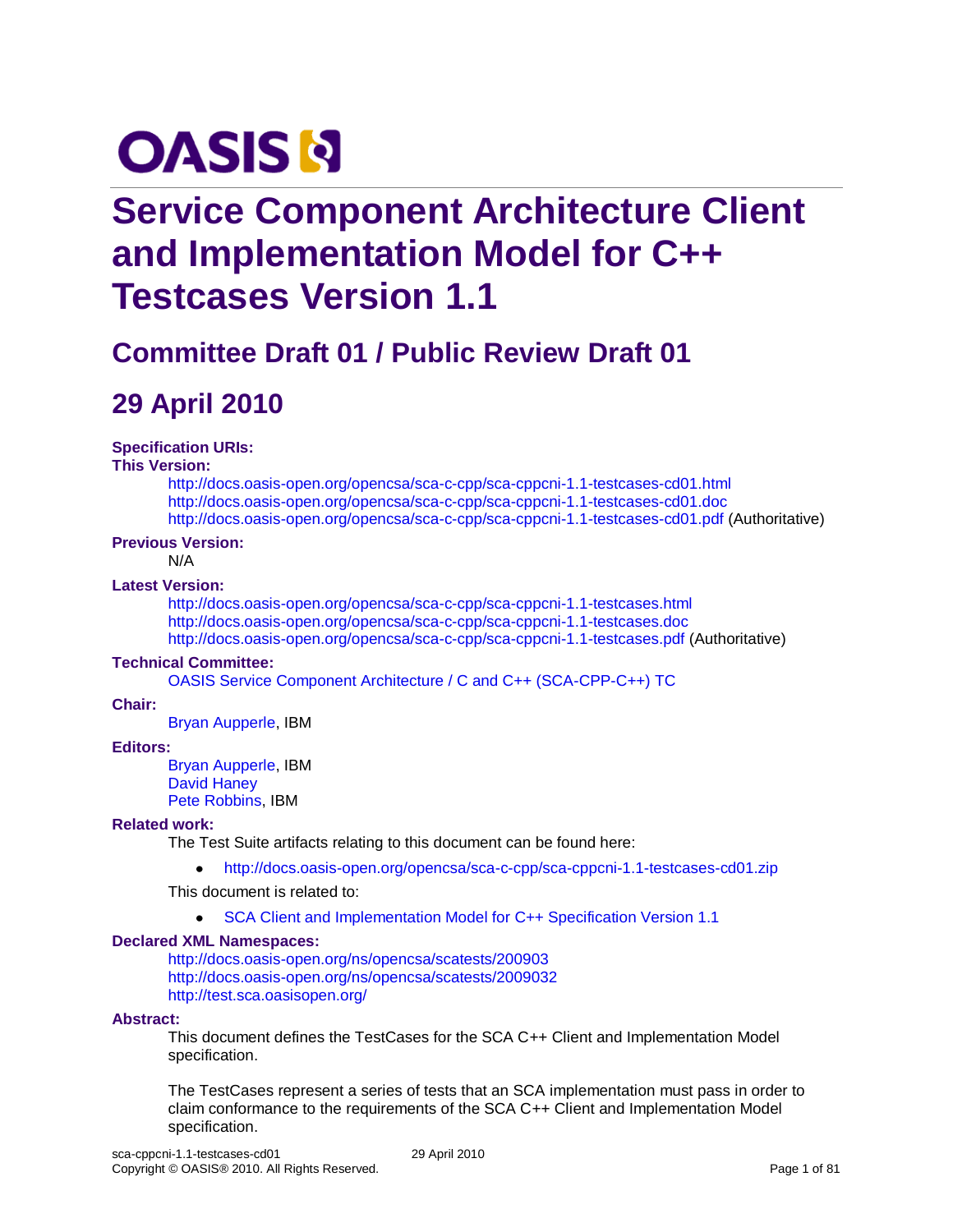OASIS

# Service Component Architecture Client and Implementation Model for C++ Testcases Version 1.1

## Committee Draft 01 / Public Review Draft 01

## 29 April 2010

**Specification URIs:**

**This Version:**

http://docs.oasis-open.org/opencsa/sca-c-cpp/sca-cppcni-1.1-testcases-cd01.html
http://docs.oasis-open.org/opencsa/sca-c-cpp/sca-cppcni-1.1-testcases-cd01.doc
http://docs.oasis-open.org/opencsa/sca-c-cpp/sca-cppcni-1.1-testcases-cd01.pdf (Authoritative)

**Previous Version:**

N/A

**Latest Version:**

http://docs.oasis-open.org/opencsa/sca-c-cpp/sca-cppcni-1.1-testcases.html
http://docs.oasis-open.org/opencsa/sca-c-cpp/sca-cppcni-1.1-testcases.doc
http://docs.oasis-open.org/opencsa/sca-c-cpp/sca-cppcni-1.1-testcases.pdf (Authoritative)

**Technical Committee:**

OASIS Service Component Architecture / C and C++ (SCA-CPP-C++) TC

**Chair:**

Bryan Aupperle, IBM

**Editors:**

Bryan Aupperle, IBM
David Haney
Pete Robbins, IBM

**Related work:**

The Test Suite artifacts relating to this document can be found here:

- http://docs.oasis-open.org/opencsa/sca-c-cpp/sca-cppcni-1.1-testcases-cd01.zip

This document is related to:

- SCA Client and Implementation Model for C++ Specification Version 1.1

**Declared XML Namespaces:**

http://docs.oasis-open.org/ns/opencsa/scatests/200903
http://docs.oasis-open.org/ns/opencsa/scatests/2009032
http://test.sca.oasisopen.org/

**Abstract:**

This document defines the TestCases for the SCA C++ Client and Implementation Model specification.

The TestCases represent a series of tests that an SCA implementation must pass in order to claim conformance to the requirements of the SCA C++ Client and Implementation Model specification.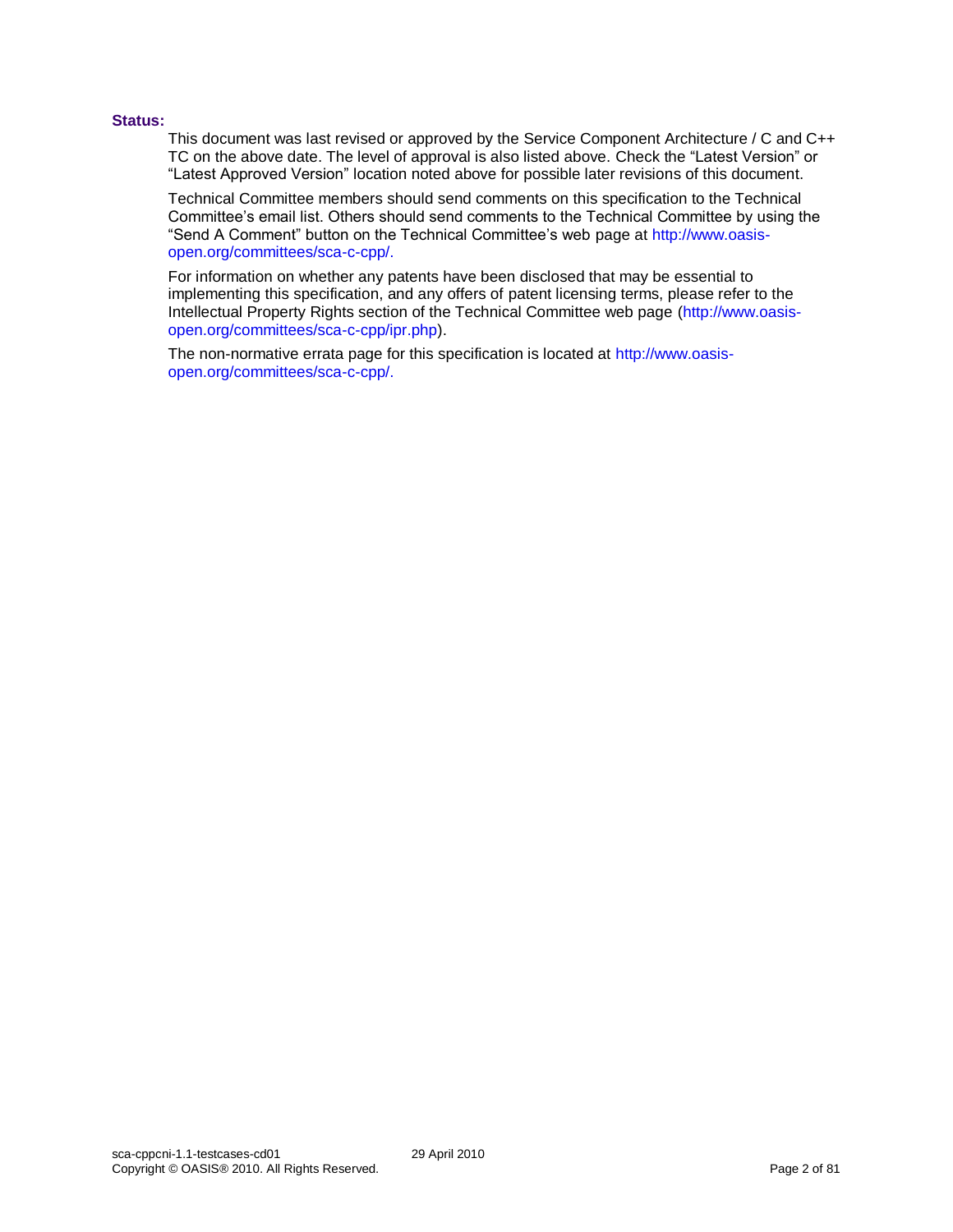**Status:**

This document was last revised or approved by the Service Component Architecture / C and C++ TC on the above date. The level of approval is also listed above. Check the "Latest Version" or "Latest Approved Version" location noted above for possible later revisions of this document.

Technical Committee members should send comments on this specification to the Technical Committee's email list. Others should send comments to the Technical Committee by using the "Send A Comment" button on the Technical Committee's web page at http://www.oasis-open.org/committees/sca-c-cpp/.

For information on whether any patents have been disclosed that may be essential to implementing this specification, and any offers of patent licensing terms, please refer to the Intellectual Property Rights section of the Technical Committee web page (http://www.oasis-open.org/committees/sca-c-cpp/ipr.php).

The non-normative errata page for this specification is located at http://www.oasis-open.org/committees/sca-c-cpp/.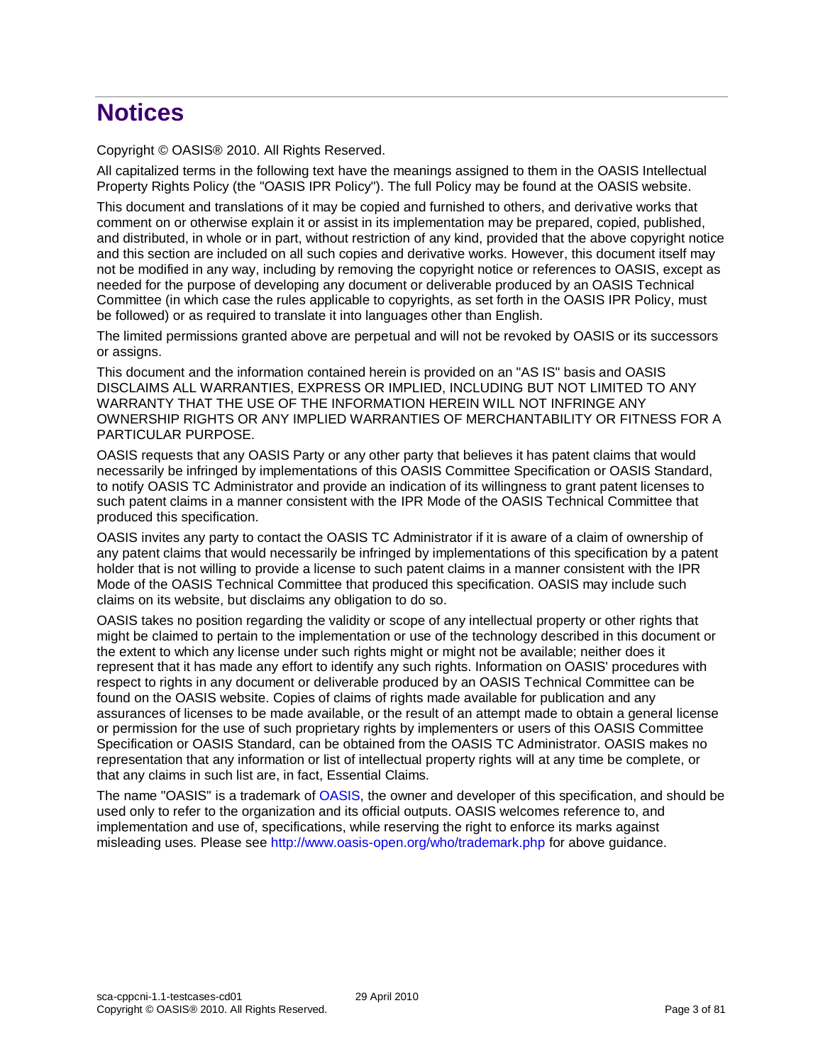# Notices

Copyright © OASIS® 2010. All Rights Reserved.

All capitalized terms in the following text have the meanings assigned to them in the OASIS Intellectual Property Rights Policy (the "OASIS IPR Policy"). The full Policy may be found at the OASIS website.

This document and translations of it may be copied and furnished to others, and derivative works that comment on or otherwise explain it or assist in its implementation may be prepared, copied, published, and distributed, in whole or in part, without restriction of any kind, provided that the above copyright notice and this section are included on all such copies and derivative works. However, this document itself may not be modified in any way, including by removing the copyright notice or references to OASIS, except as needed for the purpose of developing any document or deliverable produced by an OASIS Technical Committee (in which case the rules applicable to copyrights, as set forth in the OASIS IPR Policy, must be followed) or as required to translate it into languages other than English.

The limited permissions granted above are perpetual and will not be revoked by OASIS or its successors or assigns.

This document and the information contained herein is provided on an "AS IS" basis and OASIS DISCLAIMS ALL WARRANTIES, EXPRESS OR IMPLIED, INCLUDING BUT NOT LIMITED TO ANY WARRANTY THAT THE USE OF THE INFORMATION HEREIN WILL NOT INFRINGE ANY OWNERSHIP RIGHTS OR ANY IMPLIED WARRANTIES OF MERCHANTABILITY OR FITNESS FOR A PARTICULAR PURPOSE.

OASIS requests that any OASIS Party or any other party that believes it has patent claims that would necessarily be infringed by implementations of this OASIS Committee Specification or OASIS Standard, to notify OASIS TC Administrator and provide an indication of its willingness to grant patent licenses to such patent claims in a manner consistent with the IPR Mode of the OASIS Technical Committee that produced this specification.

OASIS invites any party to contact the OASIS TC Administrator if it is aware of a claim of ownership of any patent claims that would necessarily be infringed by implementations of this specification by a patent holder that is not willing to provide a license to such patent claims in a manner consistent with the IPR Mode of the OASIS Technical Committee that produced this specification. OASIS may include such claims on its website, but disclaims any obligation to do so.

OASIS takes no position regarding the validity or scope of any intellectual property or other rights that might be claimed to pertain to the implementation or use of the technology described in this document or the extent to which any license under such rights might or might not be available; neither does it represent that it has made any effort to identify any such rights. Information on OASIS' procedures with respect to rights in any document or deliverable produced by an OASIS Technical Committee can be found on the OASIS website. Copies of claims of rights made available for publication and any assurances of licenses to be made available, or the result of an attempt made to obtain a general license or permission for the use of such proprietary rights by implementers or users of this OASIS Committee Specification or OASIS Standard, can be obtained from the OASIS TC Administrator. OASIS makes no representation that any information or list of intellectual property rights will at any time be complete, or that any claims in such list are, in fact, Essential Claims.

The name "OASIS" is a trademark of OASIS, the owner and developer of this specification, and should be used only to refer to the organization and its official outputs. OASIS welcomes reference to, and implementation and use of, specifications, while reserving the right to enforce its marks against misleading uses. Please see http://www.oasis-open.org/who/trademark.php for above guidance.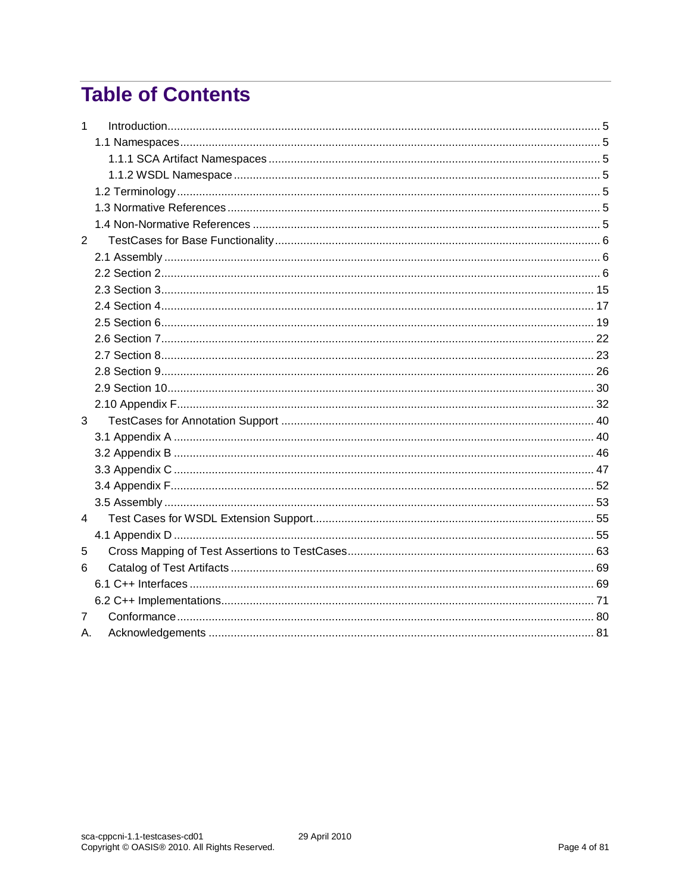# Table of Contents

1 Introduction ........ 5
- 1.1 Namespaces ........ 5
  - 1.1.1 SCA Artifact Namespaces ........ 5
  - 1.1.2 WSDL Namespace ........ 5
- 1.2 Terminology ........ 5
- 1.3 Normative References ........ 5
- 1.4 Non-Normative References ........ 5

2 TestCases for Base Functionality ........ 6
- 2.1 Assembly ........ 6
- 2.2 Section 2 ........ 6
- 2.3 Section 3 ........ 15
- 2.4 Section 4 ........ 17
- 2.5 Section 6 ........ 19
- 2.6 Section 7 ........ 22
- 2.7 Section 8 ........ 23
- 2.8 Section 9 ........ 26
- 2.9 Section 10 ........ 30
- 2.10 Appendix F ........ 32

3 TestCases for Annotation Support ........ 40
- 3.1 Appendix A ........ 40
- 3.2 Appendix B ........ 46
- 3.3 Appendix C ........ 47
- 3.4 Appendix F ........ 52
- 3.5 Assembly ........ 53

4 Test Cases for WSDL Extension Support ........ 55
- 4.1 Appendix D ........ 55

5 Cross Mapping of Test Assertions to TestCases ........ 63

6 Catalog of Test Artifacts ........ 69
- 6.1 C++ Interfaces ........ 69
- 6.2 C++ Implementations ........ 71

7 Conformance ........ 80

A. Acknowledgements ........ 81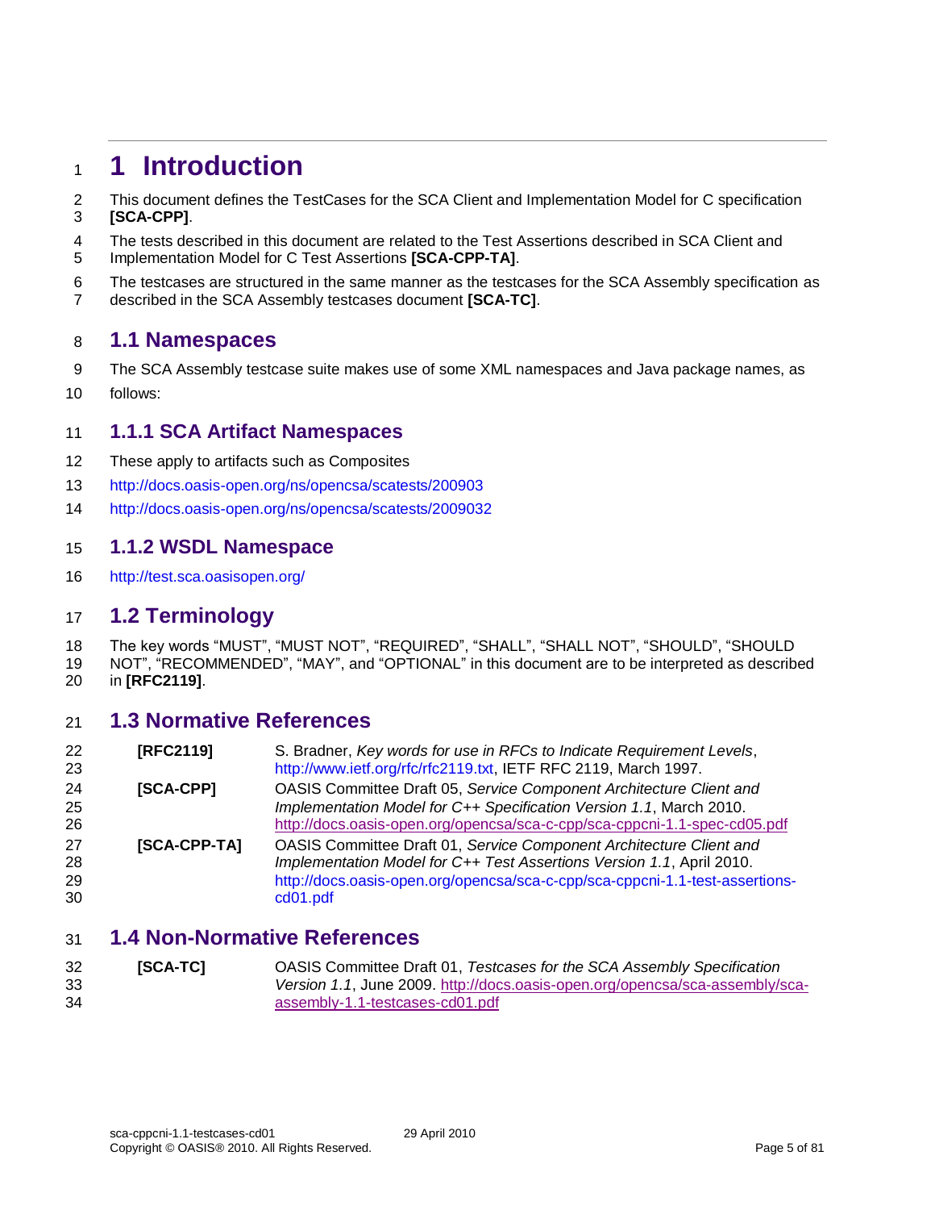# 1 Introduction

This document defines the TestCases for the SCA Client and Implementation Model for C specification **[SCA-CPP]**.

The tests described in this document are related to the Test Assertions described in SCA Client and Implementation Model for C Test Assertions **[SCA-CPP-TA]**.

The testcases are structured in the same manner as the testcases for the SCA Assembly specification as described in the SCA Assembly testcases document **[SCA-TC]**.

## 1.1 Namespaces

The SCA Assembly testcase suite makes use of some XML namespaces and Java package names, as follows:

### 1.1.1 SCA Artifact Namespaces

These apply to artifacts such as Composites

http://docs.oasis-open.org/ns/opencsa/scatests/200903

http://docs.oasis-open.org/ns/opencsa/scatests/2009032

### 1.1.2 WSDL Namespace

http://test.sca.oasisopen.org/

## 1.2 Terminology

The key words "MUST", "MUST NOT", "REQUIRED", "SHALL", "SHALL NOT", "SHOULD", "SHOULD NOT", "RECOMMENDED", "MAY", and "OPTIONAL" in this document are to be interpreted as described in **[RFC2119]**.

## 1.3 Normative References

**[RFC2119]** S. Bradner, *Key words for use in RFCs to Indicate Requirement Levels*, http://www.ietf.org/rfc/rfc2119.txt, IETF RFC 2119, March 1997.

**[SCA-CPP]** OASIS Committee Draft 05, *Service Component Architecture Client and Implementation Model for C++ Specification Version 1.1*, March 2010. http://docs.oasis-open.org/opencsa/sca-c-cpp/sca-cppcni-1.1-spec-cd05.pdf

**[SCA-CPP-TA]** OASIS Committee Draft 01, *Service Component Architecture Client and Implementation Model for C++ Test Assertions Version 1.1*, April 2010. http://docs.oasis-open.org/opencsa/sca-c-cpp/sca-cppcni-1.1-test-assertions-cd01.pdf

## 1.4 Non-Normative References

**[SCA-TC]** OASIS Committee Draft 01, *Testcases for the SCA Assembly Specification Version 1.1*, June 2009. http://docs.oasis-open.org/opencsa/sca-assembly/sca-assembly-1.1-testcases-cd01.pdf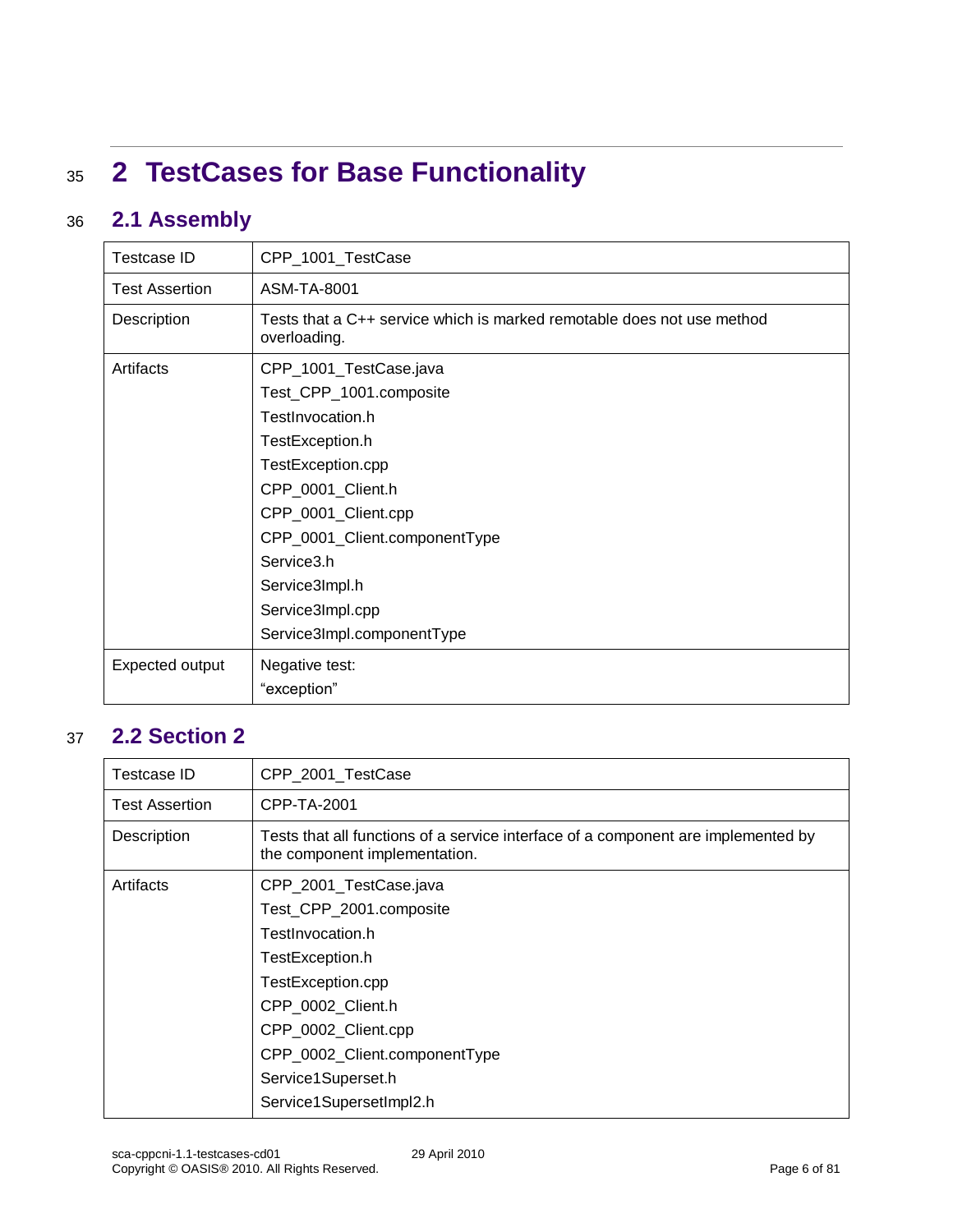# 2 TestCases for Base Functionality

## 2.1 Assembly

| Testcase ID | CPP_1001_TestCase |
| --- | --- |
| Test Assertion | ASM-TA-8001 |
| Description | Tests that a C++ service which is marked remotable does not use method overloading. |
| Artifacts | CPP_1001_TestCase.java<br>Test_CPP_1001.composite<br>TestInvocation.h<br>TestException.h<br>TestException.cpp<br>CPP_0001_Client.h<br>CPP_0001_Client.cpp<br>CPP_0001_Client.componentType<br>Service3.h<br>Service3Impl.h<br>Service3Impl.cpp<br>Service3Impl.componentType |
| Expected output | Negative test:<br>“exception” |

## 2.2 Section 2

| Testcase ID | CPP_2001_TestCase |
| --- | --- |
| Test Assertion | CPP-TA-2001 |
| Description | Tests that all functions of a service interface of a component are implemented by the component implementation. |
| Artifacts | CPP_2001_TestCase.java<br>Test_CPP_2001.composite<br>TestInvocation.h<br>TestException.h<br>TestException.cpp<br>CPP_0002_Client.h<br>CPP_0002_Client.cpp<br>CPP_0002_Client.componentType<br>Service1Superset.h<br>Service1SupersetImpl2.h |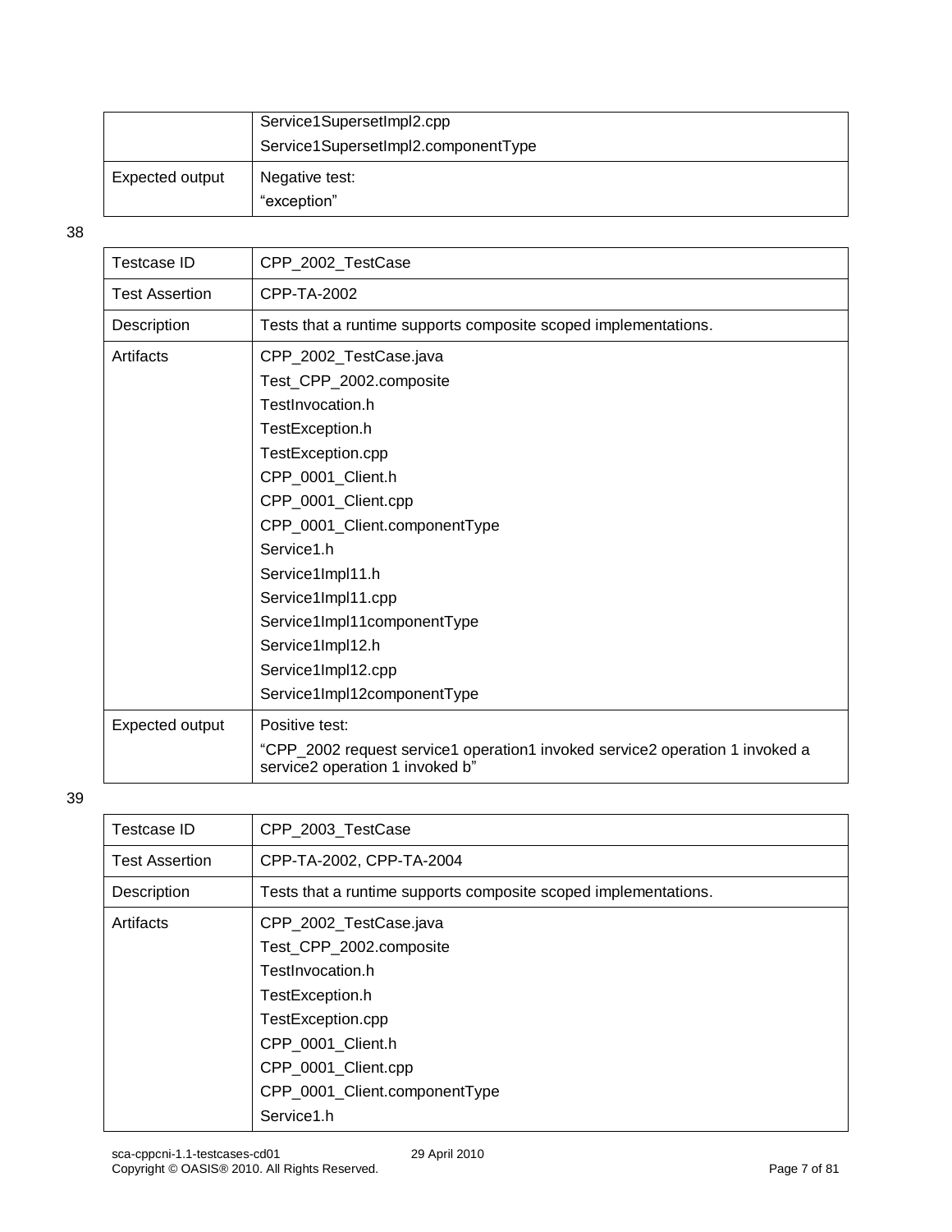| | |
|---|---|
| | Service1SupersetImpl2.cpp<br>Service1SupersetImpl2.componentType |
| Expected output | Negative test:<br>“exception” |

38

| Testcase ID | CPP_2002_TestCase |
|---|---|
| Test Assertion | CPP-TA-2002 |
| Description | Tests that a runtime supports composite scoped implementations. |
| Artifacts | CPP_2002_TestCase.java<br>Test_CPP_2002.composite<br>TestInvocation.h<br>TestException.h<br>TestException.cpp<br>CPP_0001_Client.h<br>CPP_0001_Client.cpp<br>CPP_0001_Client.componentType<br>Service1.h<br>Service1Impl11.h<br>Service1Impl11.cpp<br>Service1Impl11componentType<br>Service1Impl12.h<br>Service1Impl12.cpp<br>Service1Impl12componentType |
| Expected output | Positive test:<br>“CPP_2002 request service1 operation1 invoked service2 operation 1 invoked a service2 operation 1 invoked b” |

39

| Testcase ID | CPP_2003_TestCase |
|---|---|
| Test Assertion | CPP-TA-2002, CPP-TA-2004 |
| Description | Tests that a runtime supports composite scoped implementations. |
| Artifacts | CPP_2002_TestCase.java<br>Test_CPP_2002.composite<br>TestInvocation.h<br>TestException.h<br>TestException.cpp<br>CPP_0001_Client.h<br>CPP_0001_Client.cpp<br>CPP_0001_Client.componentType<br>Service1.h |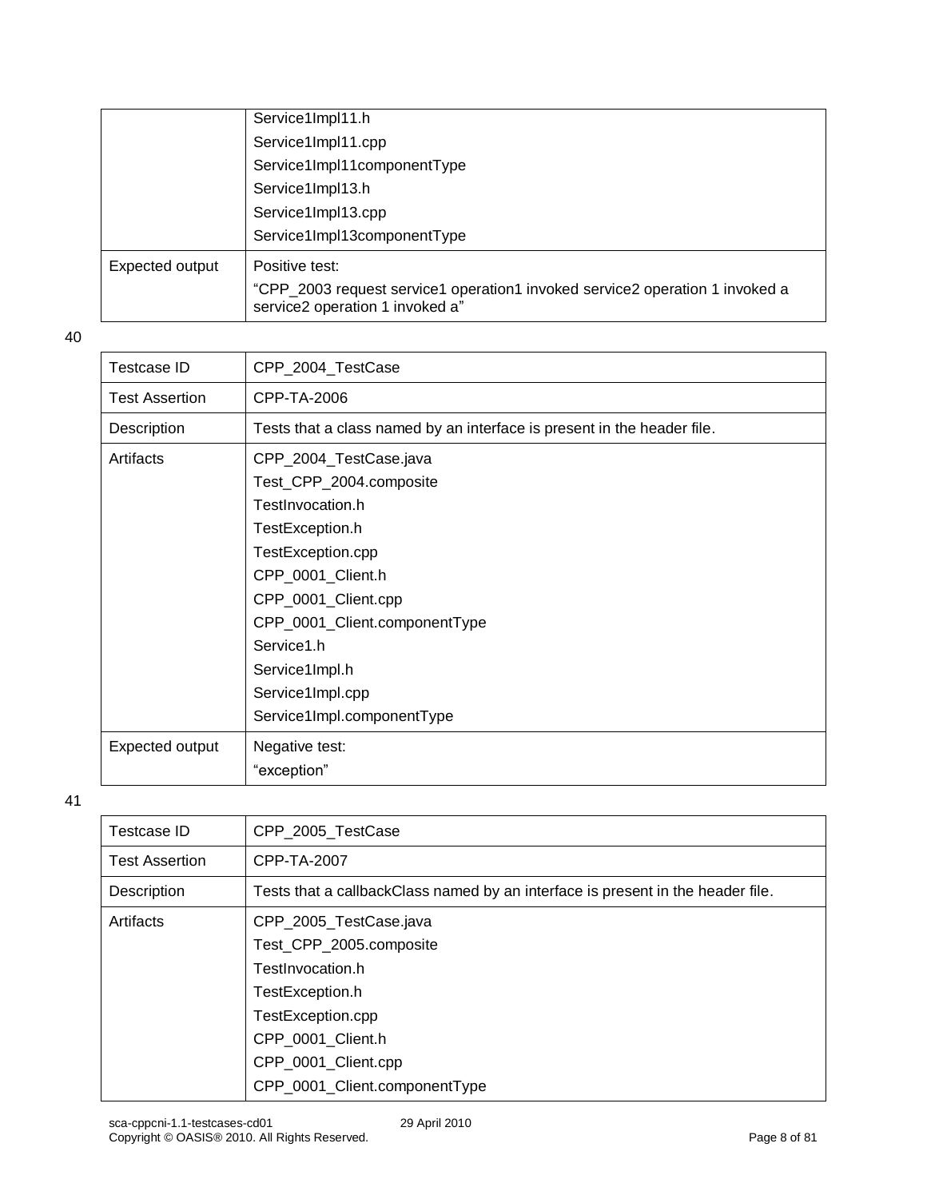| | |
|---|---|
| | Service1Impl11.h<br>Service1Impl11.cpp<br>Service1Impl11componentType<br>Service1Impl13.h<br>Service1Impl13.cpp<br>Service1Impl13componentType |
| Expected output | Positive test:<br>“CPP_2003 request service1 operation1 invoked service2 operation 1 invoked a service2 operation 1 invoked a” |

40

| Testcase ID | CPP_2004_TestCase |
|---|---|
| Test Assertion | CPP-TA-2006 |
| Description | Tests that a class named by an interface is present in the header file. |
| Artifacts | CPP_2004_TestCase.java<br>Test_CPP_2004.composite<br>TestInvocation.h<br>TestException.h<br>TestException.cpp<br>CPP_0001_Client.h<br>CPP_0001_Client.cpp<br>CPP_0001_Client.componentType<br>Service1.h<br>Service1Impl.h<br>Service1Impl.cpp<br>Service1Impl.componentType |
| Expected output | Negative test:<br>“exception” |

41

| Testcase ID | CPP_2005_TestCase |
|---|---|
| Test Assertion | CPP-TA-2007 |
| Description | Tests that a callbackClass named by an interface is present in the header file. |
| Artifacts | CPP_2005_TestCase.java<br>Test_CPP_2005.composite<br>TestInvocation.h<br>TestException.h<br>TestException.cpp<br>CPP_0001_Client.h<br>CPP_0001_Client.cpp<br>CPP_0001_Client.componentType |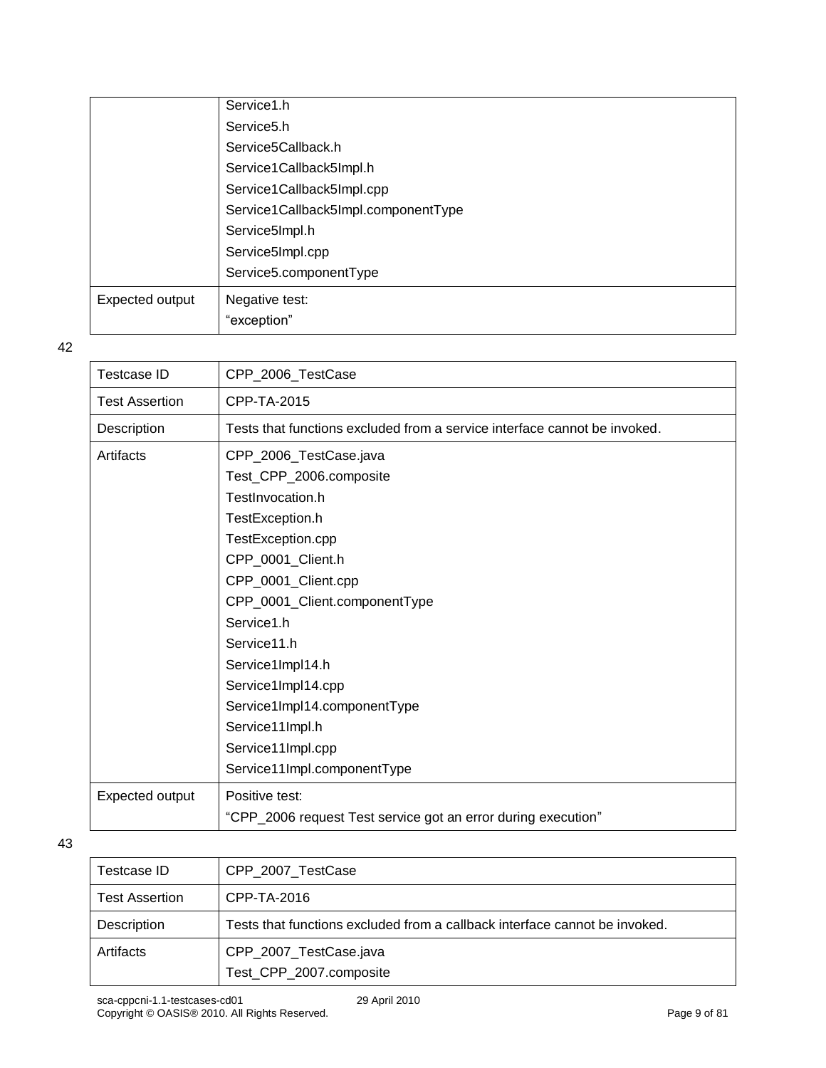| | |
|---|---|
| | Service1.h<br>Service5.h<br>Service5Callback.h<br>Service1Callback5Impl.h<br>Service1Callback5Impl.cpp<br>Service1Callback5Impl.componentType<br>Service5Impl.h<br>Service5Impl.cpp<br>Service5.componentType |
| Expected output | Negative test:<br>“exception” |

42

| | |
|---|---|
| Testcase ID | CPP_2006_TestCase |
| Test Assertion | CPP-TA-2015 |
| Description | Tests that functions excluded from a service interface cannot be invoked. |
| Artifacts | CPP_2006_TestCase.java<br>Test_CPP_2006.composite<br>TestInvocation.h<br>TestException.h<br>TestException.cpp<br>CPP_0001_Client.h<br>CPP_0001_Client.cpp<br>CPP_0001_Client.componentType<br>Service1.h<br>Service11.h<br>Service1Impl14.h<br>Service1Impl14.cpp<br>Service1Impl14.componentType<br>Service11Impl.h<br>Service11Impl.cpp<br>Service11Impl.componentType |
| Expected output | Positive test:<br>“CPP_2006 request Test service got an error during execution” |

43

| | |
|---|---|
| Testcase ID | CPP_2007_TestCase |
| Test Assertion | CPP-TA-2016 |
| Description | Tests that functions excluded from a callback interface cannot be invoked. |
| Artifacts | CPP_2007_TestCase.java<br>Test_CPP_2007.composite |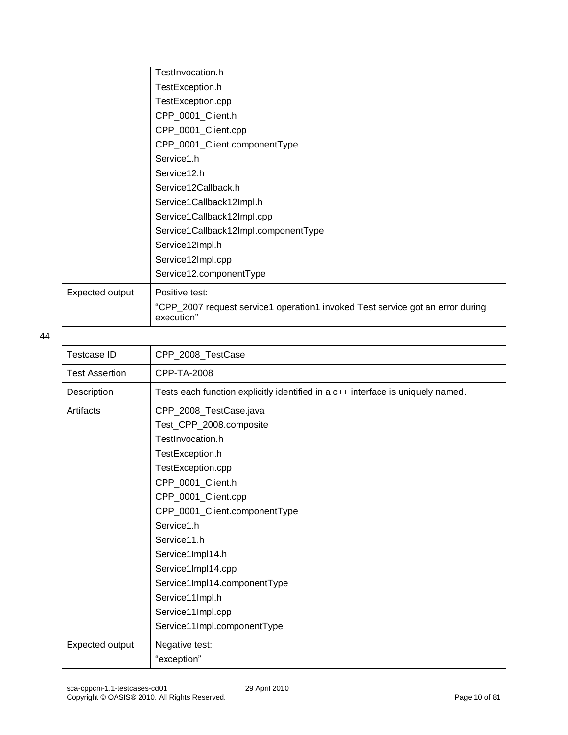| | |
|---|---|
| | TestInvocation.h<br>TestException.h<br>TestException.cpp<br>CPP_0001_Client.h<br>CPP_0001_Client.cpp<br>CPP_0001_Client.componentType<br>Service1.h<br>Service12.h<br>Service12Callback.h<br>Service1Callback12Impl.h<br>Service1Callback12Impl.cpp<br>Service1Callback12Impl.componentType<br>Service12Impl.h<br>Service12Impl.cpp<br>Service12.componentType |
| Expected output | Positive test:<br>"CPP_2007 request service1 operation1 invoked Test service got an error during execution" |

44

| Testcase ID | CPP_2008_TestCase |
|---|---|
| Test Assertion | CPP-TA-2008 |
| Description | Tests each function explicitly identified in a c++ interface is uniquely named. |
| Artifacts | CPP_2008_TestCase.java<br>Test_CPP_2008.composite<br>TestInvocation.h<br>TestException.h<br>TestException.cpp<br>CPP_0001_Client.h<br>CPP_0001_Client.cpp<br>CPP_0001_Client.componentType<br>Service1.h<br>Service11.h<br>Service1Impl14.h<br>Service1Impl14.cpp<br>Service1Impl14.componentType<br>Service11Impl.h<br>Service11Impl.cpp<br>Service11Impl.componentType |
| Expected output | Negative test:<br>"exception" |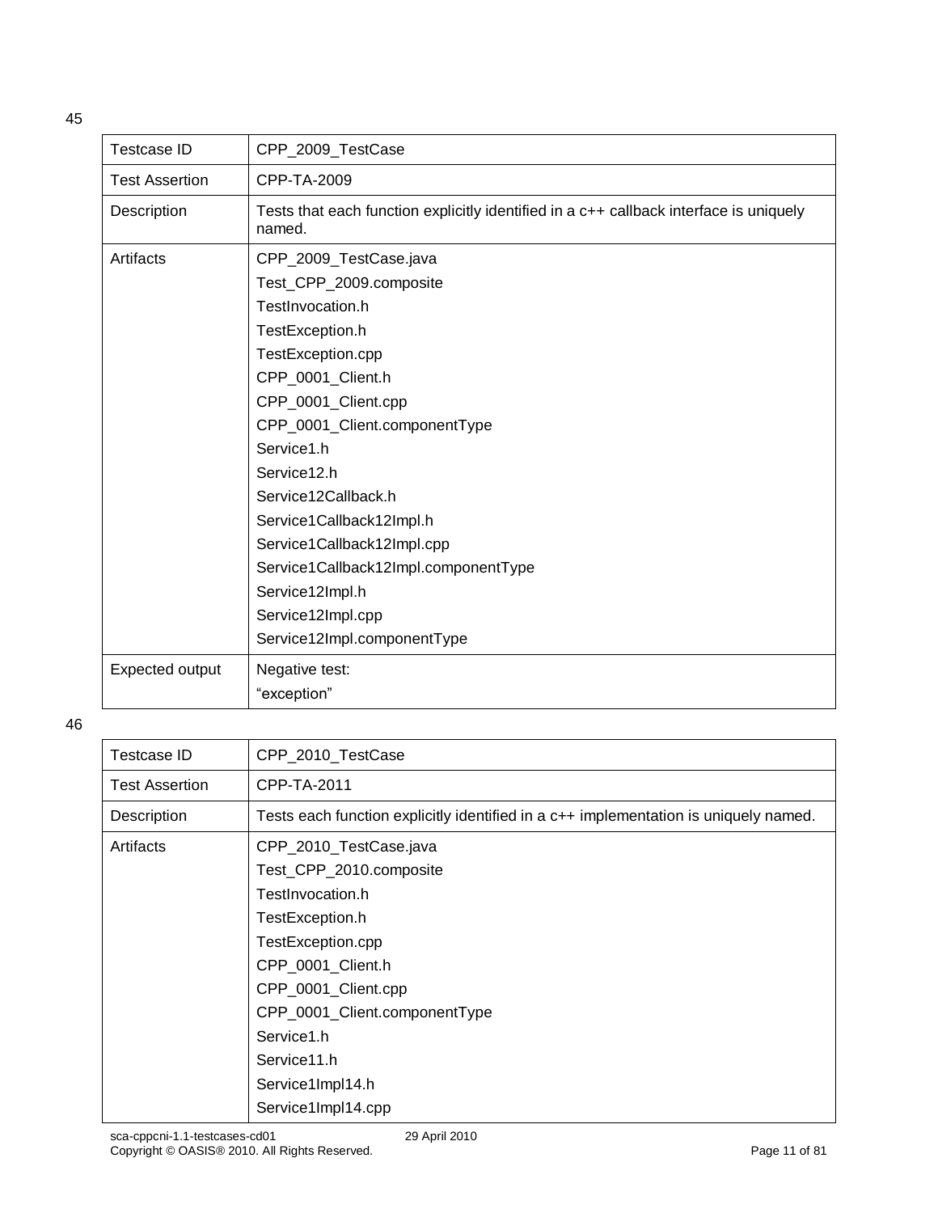45

| Testcase ID | CPP_2009_TestCase |
|---|---|
| Test Assertion | CPP-TA-2009 |
| Description | Tests that each function explicitly identified in a c++ callback interface is uniquely named. |
| Artifacts | CPP_2009_TestCase.java<br>Test_CPP_2009.composite<br>TestInvocation.h<br>TestException.h<br>TestException.cpp<br>CPP_0001_Client.h<br>CPP_0001_Client.cpp<br>CPP_0001_Client.componentType<br>Service1.h<br>Service12.h<br>Service12Callback.h<br>Service1Callback12Impl.h<br>Service1Callback12Impl.cpp<br>Service1Callback12Impl.componentType<br>Service12Impl.h<br>Service12Impl.cpp<br>Service12Impl.componentType |
| Expected output | Negative test:<br>"exception" |

46

| Testcase ID | CPP_2010_TestCase |
|---|---|
| Test Assertion | CPP-TA-2011 |
| Description | Tests each function explicitly identified in a c++ implementation is uniquely named. |
| Artifacts | CPP_2010_TestCase.java<br>Test_CPP_2010.composite<br>TestInvocation.h<br>TestException.h<br>TestException.cpp<br>CPP_0001_Client.h<br>CPP_0001_Client.cpp<br>CPP_0001_Client.componentType<br>Service1.h<br>Service11.h<br>Service1Impl14.h<br>Service1Impl14.cpp |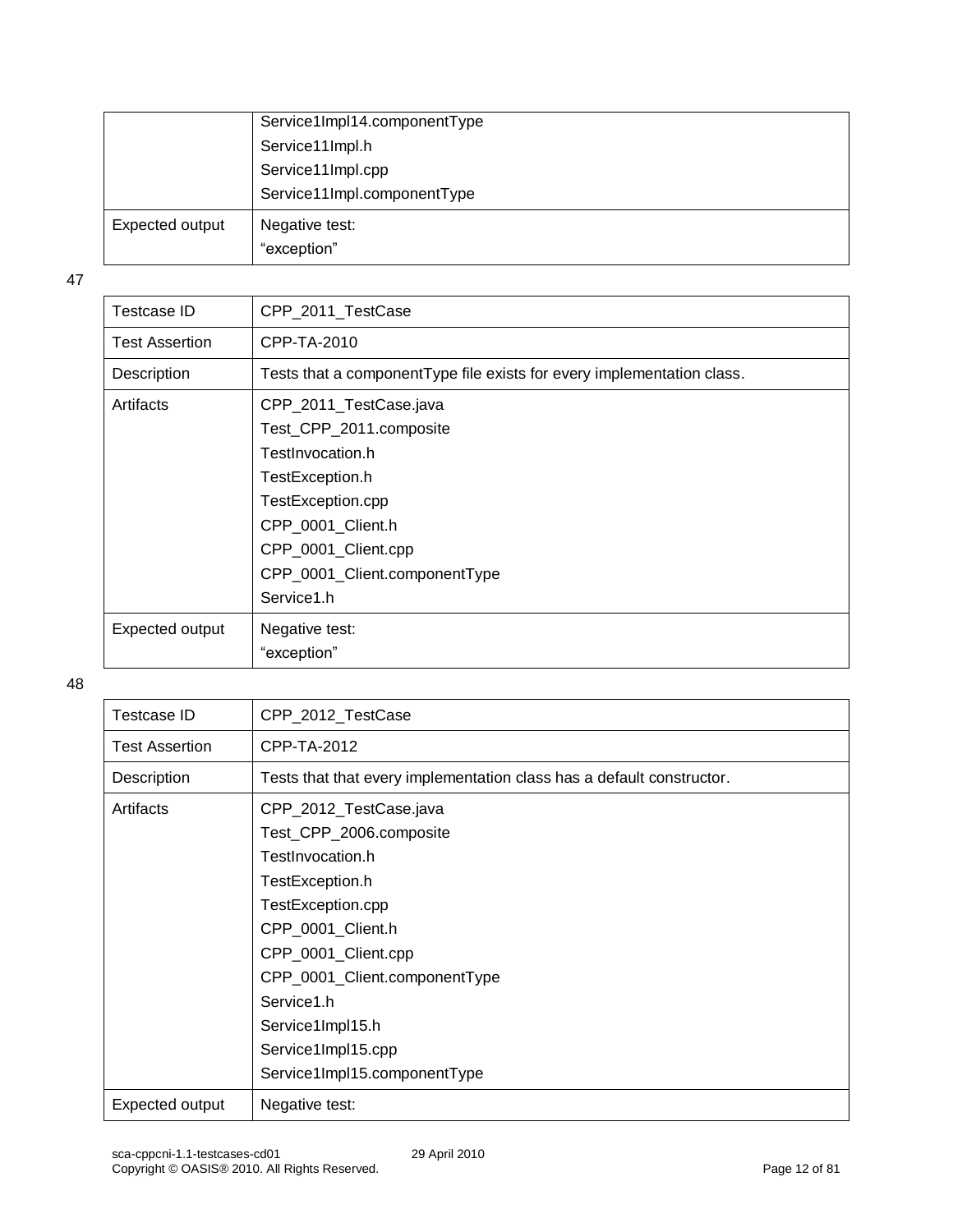| | Service1Impl14.componentType<br>Service11Impl.h<br>Service11Impl.cpp<br>Service11Impl.componentType |
|---|---|
| Expected output | Negative test:<br>“exception” |

47

| Testcase ID | CPP_2011_TestCase |
|---|---|
| Test Assertion | CPP-TA-2010 |
| Description | Tests that a componentType file exists for every implementation class. |
| Artifacts | CPP_2011_TestCase.java<br>Test_CPP_2011.composite<br>TestInvocation.h<br>TestException.h<br>TestException.cpp<br>CPP_0001_Client.h<br>CPP_0001_Client.cpp<br>CPP_0001_Client.componentType<br>Service1.h |
| Expected output | Negative test:<br>“exception” |

48

| Testcase ID | CPP_2012_TestCase |
|---|---|
| Test Assertion | CPP-TA-2012 |
| Description | Tests that that every implementation class has a default constructor. |
| Artifacts | CPP_2012_TestCase.java<br>Test_CPP_2006.composite<br>TestInvocation.h<br>TestException.h<br>TestException.cpp<br>CPP_0001_Client.h<br>CPP_0001_Client.cpp<br>CPP_0001_Client.componentType<br>Service1.h<br>Service1Impl15.h<br>Service1Impl15.cpp<br>Service1Impl15.componentType |
| Expected output | Negative test: |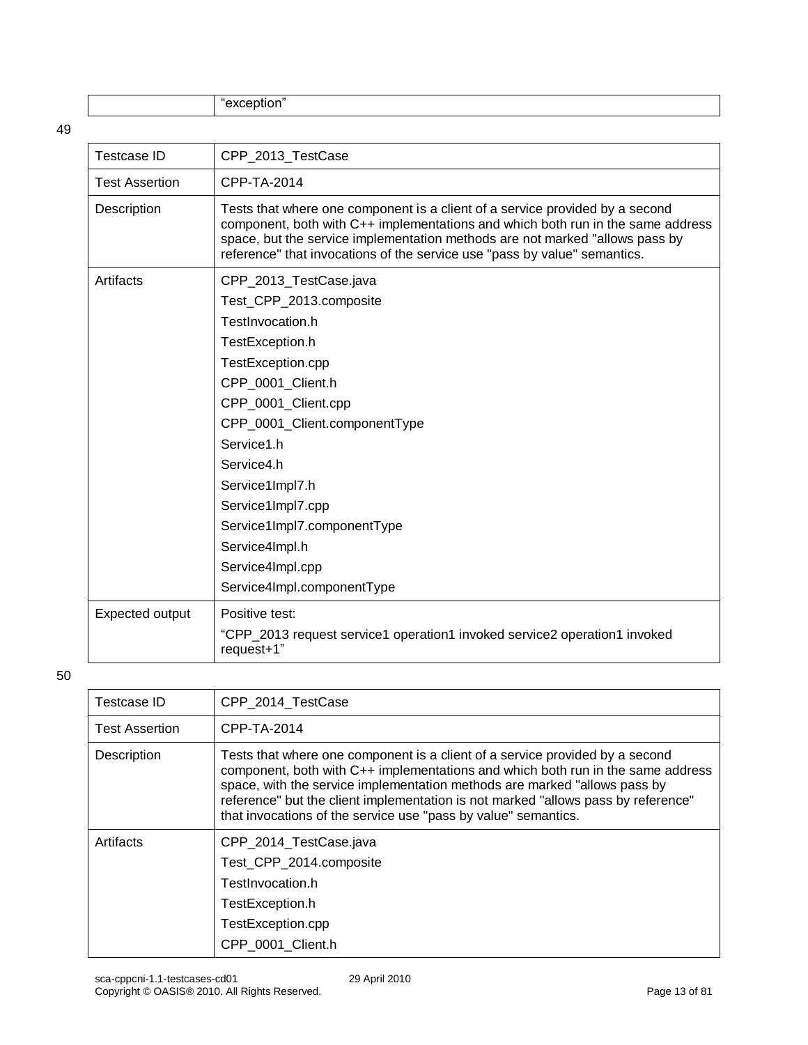| | “exception” |
|---|---|

49

| Testcase ID | CPP_2013_TestCase |
|---|---|
| Test Assertion | CPP-TA-2014 |
| Description | Tests that where one component is a client of a service provided by a second component, both with C++ implementations and which both run in the same address space, but the service implementation methods are not marked "allows pass by reference" that invocations of the service use "pass by value" semantics. |
| Artifacts | CPP_2013_TestCase.java<br>Test_CPP_2013.composite<br>TestInvocation.h<br>TestException.h<br>TestException.cpp<br>CPP_0001_Client.h<br>CPP_0001_Client.cpp<br>CPP_0001_Client.componentType<br>Service1.h<br>Service4.h<br>Service1Impl7.h<br>Service1Impl7.cpp<br>Service1Impl7.componentType<br>Service4Impl.h<br>Service4Impl.cpp<br>Service4Impl.componentType |
| Expected output | Positive test:<br>“CPP_2013 request service1 operation1 invoked service2 operation1 invoked request+1” |

50

| Testcase ID | CPP_2014_TestCase |
|---|---|
| Test Assertion | CPP-TA-2014 |
| Description | Tests that where one component is a client of a service provided by a second component, both with C++ implementations and which both run in the same address space, with the service implementation methods are marked "allows pass by reference" but the client implementation is not marked "allows pass by reference" that invocations of the service use "pass by value" semantics. |
| Artifacts | CPP_2014_TestCase.java<br>Test_CPP_2014.composite<br>TestInvocation.h<br>TestException.h<br>TestException.cpp<br>CPP_0001_Client.h |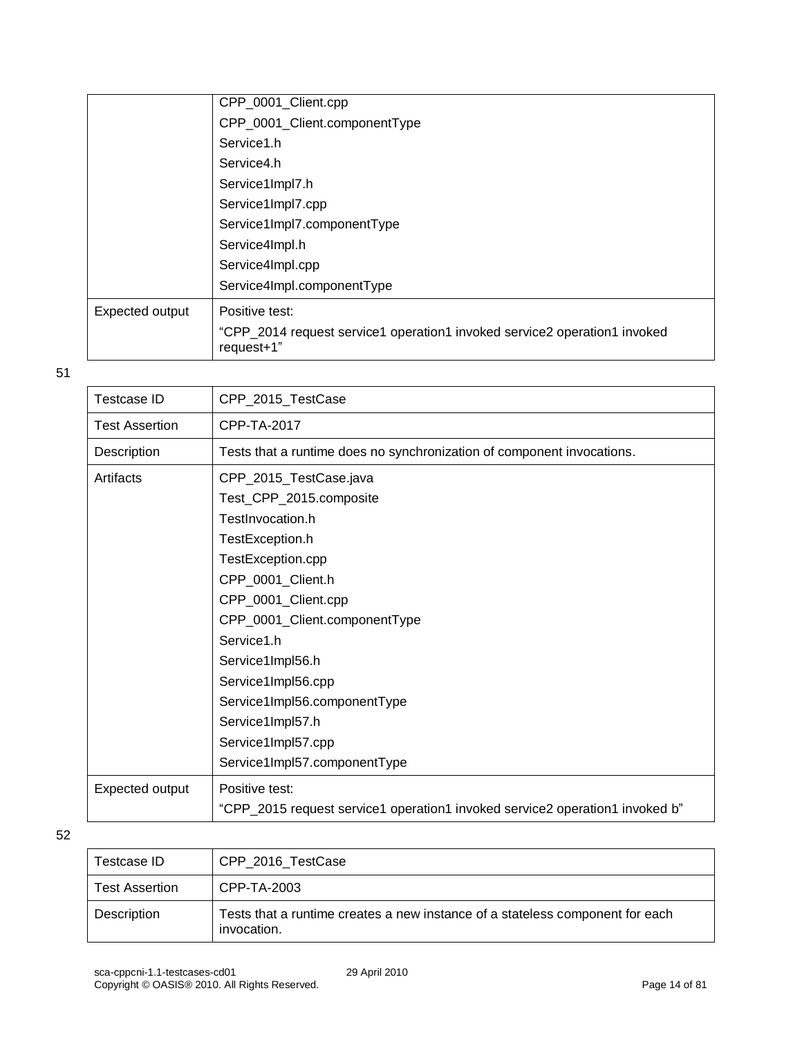| | |
|---|---|
| | CPP_0001_Client.cpp<br>CPP_0001_Client.componentType<br>Service1.h<br>Service4.h<br>Service1Impl7.h<br>Service1Impl7.cpp<br>Service1Impl7.componentType<br>Service4Impl.h<br>Service4Impl.cpp<br>Service4Impl.componentType |
| Expected output | Positive test:<br>"CPP_2014 request service1 operation1 invoked service2 operation1 invoked request+1" |

51

| Testcase ID | CPP_2015_TestCase |
|---|---|
| Test Assertion | CPP-TA-2017 |
| Description | Tests that a runtime does no synchronization of component invocations. |
| Artifacts | CPP_2015_TestCase.java<br>Test_CPP_2015.composite<br>TestInvocation.h<br>TestException.h<br>TestException.cpp<br>CPP_0001_Client.h<br>CPP_0001_Client.cpp<br>CPP_0001_Client.componentType<br>Service1.h<br>Service1Impl56.h<br>Service1Impl56.cpp<br>Service1Impl56.componentType<br>Service1Impl57.h<br>Service1Impl57.cpp<br>Service1Impl57.componentType |
| Expected output | Positive test:<br>"CPP_2015 request service1 operation1 invoked service2 operation1 invoked b" |

52

| Testcase ID | CPP_2016_TestCase |
|---|---|
| Test Assertion | CPP-TA-2003 |
| Description | Tests that a runtime creates a new instance of a stateless component for each invocation. |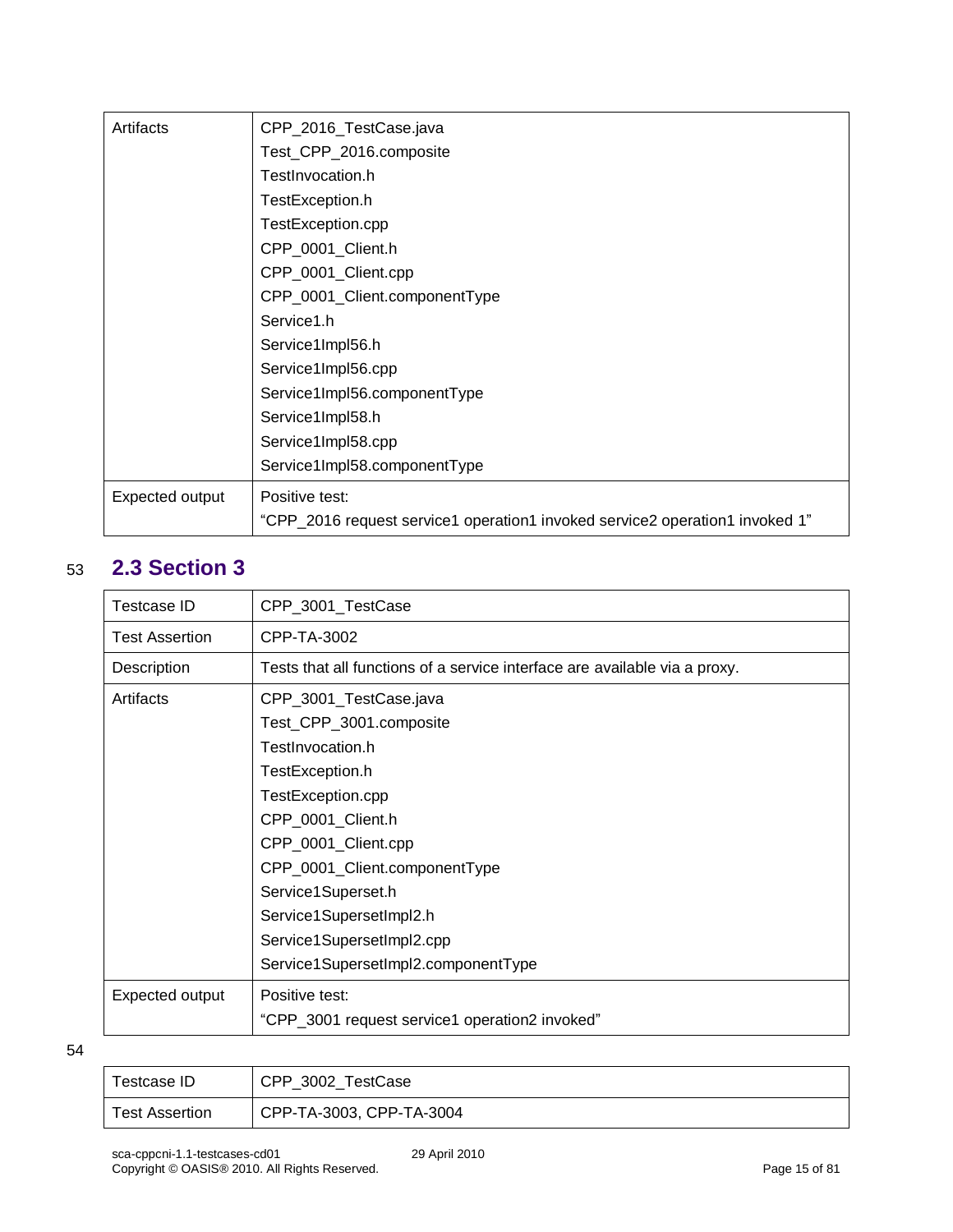| Artifacts | CPP_2016_TestCase.java<br>Test_CPP_2016.composite<br>TestInvocation.h<br>TestException.h<br>TestException.cpp<br>CPP_0001_Client.h<br>CPP_0001_Client.cpp<br>CPP_0001_Client.componentType<br>Service1.h<br>Service1Impl56.h<br>Service1Impl56.cpp<br>Service1Impl56.componentType<br>Service1Impl58.h<br>Service1Impl58.cpp<br>Service1Impl58.componentType |
|---|---|
| Expected output | Positive test:<br>“CPP_2016 request service1 operation1 invoked service2 operation1 invoked 1” |

## 2.3 Section 3

| Testcase ID | CPP_3001_TestCase |
|---|---|
| Test Assertion | CPP-TA-3002 |
| Description | Tests that all functions of a service interface are available via a proxy. |
| Artifacts | CPP_3001_TestCase.java<br>Test_CPP_3001.composite<br>TestInvocation.h<br>TestException.h<br>TestException.cpp<br>CPP_0001_Client.h<br>CPP_0001_Client.cpp<br>CPP_0001_Client.componentType<br>Service1Superset.h<br>Service1SupersetImpl2.h<br>Service1SupersetImpl2.cpp<br>Service1SupersetImpl2.componentType |
| Expected output | Positive test:<br>“CPP_3001 request service1 operation2 invoked” |

| Testcase ID | CPP_3002_TestCase |
|---|---|
| Test Assertion | CPP-TA-3003, CPP-TA-3004 |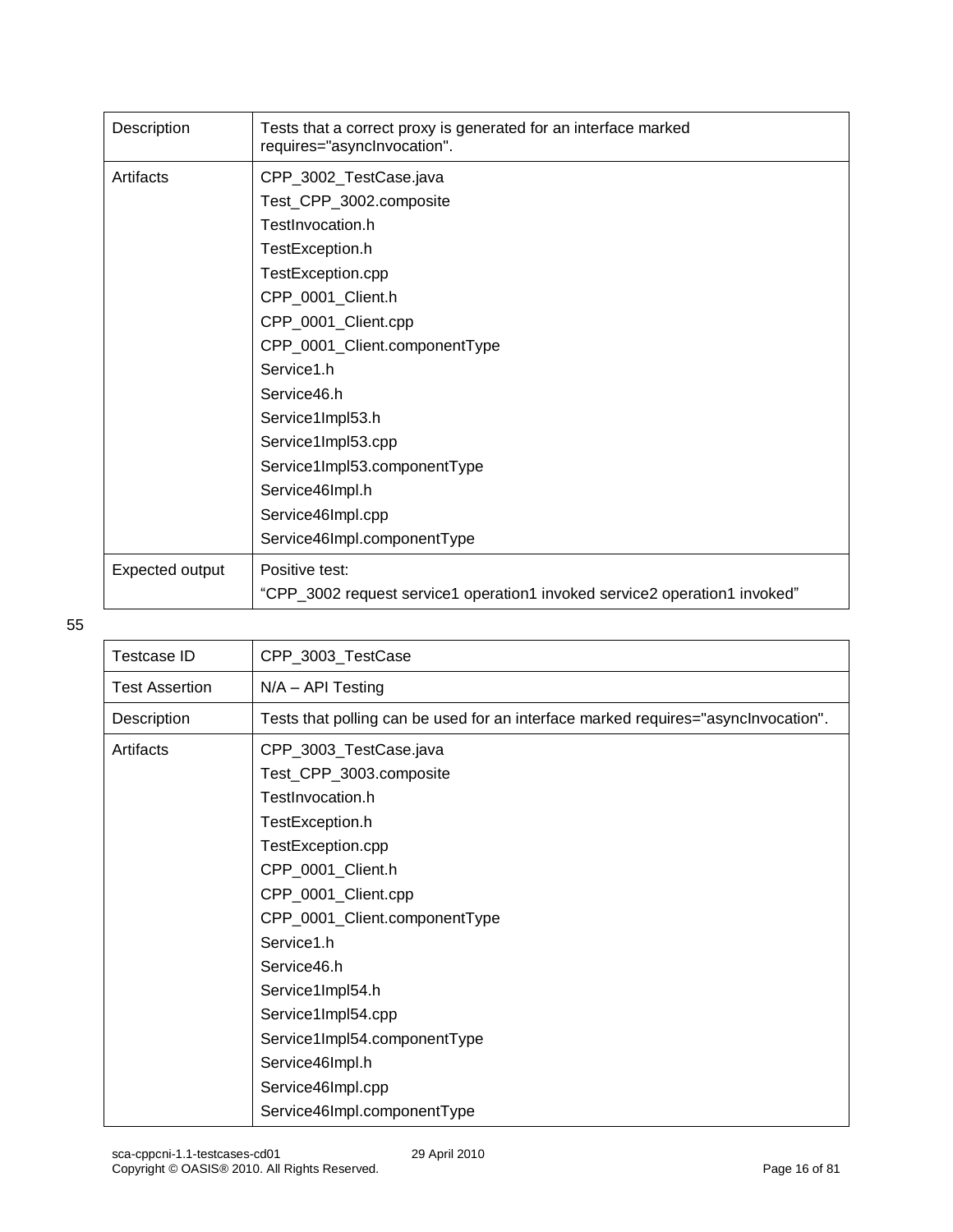| Description | Tests that a correct proxy is generated for an interface marked requires="asyncInvocation". |
| --- | --- |
| Artifacts | CPP_3002_TestCase.java<br>Test_CPP_3002.composite<br>TestInvocation.h<br>TestException.h<br>TestException.cpp<br>CPP_0001_Client.h<br>CPP_0001_Client.cpp<br>CPP_0001_Client.componentType<br>Service1.h<br>Service46.h<br>Service1Impl53.h<br>Service1Impl53.cpp<br>Service1Impl53.componentType<br>Service46Impl.h<br>Service46Impl.cpp<br>Service46Impl.componentType |
| Expected output | Positive test:<br>“CPP_3002 request service1 operation1 invoked service2 operation1 invoked” |

55

| Testcase ID | CPP_3003_TestCase |
| --- | --- |
| Test Assertion | N/A – API Testing |
| Description | Tests that polling can be used for an interface marked requires="asyncInvocation". |
| Artifacts | CPP_3003_TestCase.java<br>Test_CPP_3003.composite<br>TestInvocation.h<br>TestException.h<br>TestException.cpp<br>CPP_0001_Client.h<br>CPP_0001_Client.cpp<br>CPP_0001_Client.componentType<br>Service1.h<br>Service46.h<br>Service1Impl54.h<br>Service1Impl54.cpp<br>Service1Impl54.componentType<br>Service46Impl.h<br>Service46Impl.cpp<br>Service46Impl.componentType |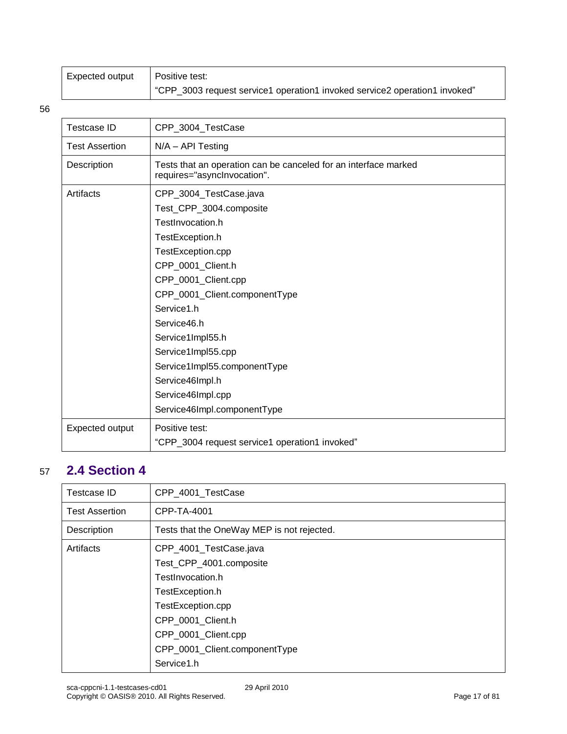| Expected output | Positive test:<br>"CPP_3003 request service1 operation1 invoked service2 operation1 invoked" |
|---|---|

| Testcase ID | CPP_3004_TestCase |
|---|---|
| Test Assertion | N/A – API Testing |
| Description | Tests that an operation can be canceled for an interface marked requires="asyncInvocation". |
| Artifacts | CPP_3004_TestCase.java<br>Test_CPP_3004.composite<br>TestInvocation.h<br>TestException.h<br>TestException.cpp<br>CPP_0001_Client.h<br>CPP_0001_Client.cpp<br>CPP_0001_Client.componentType<br>Service1.h<br>Service46.h<br>Service1Impl55.h<br>Service1Impl55.cpp<br>Service1Impl55.componentType<br>Service46Impl.h<br>Service46Impl.cpp<br>Service46Impl.componentType |
| Expected output | Positive test:<br>"CPP_3004 request service1 operation1 invoked" |

## 2.4 Section 4

| Testcase ID | CPP_4001_TestCase |
|---|---|
| Test Assertion | CPP-TA-4001 |
| Description | Tests that the OneWay MEP is not rejected. |
| Artifacts | CPP_4001_TestCase.java<br>Test_CPP_4001.composite<br>TestInvocation.h<br>TestException.h<br>TestException.cpp<br>CPP_0001_Client.h<br>CPP_0001_Client.cpp<br>CPP_0001_Client.componentType<br>Service1.h |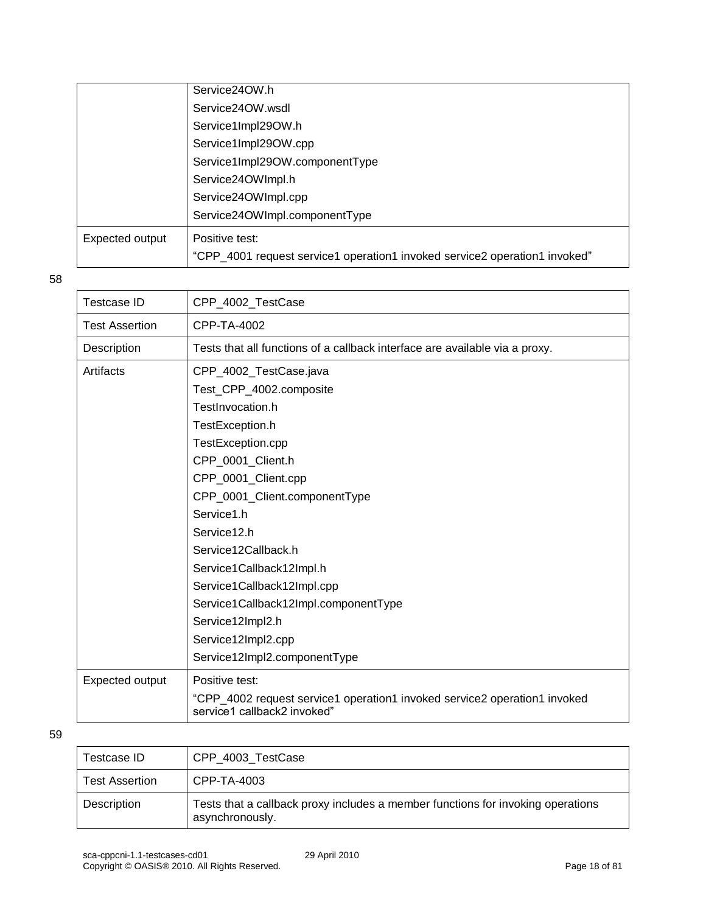| | |
|---|---|
| | Service24OW.h<br>Service24OW.wsdl<br>Service1Impl29OW.h<br>Service1Impl29OW.cpp<br>Service1Impl29OW.componentType<br>Service24OWImpl.h<br>Service24OWImpl.cpp<br>Service24OWImpl.componentType |
| Expected output | Positive test:<br>"CPP_4001 request service1 operation1 invoked service2 operation1 invoked" |

58

| Testcase ID | CPP_4002_TestCase |
|---|---|
| Test Assertion | CPP-TA-4002 |
| Description | Tests that all functions of a callback interface are available via a proxy. |
| Artifacts | CPP_4002_TestCase.java<br>Test_CPP_4002.composite<br>TestInvocation.h<br>TestException.h<br>TestException.cpp<br>CPP_0001_Client.h<br>CPP_0001_Client.cpp<br>CPP_0001_Client.componentType<br>Service1.h<br>Service12.h<br>Service12Callback.h<br>Service1Callback12Impl.h<br>Service1Callback12Impl.cpp<br>Service1Callback12Impl.componentType<br>Service12Impl2.h<br>Service12Impl2.cpp<br>Service12Impl2.componentType |
| Expected output | Positive test:<br>"CPP_4002 request service1 operation1 invoked service2 operation1 invoked service1 callback2 invoked" |

59

| Testcase ID | CPP_4003_TestCase |
|---|---|
| Test Assertion | CPP-TA-4003 |
| Description | Tests that a callback proxy includes a member functions for invoking operations asynchronously. |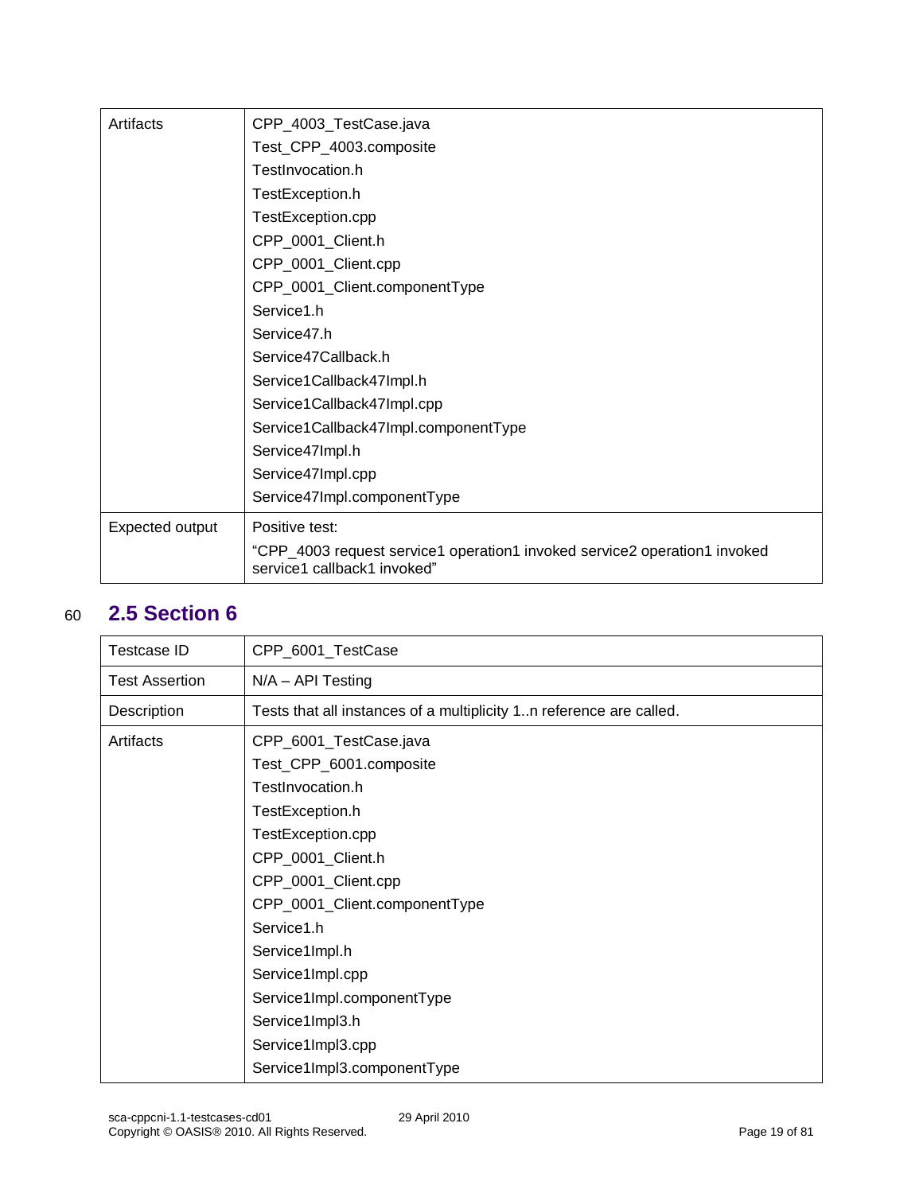| Artifacts | CPP_4003_TestCase.java<br>Test_CPP_4003.composite<br>TestInvocation.h<br>TestException.h<br>TestException.cpp<br>CPP_0001_Client.h<br>CPP_0001_Client.cpp<br>CPP_0001_Client.componentType<br>Service1.h<br>Service47.h<br>Service47Callback.h<br>Service1Callback47Impl.h<br>Service1Callback47Impl.cpp<br>Service1Callback47Impl.componentType<br>Service47Impl.h<br>Service47Impl.cpp<br>Service47Impl.componentType |
|---|---|
| Expected output | Positive test:<br>"CPP_4003 request service1 operation1 invoked service2 operation1 invoked service1 callback1 invoked" |

## 2.5 Section 6

| Testcase ID | CPP_6001_TestCase |
|---|---|
| Test Assertion | N/A – API Testing |
| Description | Tests that all instances of a multiplicity 1..n reference are called. |
| Artifacts | CPP_6001_TestCase.java<br>Test_CPP_6001.composite<br>TestInvocation.h<br>TestException.h<br>TestException.cpp<br>CPP_0001_Client.h<br>CPP_0001_Client.cpp<br>CPP_0001_Client.componentType<br>Service1.h<br>Service1Impl.h<br>Service1Impl.cpp<br>Service1Impl.componentType<br>Service1Impl3.h<br>Service1Impl3.cpp<br>Service1Impl3.componentType |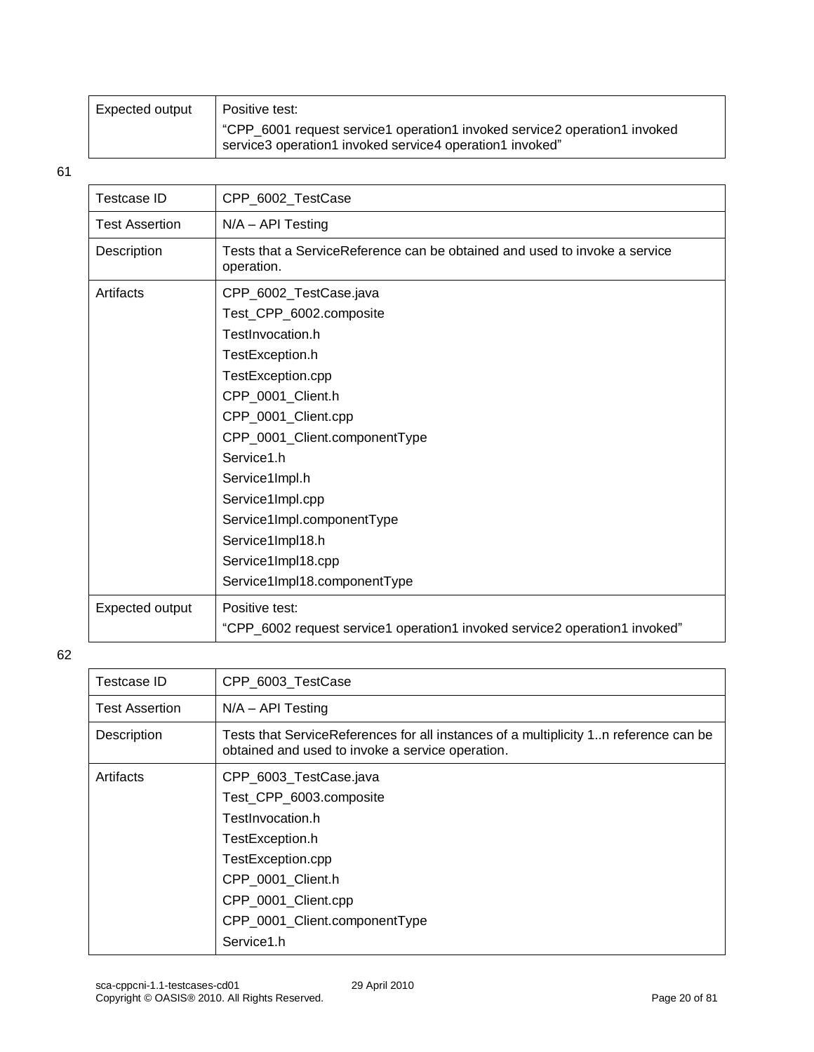| Expected output | Positive test:<br>"CPP_6001 request service1 operation1 invoked service2 operation1 invoked service3 operation1 invoked service4 operation1 invoked" |
|---|---|

61

| Testcase ID | CPP_6002_TestCase |
|---|---|
| Test Assertion | N/A – API Testing |
| Description | Tests that a ServiceReference can be obtained and used to invoke a service operation. |
| Artifacts | CPP_6002_TestCase.java<br>Test_CPP_6002.composite<br>TestInvocation.h<br>TestException.h<br>TestException.cpp<br>CPP_0001_Client.h<br>CPP_0001_Client.cpp<br>CPP_0001_Client.componentType<br>Service1.h<br>Service1Impl.h<br>Service1Impl.cpp<br>Service1Impl.componentType<br>Service1Impl18.h<br>Service1Impl18.cpp<br>Service1Impl18.componentType |
| Expected output | Positive test:<br>"CPP_6002 request service1 operation1 invoked service2 operation1 invoked" |

62

| Testcase ID | CPP_6003_TestCase |
|---|---|
| Test Assertion | N/A – API Testing |
| Description | Tests that ServiceReferences for all instances of a multiplicity 1..n reference can be obtained and used to invoke a service operation. |
| Artifacts | CPP_6003_TestCase.java<br>Test_CPP_6003.composite<br>TestInvocation.h<br>TestException.h<br>TestException.cpp<br>CPP_0001_Client.h<br>CPP_0001_Client.cpp<br>CPP_0001_Client.componentType<br>Service1.h |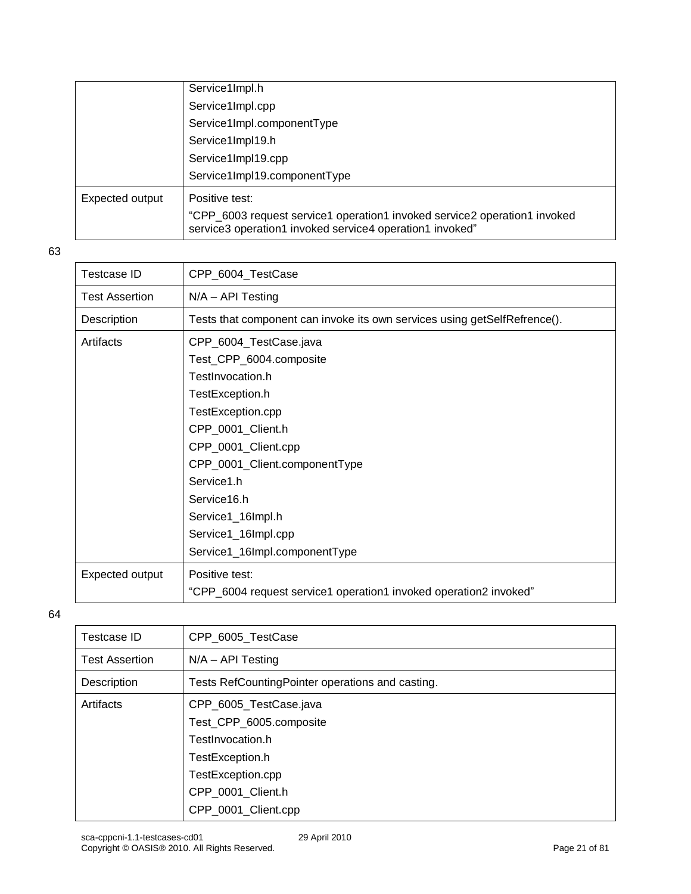| | Service1Impl.h<br>Service1Impl.cpp<br>Service1Impl.componentType<br>Service1Impl19.h<br>Service1Impl19.cpp<br>Service1Impl19.componentType |
|---|---|
| Expected output | Positive test:<br>"CPP_6003 request service1 operation1 invoked service2 operation1 invoked service3 operation1 invoked service4 operation1 invoked" |

63

| Testcase ID | CPP_6004_TestCase |
|---|---|
| Test Assertion | N/A – API Testing |
| Description | Tests that component can invoke its own services using getSelfRefrence(). |
| Artifacts | CPP_6004_TestCase.java<br>Test_CPP_6004.composite<br>TestInvocation.h<br>TestException.h<br>TestException.cpp<br>CPP_0001_Client.h<br>CPP_0001_Client.cpp<br>CPP_0001_Client.componentType<br>Service1.h<br>Service16.h<br>Service1_16Impl.h<br>Service1_16Impl.cpp<br>Service1_16Impl.componentType |
| Expected output | Positive test:<br>"CPP_6004 request service1 operation1 invoked operation2 invoked" |

64

| Testcase ID | CPP_6005_TestCase |
|---|---|
| Test Assertion | N/A – API Testing |
| Description | Tests RefCountingPointer operations and casting. |
| Artifacts | CPP_6005_TestCase.java<br>Test_CPP_6005.composite<br>TestInvocation.h<br>TestException.h<br>TestException.cpp<br>CPP_0001_Client.h<br>CPP_0001_Client.cpp |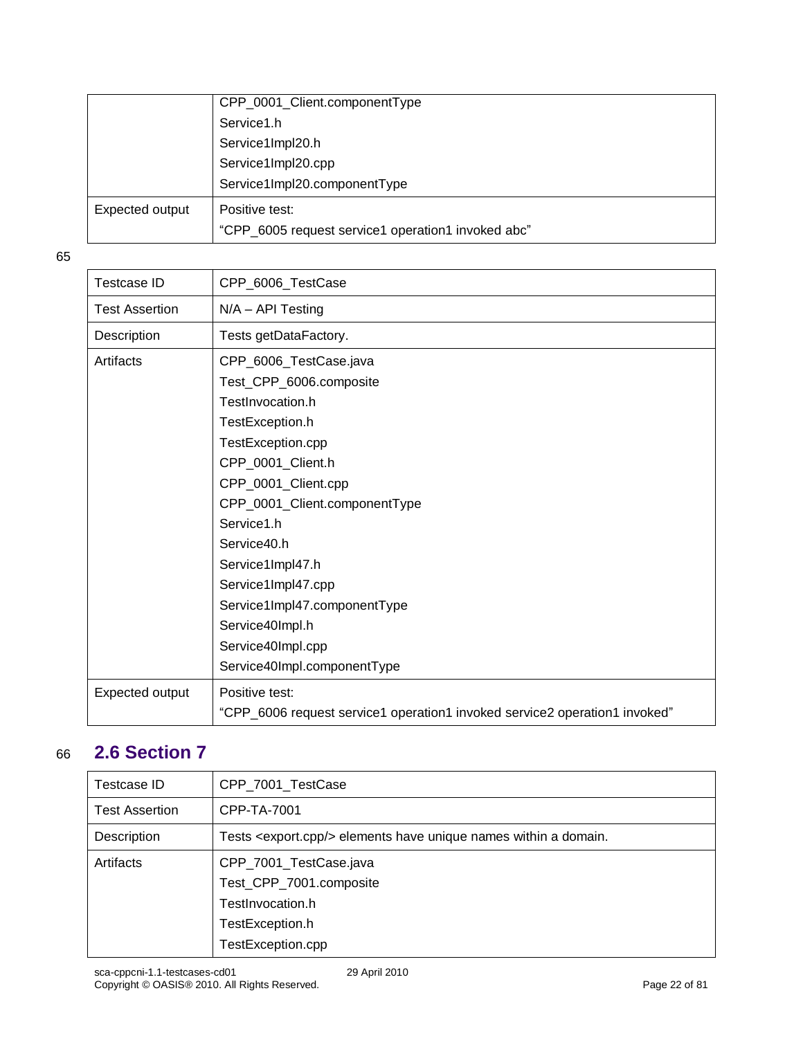| | |
|---|---|
| | CPP_0001_Client.componentType<br>Service1.h<br>Service1Impl20.h<br>Service1Impl20.cpp<br>Service1Impl20.componentType |
| Expected output | Positive test:<br>"CPP_6005 request service1 operation1 invoked abc" |

65

| | |
|---|---|
| Testcase ID | CPP_6006_TestCase |
| Test Assertion | N/A – API Testing |
| Description | Tests getDataFactory. |
| Artifacts | CPP_6006_TestCase.java<br>Test_CPP_6006.composite<br>TestInvocation.h<br>TestException.h<br>TestException.cpp<br>CPP_0001_Client.h<br>CPP_0001_Client.cpp<br>CPP_0001_Client.componentType<br>Service1.h<br>Service40.h<br>Service1Impl47.h<br>Service1Impl47.cpp<br>Service1Impl47.componentType<br>Service40Impl.h<br>Service40Impl.cpp<br>Service40Impl.componentType |
| Expected output | Positive test:<br>"CPP_6006 request service1 operation1 invoked service2 operation1 invoked" |

66

## 2.6 Section 7

| | |
|---|---|
| Testcase ID | CPP_7001_TestCase |
| Test Assertion | CPP-TA-7001 |
| Description | Tests <export.cpp/> elements have unique names within a domain. |
| Artifacts | CPP_7001_TestCase.java<br>Test_CPP_7001.composite<br>TestInvocation.h<br>TestException.h<br>TestException.cpp |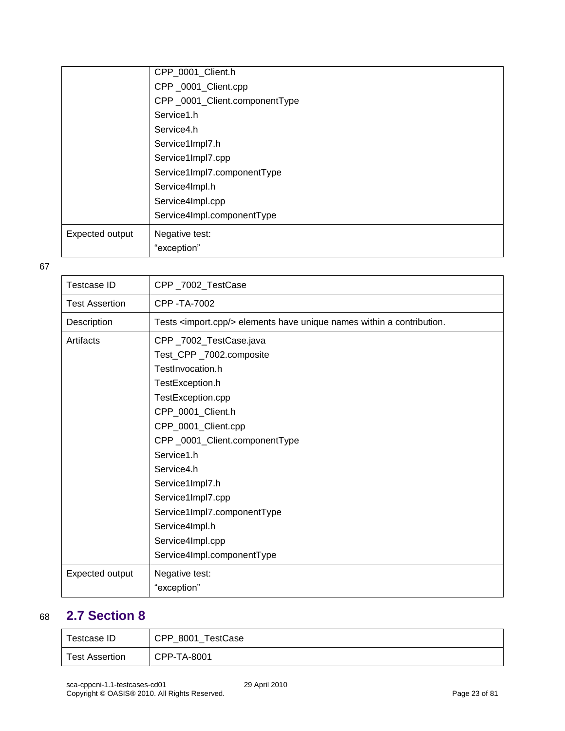| | |
|---|---|
| | CPP_0001_Client.h<br>CPP _0001_Client.cpp<br>CPP _0001_Client.componentType<br>Service1.h<br>Service4.h<br>Service1Impl7.h<br>Service1Impl7.cpp<br>Service1Impl7.componentType<br>Service4Impl.h<br>Service4Impl.cpp<br>Service4Impl.componentType |
| Expected output | Negative test:<br>"exception" |

67

| | |
|---|---|
| Testcase ID | CPP _7002_TestCase |
| Test Assertion | CPP -TA-7002 |
| Description | Tests <import.cpp/> elements have unique names within a contribution. |
| Artifacts | CPP _7002_TestCase.java<br>Test_CPP _7002.composite<br>TestInvocation.h<br>TestException.h<br>TestException.cpp<br>CPP_0001_Client.h<br>CPP_0001_Client.cpp<br>CPP _0001_Client.componentType<br>Service1.h<br>Service4.h<br>Service1Impl7.h<br>Service1Impl7.cpp<br>Service1Impl7.componentType<br>Service4Impl.h<br>Service4Impl.cpp<br>Service4Impl.componentType |
| Expected output | Negative test:<br>"exception" |

68

## 2.7 Section 8

| | |
|---|---|
| Testcase ID | CPP_8001_TestCase |
| Test Assertion | CPP-TA-8001 |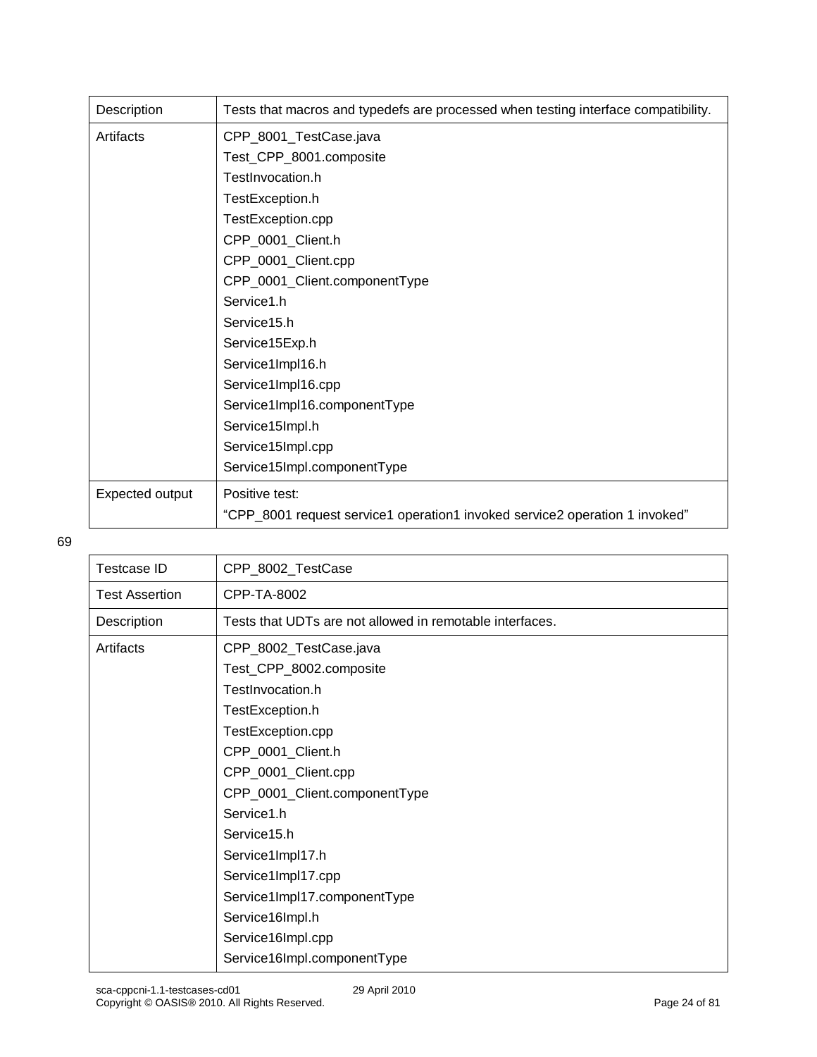| Description | Tests that macros and typedefs are processed when testing interface compatibility. |
|---|---|
| Artifacts | CPP_8001_TestCase.java<br>Test_CPP_8001.composite<br>TestInvocation.h<br>TestException.h<br>TestException.cpp<br>CPP_0001_Client.h<br>CPP_0001_Client.cpp<br>CPP_0001_Client.componentType<br>Service1.h<br>Service15.h<br>Service15Exp.h<br>Service1Impl16.h<br>Service1Impl16.cpp<br>Service1Impl16.componentType<br>Service15Impl.h<br>Service15Impl.cpp<br>Service15Impl.componentType |
| Expected output | Positive test:<br>“CPP_8001 request service1 operation1 invoked service2 operation 1 invoked” |

69

| Testcase ID | CPP_8002_TestCase |
|---|---|
| Test Assertion | CPP-TA-8002 |
| Description | Tests that UDTs are not allowed in remotable interfaces. |
| Artifacts | CPP_8002_TestCase.java<br>Test_CPP_8002.composite<br>TestInvocation.h<br>TestException.h<br>TestException.cpp<br>CPP_0001_Client.h<br>CPP_0001_Client.cpp<br>CPP_0001_Client.componentType<br>Service1.h<br>Service15.h<br>Service1Impl17.h<br>Service1Impl17.cpp<br>Service1Impl17.componentType<br>Service16Impl.h<br>Service16Impl.cpp<br>Service16Impl.componentType |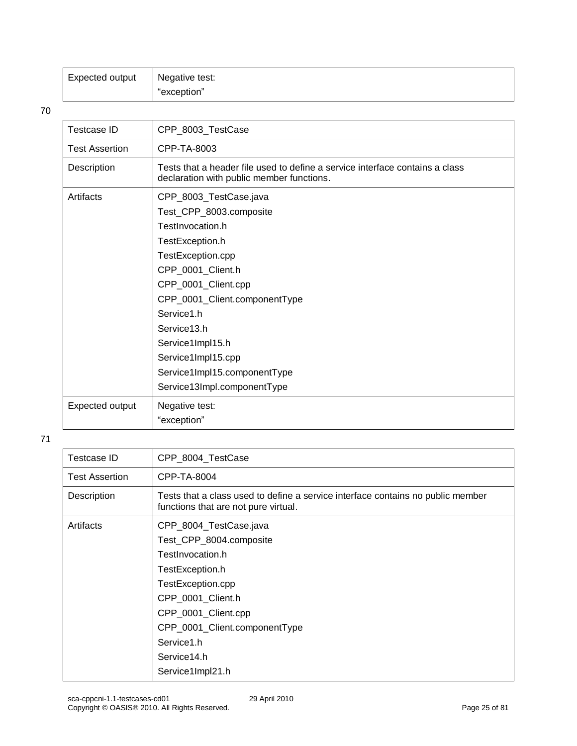| Expected output | Negative test:<br>"exception" |
|---|---|

70

| Testcase ID | CPP_8003_TestCase |
|---|---|
| Test Assertion | CPP-TA-8003 |
| Description | Tests that a header file used to define a service interface contains a class declaration with public member functions. |
| Artifacts | CPP_8003_TestCase.java<br>Test_CPP_8003.composite<br>TestInvocation.h<br>TestException.h<br>TestException.cpp<br>CPP_0001_Client.h<br>CPP_0001_Client.cpp<br>CPP_0001_Client.componentType<br>Service1.h<br>Service13.h<br>Service1Impl15.h<br>Service1Impl15.cpp<br>Service1Impl15.componentType<br>Service13Impl.componentType |
| Expected output | Negative test:<br>"exception" |

71

| Testcase ID | CPP_8004_TestCase |
|---|---|
| Test Assertion | CPP-TA-8004 |
| Description | Tests that a class used to define a service interface contains no public member functions that are not pure virtual. |
| Artifacts | CPP_8004_TestCase.java<br>Test_CPP_8004.composite<br>TestInvocation.h<br>TestException.h<br>TestException.cpp<br>CPP_0001_Client.h<br>CPP_0001_Client.cpp<br>CPP_0001_Client.componentType<br>Service1.h<br>Service14.h<br>Service1Impl21.h |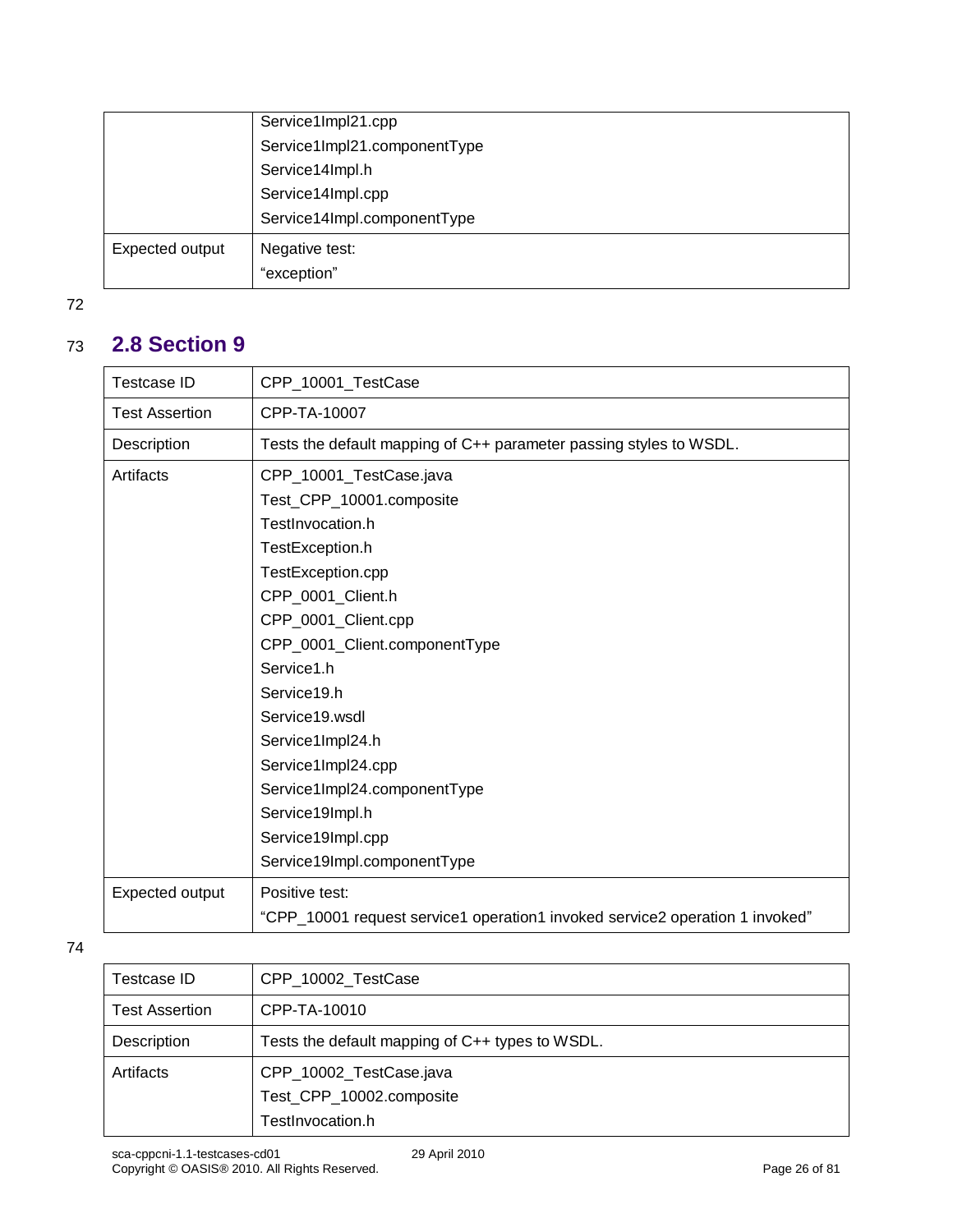| | |
|---|---|
| | Service1Impl21.cpp<br>Service1Impl21.componentType<br>Service14Impl.h<br>Service14Impl.cpp<br>Service14Impl.componentType |
| Expected output | Negative test:<br>"exception" |

## 2.8 Section 9

| | |
|---|---|
| Testcase ID | CPP_10001_TestCase |
| Test Assertion | CPP-TA-10007 |
| Description | Tests the default mapping of C++ parameter passing styles to WSDL. |
| Artifacts | CPP_10001_TestCase.java<br>Test_CPP_10001.composite<br>TestInvocation.h<br>TestException.h<br>TestException.cpp<br>CPP_0001_Client.h<br>CPP_0001_Client.cpp<br>CPP_0001_Client.componentType<br>Service1.h<br>Service19.h<br>Service19.wsdl<br>Service1Impl24.h<br>Service1Impl24.cpp<br>Service1Impl24.componentType<br>Service19Impl.h<br>Service19Impl.cpp<br>Service19Impl.componentType |
| Expected output | Positive test:<br>"CPP_10001 request service1 operation1 invoked service2 operation 1 invoked" |

| | |
|---|---|
| Testcase ID | CPP_10002_TestCase |
| Test Assertion | CPP-TA-10010 |
| Description | Tests the default mapping of C++ types to WSDL. |
| Artifacts | CPP_10002_TestCase.java<br>Test_CPP_10002.composite<br>TestInvocation.h |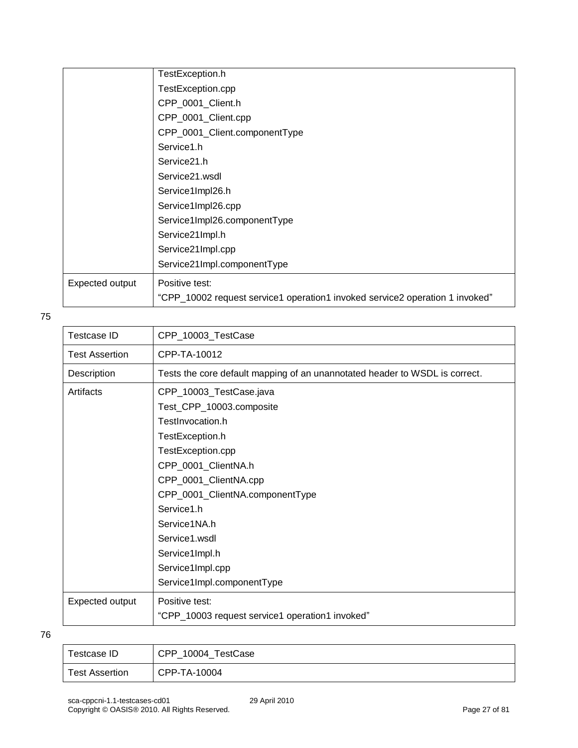| | |
|---|---|
| | TestException.h<br>TestException.cpp<br>CPP_0001_Client.h<br>CPP_0001_Client.cpp<br>CPP_0001_Client.componentType<br>Service1.h<br>Service21.h<br>Service21.wsdl<br>Service1Impl26.h<br>Service1Impl26.cpp<br>Service1Impl26.componentType<br>Service21Impl.h<br>Service21Impl.cpp<br>Service21Impl.componentType |
| Expected output | Positive test:<br>“CPP_10002 request service1 operation1 invoked service2 operation 1 invoked” |

75

| Testcase ID | CPP_10003_TestCase |
|---|---|
| Test Assertion | CPP-TA-10012 |
| Description | Tests the core default mapping of an unannotated header to WSDL is correct. |
| Artifacts | CPP_10003_TestCase.java<br>Test_CPP_10003.composite<br>TestInvocation.h<br>TestException.h<br>TestException.cpp<br>CPP_0001_ClientNA.h<br>CPP_0001_ClientNA.cpp<br>CPP_0001_ClientNA.componentType<br>Service1.h<br>Service1NA.h<br>Service1.wsdl<br>Service1Impl.h<br>Service1Impl.cpp<br>Service1Impl.componentType |
| Expected output | Positive test:<br>“CPP_10003 request service1 operation1 invoked” |

76

| Testcase ID | CPP_10004_TestCase |
|---|---|
| Test Assertion | CPP-TA-10004 |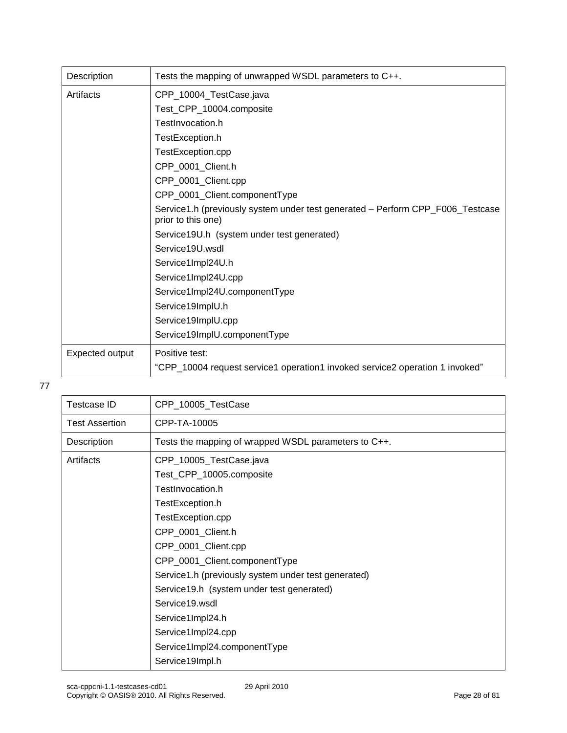| | |
|---|---|
| Description | Tests the mapping of unwrapped WSDL parameters to C++. |
| Artifacts | CPP_10004_TestCase.java<br>Test_CPP_10004.composite<br>TestInvocation.h<br>TestException.h<br>TestException.cpp<br>CPP_0001_Client.h<br>CPP_0001_Client.cpp<br>CPP_0001_Client.componentType<br>Service1.h (previously system under test generated – Perform CPP_F006_Testcase prior to this one)<br>Service19U.h (system under test generated)<br>Service19U.wsdl<br>Service1Impl24U.h<br>Service1Impl24U.cpp<br>Service1Impl24U.componentType<br>Service19ImplU.h<br>Service19ImplU.cpp<br>Service19ImplU.componentType |
| Expected output | Positive test:<br>"CPP_10004 request service1 operation1 invoked service2 operation 1 invoked" |

77

| Testcase ID | CPP_10005_TestCase |
|---|---|
| Test Assertion | CPP-TA-10005 |
| Description | Tests the mapping of wrapped WSDL parameters to C++. |
| Artifacts | CPP_10005_TestCase.java<br>Test_CPP_10005.composite<br>TestInvocation.h<br>TestException.h<br>TestException.cpp<br>CPP_0001_Client.h<br>CPP_0001_Client.cpp<br>CPP_0001_Client.componentType<br>Service1.h (previously system under test generated)<br>Service19.h (system under test generated)<br>Service19.wsdl<br>Service1Impl24.h<br>Service1Impl24.cpp<br>Service1Impl24.componentType<br>Service19Impl.h |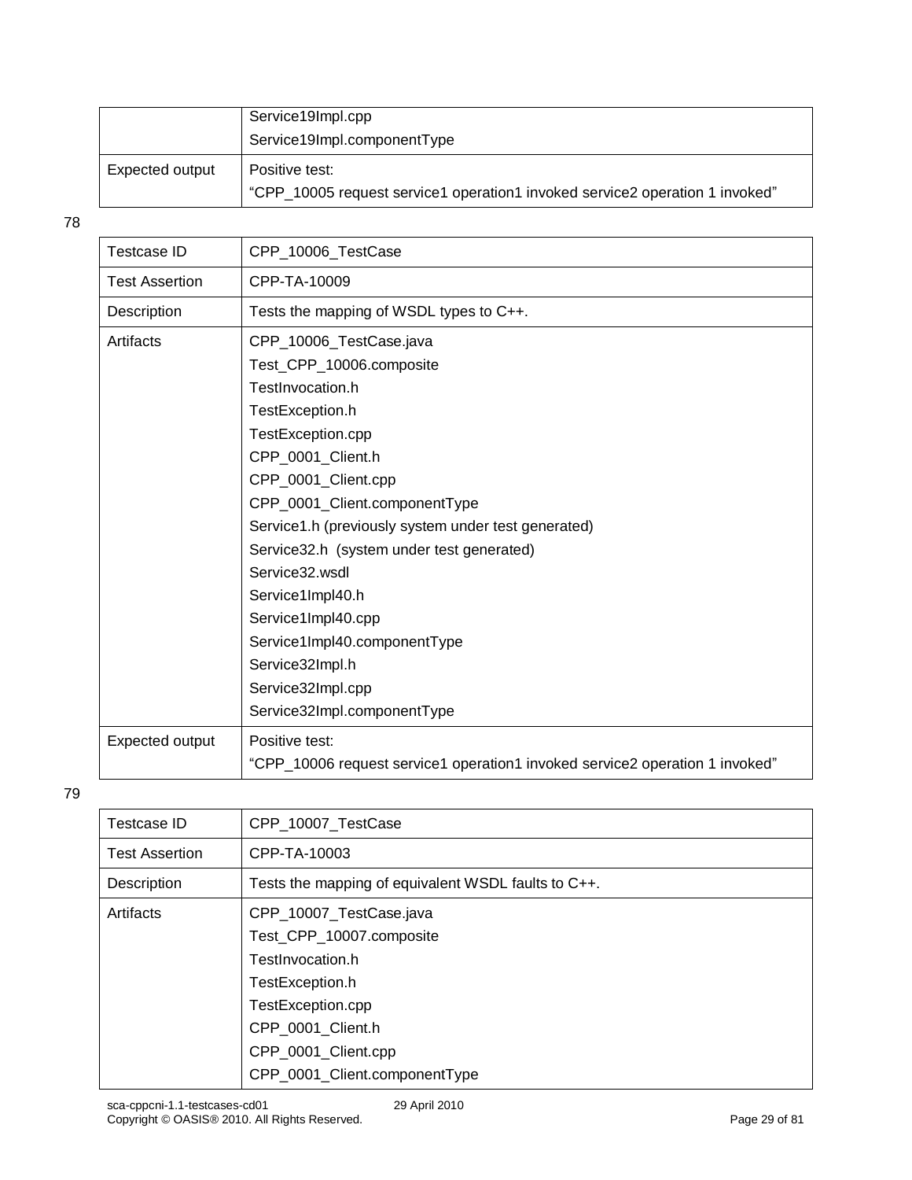| | |
|---|---|
| | Service19Impl.cpp<br>Service19Impl.componentType |
| Expected output | Positive test:<br>“CPP_10005 request service1 operation1 invoked service2 operation 1 invoked” |

78

| | |
|---|---|
| Testcase ID | CPP_10006_TestCase |
| Test Assertion | CPP-TA-10009 |
| Description | Tests the mapping of WSDL types to C++. |
| Artifacts | CPP_10006_TestCase.java<br>Test_CPP_10006.composite<br>TestInvocation.h<br>TestException.h<br>TestException.cpp<br>CPP_0001_Client.h<br>CPP_0001_Client.cpp<br>CPP_0001_Client.componentType<br>Service1.h (previously system under test generated)<br>Service32.h (system under test generated)<br>Service32.wsdl<br>Service1Impl40.h<br>Service1Impl40.cpp<br>Service1Impl40.componentType<br>Service32Impl.h<br>Service32Impl.cpp<br>Service32Impl.componentType |
| Expected output | Positive test:<br>“CPP_10006 request service1 operation1 invoked service2 operation 1 invoked” |

79

| | |
|---|---|
| Testcase ID | CPP_10007_TestCase |
| Test Assertion | CPP-TA-10003 |
| Description | Tests the mapping of equivalent WSDL faults to C++. |
| Artifacts | CPP_10007_TestCase.java<br>Test_CPP_10007.composite<br>TestInvocation.h<br>TestException.h<br>TestException.cpp<br>CPP_0001_Client.h<br>CPP_0001_Client.cpp<br>CPP_0001_Client.componentType |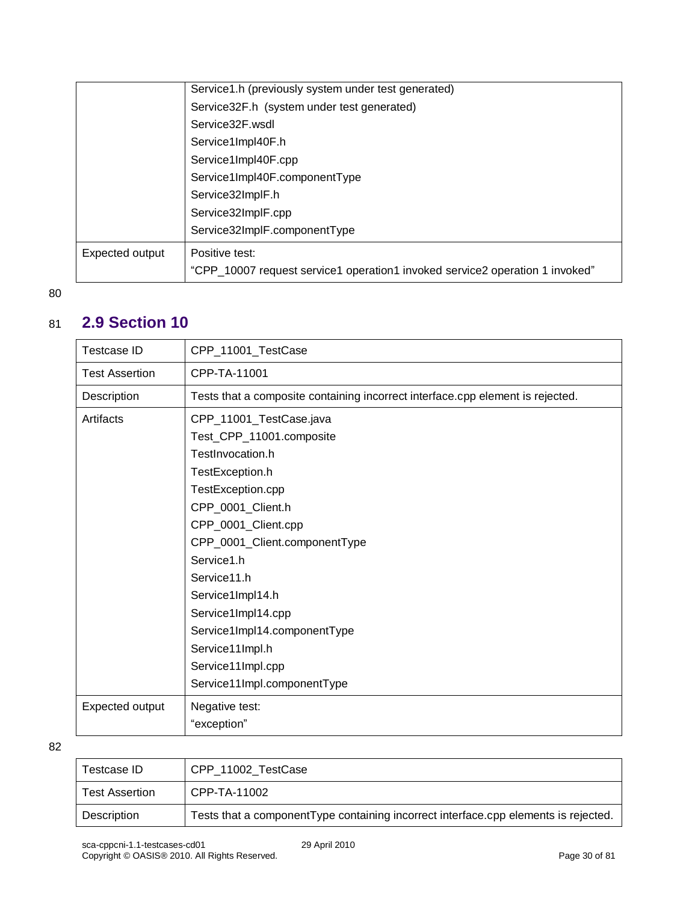| | |
|---|---|
| | Service1.h (previously system under test generated)<br>Service32F.h (system under test generated)<br>Service32F.wsdl<br>Service1Impl40F.h<br>Service1Impl40F.cpp<br>Service1Impl40F.componentType<br>Service32ImplF.h<br>Service32ImplF.cpp<br>Service32ImplF.componentType |
| Expected output | Positive test:<br>"CPP_10007 request service1 operation1 invoked service2 operation 1 invoked" |

## 2.9 Section 10

| | |
|---|---|
| Testcase ID | CPP_11001_TestCase |
| Test Assertion | CPP-TA-11001 |
| Description | Tests that a composite containing incorrect interface.cpp element is rejected. |
| Artifacts | CPP_11001_TestCase.java<br>Test_CPP_11001.composite<br>TestInvocation.h<br>TestException.h<br>TestException.cpp<br>CPP_0001_Client.h<br>CPP_0001_Client.cpp<br>CPP_0001_Client.componentType<br>Service1.h<br>Service11.h<br>Service1Impl14.h<br>Service1Impl14.cpp<br>Service1Impl14.componentType<br>Service11Impl.h<br>Service11Impl.cpp<br>Service11Impl.componentType |
| Expected output | Negative test:<br>"exception" |

| | |
|---|---|
| Testcase ID | CPP_11002_TestCase |
| Test Assertion | CPP-TA-11002 |
| Description | Tests that a componentType containing incorrect interface.cpp elements is rejected. |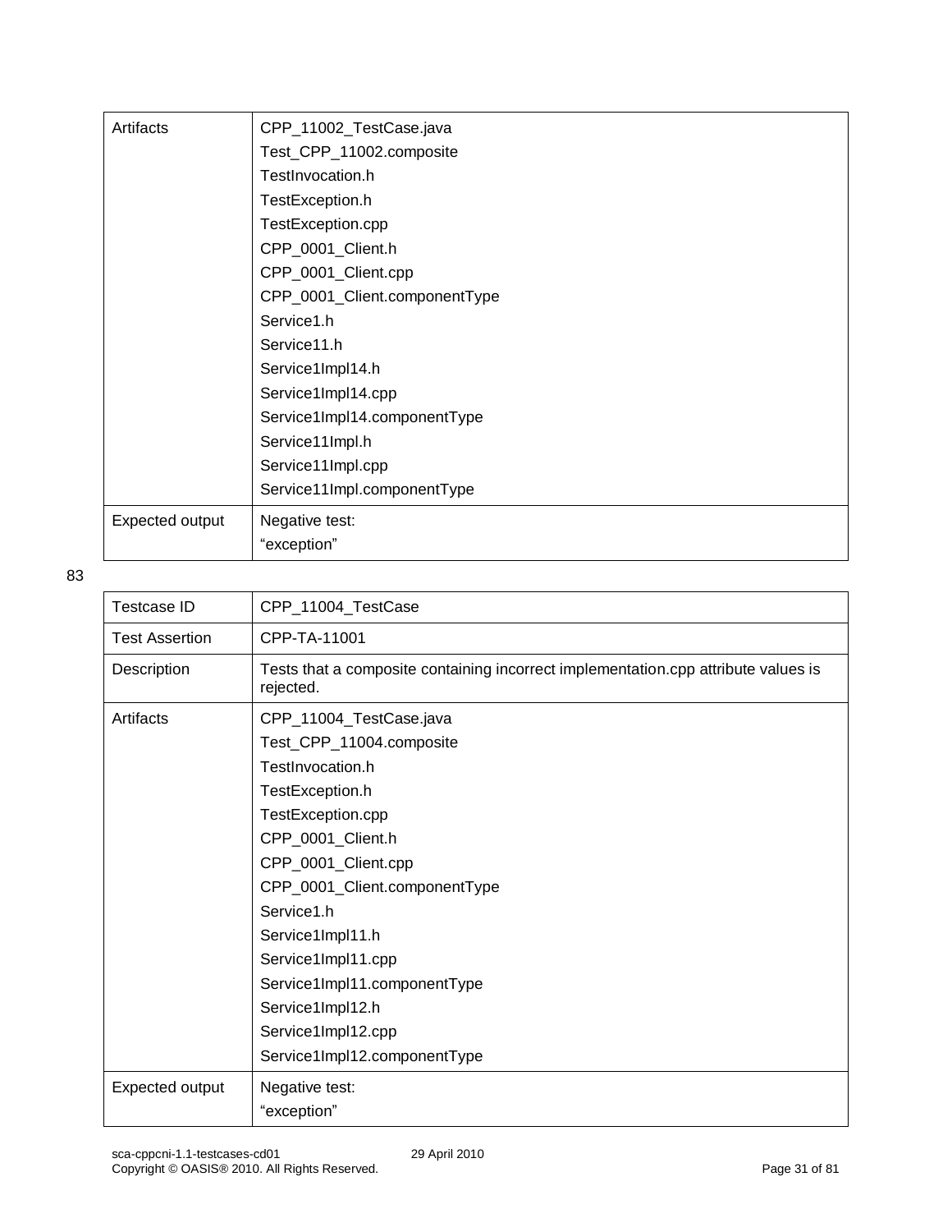| | |
|---|---|
| Artifacts | CPP_11002_TestCase.java<br>Test_CPP_11002.composite<br>TestInvocation.h<br>TestException.h<br>TestException.cpp<br>CPP_0001_Client.h<br>CPP_0001_Client.cpp<br>CPP_0001_Client.componentType<br>Service1.h<br>Service11.h<br>Service1Impl14.h<br>Service1Impl14.cpp<br>Service1Impl14.componentType<br>Service11Impl.h<br>Service11Impl.cpp<br>Service11Impl.componentType |
| Expected output | Negative test:<br>“exception” |

83

| | |
|---|---|
| Testcase ID | CPP_11004_TestCase |
| Test Assertion | CPP-TA-11001 |
| Description | Tests that a composite containing incorrect implementation.cpp attribute values is rejected. |
| Artifacts | CPP_11004_TestCase.java<br>Test_CPP_11004.composite<br>TestInvocation.h<br>TestException.h<br>TestException.cpp<br>CPP_0001_Client.h<br>CPP_0001_Client.cpp<br>CPP_0001_Client.componentType<br>Service1.h<br>Service1Impl11.h<br>Service1Impl11.cpp<br>Service1Impl11.componentType<br>Service1Impl12.h<br>Service1Impl12.cpp<br>Service1Impl12.componentType |
| Expected output | Negative test:<br>“exception” |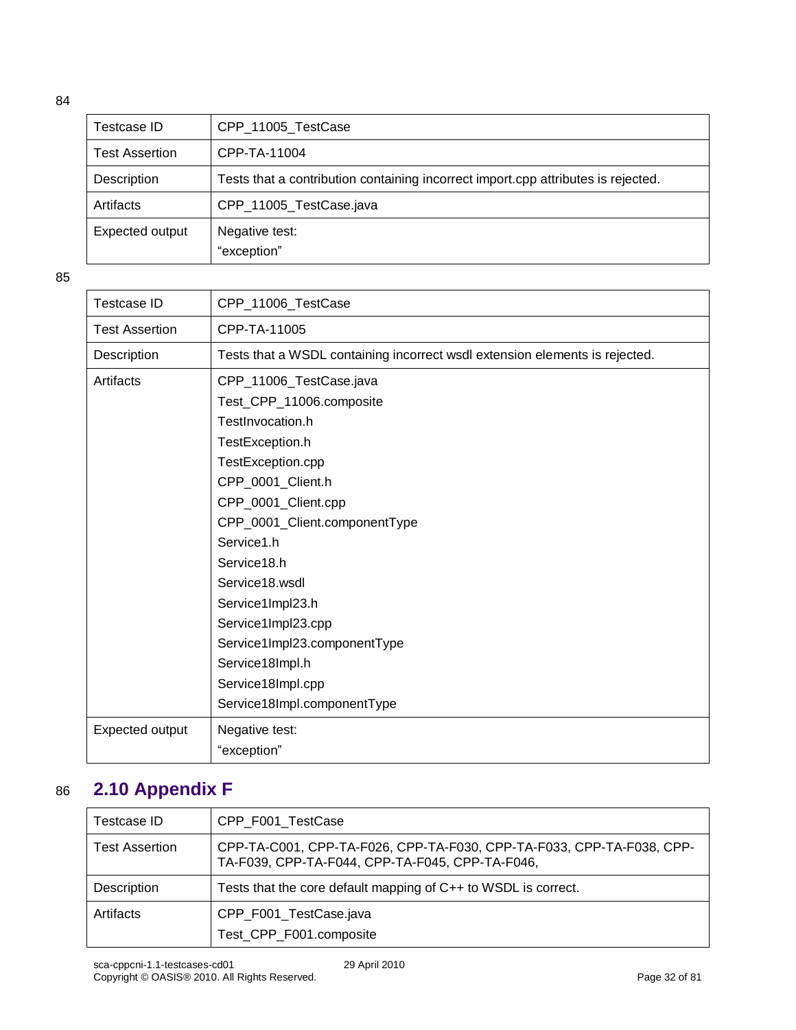84

| Testcase ID | CPP_11005_TestCase |
|---|---|
| Test Assertion | CPP-TA-11004 |
| Description | Tests that a contribution containing incorrect import.cpp attributes is rejected. |
| Artifacts | CPP_11005_TestCase.java |
| Expected output | Negative test:<br>"exception" |

85

| Testcase ID | CPP_11006_TestCase |
|---|---|
| Test Assertion | CPP-TA-11005 |
| Description | Tests that a WSDL containing incorrect wsdl extension elements is rejected. |
| Artifacts | CPP_11006_TestCase.java<br>Test_CPP_11006.composite<br>TestInvocation.h<br>TestException.h<br>TestException.cpp<br>CPP_0001_Client.h<br>CPP_0001_Client.cpp<br>CPP_0001_Client.componentType<br>Service1.h<br>Service18.h<br>Service18.wsdl<br>Service1Impl23.h<br>Service1Impl23.cpp<br>Service1Impl23.componentType<br>Service18Impl.h<br>Service18Impl.cpp<br>Service18Impl.componentType |
| Expected output | Negative test:<br>"exception" |

86

## 2.10 Appendix F

| Testcase ID | CPP_F001_TestCase |
|---|---|
| Test Assertion | CPP-TA-C001, CPP-TA-F026, CPP-TA-F030, CPP-TA-F033, CPP-TA-F038, CPP-TA-F039, CPP-TA-F044, CPP-TA-F045, CPP-TA-F046, |
| Description | Tests that the core default mapping of C++ to WSDL is correct. |
| Artifacts | CPP_F001_TestCase.java<br>Test_CPP_F001.composite |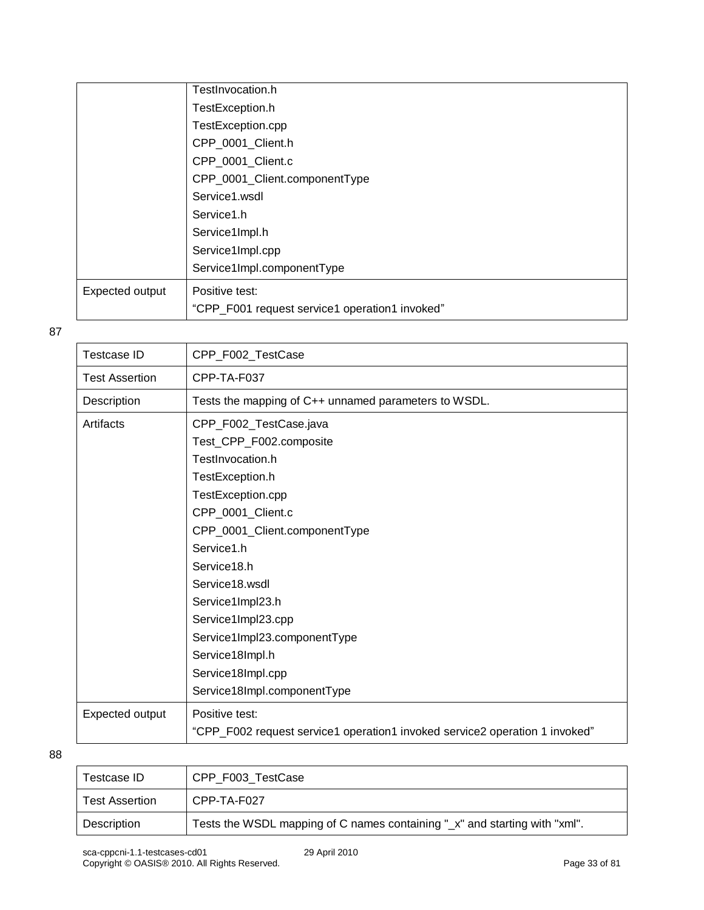| | |
|---|---|
| | TestInvocation.h<br>TestException.h<br>TestException.cpp<br>CPP_0001_Client.h<br>CPP_0001_Client.c<br>CPP_0001_Client.componentType<br>Service1.wsdl<br>Service1.h<br>Service1Impl.h<br>Service1Impl.cpp<br>Service1Impl.componentType |
| Expected output | Positive test:<br>“CPP_F001 request service1 operation1 invoked” |

87

| Testcase ID | CPP_F002_TestCase |
|---|---|
| Test Assertion | CPP-TA-F037 |
| Description | Tests the mapping of C++ unnamed parameters to WSDL. |
| Artifacts | CPP_F002_TestCase.java<br>Test_CPP_F002.composite<br>TestInvocation.h<br>TestException.h<br>TestException.cpp<br>CPP_0001_Client.c<br>CPP_0001_Client.componentType<br>Service1.h<br>Service18.h<br>Service18.wsdl<br>Service1Impl23.h<br>Service1Impl23.cpp<br>Service1Impl23.componentType<br>Service18Impl.h<br>Service18Impl.cpp<br>Service18Impl.componentType |
| Expected output | Positive test:<br>“CPP_F002 request service1 operation1 invoked service2 operation 1 invoked” |

88

| Testcase ID | CPP_F003_TestCase |
|---|---|
| Test Assertion | CPP-TA-F027 |
| Description | Tests the WSDL mapping of C names containing "_x" and starting with "xml". |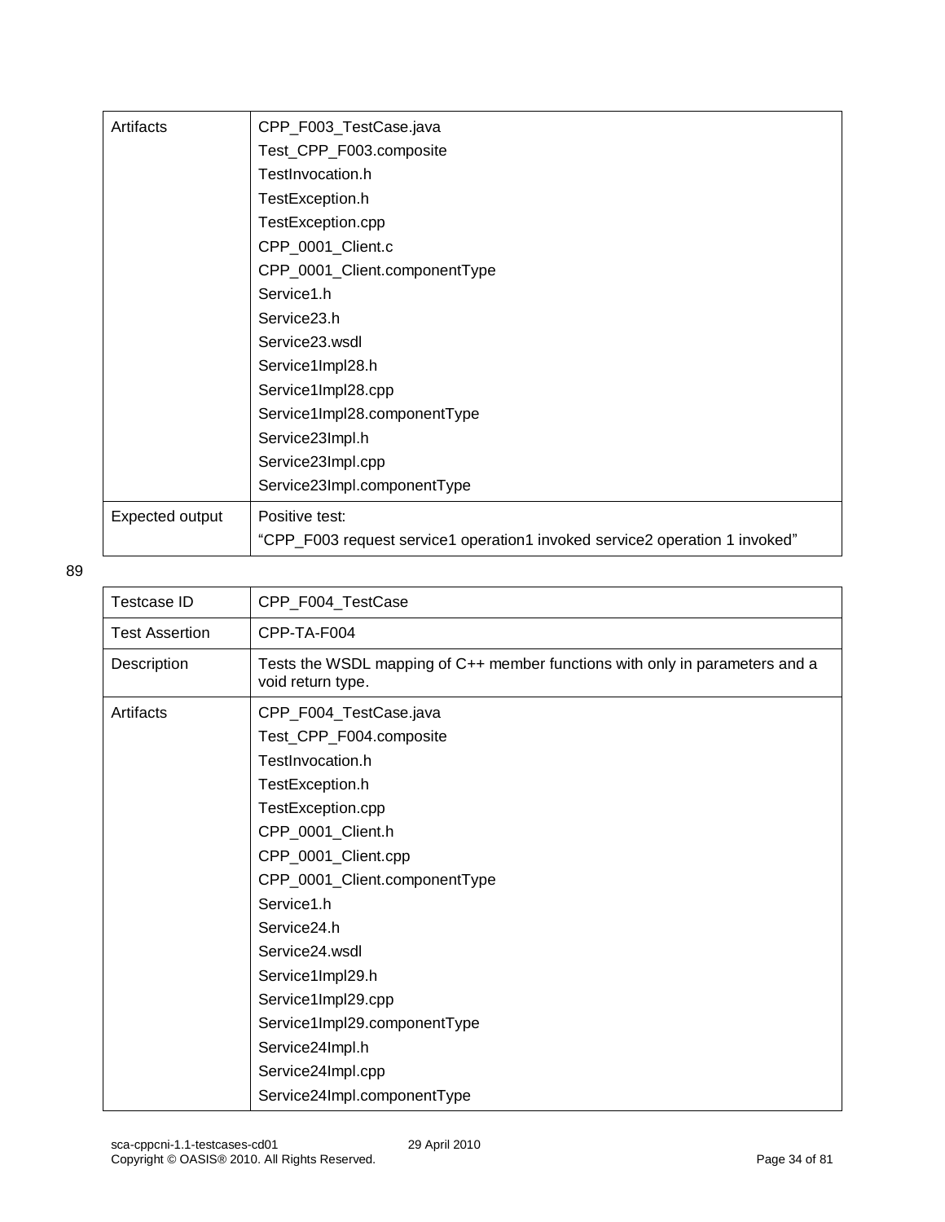| | |
|---|---|
| Artifacts | CPP_F003_TestCase.java<br>Test_CPP_F003.composite<br>TestInvocation.h<br>TestException.h<br>TestException.cpp<br>CPP_0001_Client.c<br>CPP_0001_Client.componentType<br>Service1.h<br>Service23.h<br>Service23.wsdl<br>Service1Impl28.h<br>Service1Impl28.cpp<br>Service1Impl28.componentType<br>Service23Impl.h<br>Service23Impl.cpp<br>Service23Impl.componentType |
| Expected output | Positive test:<br>“CPP_F003 request service1 operation1 invoked service2 operation 1 invoked” |

89

| | |
|---|---|
| Testcase ID | CPP_F004_TestCase |
| Test Assertion | CPP-TA-F004 |
| Description | Tests the WSDL mapping of C++ member functions with only in parameters and a void return type. |
| Artifacts | CPP_F004_TestCase.java<br>Test_CPP_F004.composite<br>TestInvocation.h<br>TestException.h<br>TestException.cpp<br>CPP_0001_Client.h<br>CPP_0001_Client.cpp<br>CPP_0001_Client.componentType<br>Service1.h<br>Service24.h<br>Service24.wsdl<br>Service1Impl29.h<br>Service1Impl29.cpp<br>Service1Impl29.componentType<br>Service24Impl.h<br>Service24Impl.cpp<br>Service24Impl.componentType |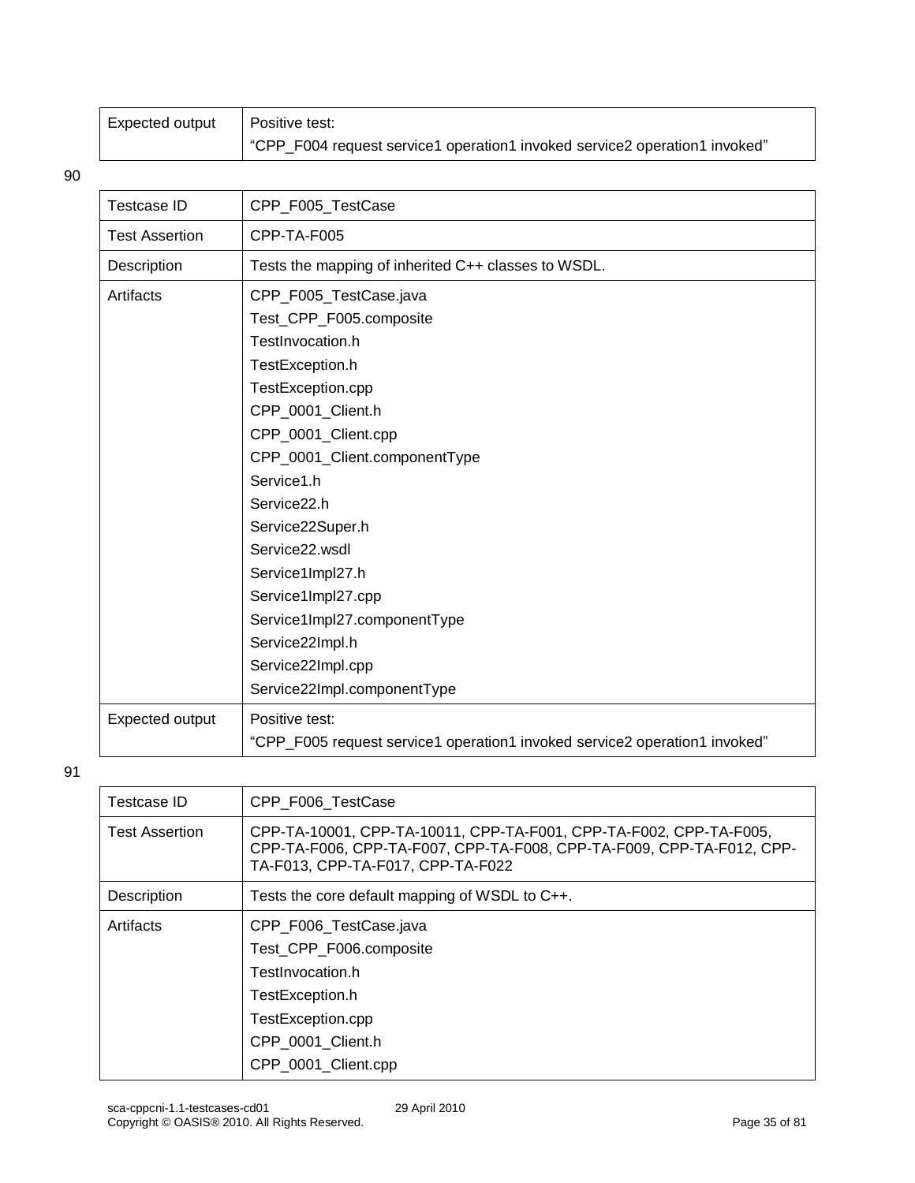| Expected output | Positive test:<br>"CPP_F004 request service1 operation1 invoked service2 operation1 invoked" |
|---|---|

90

| Testcase ID | CPP_F005_TestCase |
|---|---|
| Test Assertion | CPP-TA-F005 |
| Description | Tests the mapping of inherited C++ classes to WSDL. |
| Artifacts | CPP_F005_TestCase.java<br>Test_CPP_F005.composite<br>TestInvocation.h<br>TestException.h<br>TestException.cpp<br>CPP_0001_Client.h<br>CPP_0001_Client.cpp<br>CPP_0001_Client.componentType<br>Service1.h<br>Service22.h<br>Service22Super.h<br>Service22.wsdl<br>Service1Impl27.h<br>Service1Impl27.cpp<br>Service1Impl27.componentType<br>Service22Impl.h<br>Service22Impl.cpp<br>Service22Impl.componentType |
| Expected output | Positive test:<br>"CPP_F005 request service1 operation1 invoked service2 operation1 invoked" |

91

| Testcase ID | CPP_F006_TestCase |
|---|---|
| Test Assertion | CPP-TA-10001, CPP-TA-10011, CPP-TA-F001, CPP-TA-F002, CPP-TA-F005, CPP-TA-F006, CPP-TA-F007, CPP-TA-F008, CPP-TA-F009, CPP-TA-F012, CPP-TA-F013, CPP-TA-F017, CPP-TA-F022 |
| Description | Tests the core default mapping of WSDL to C++. |
| Artifacts | CPP_F006_TestCase.java<br>Test_CPP_F006.composite<br>TestInvocation.h<br>TestException.h<br>TestException.cpp<br>CPP_0001_Client.h<br>CPP_0001_Client.cpp |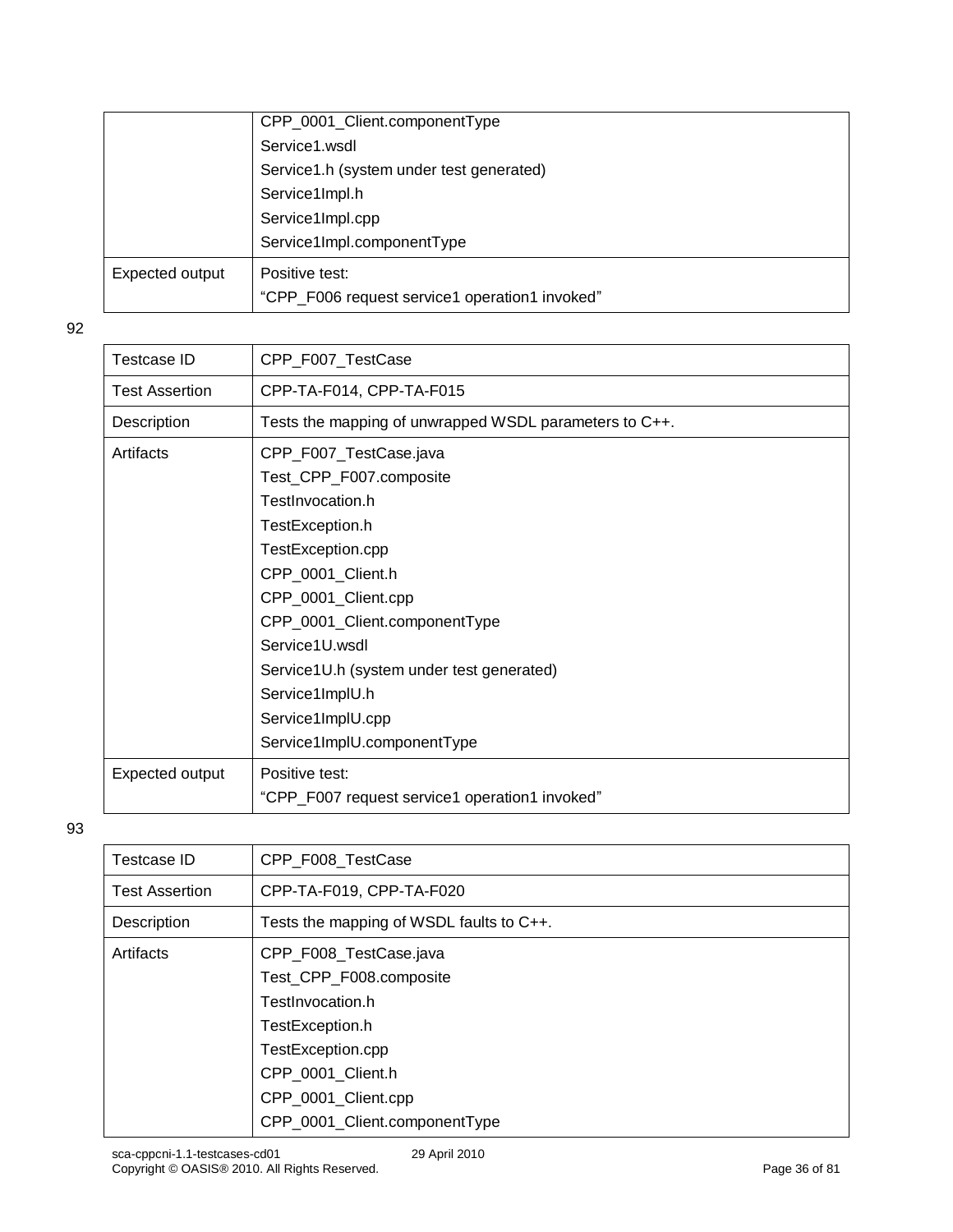| | |
|---|---|
| | CPP_0001_Client.componentType<br>Service1.wsdl<br>Service1.h (system under test generated)<br>Service1Impl.h<br>Service1Impl.cpp<br>Service1Impl.componentType |
| Expected output | Positive test:<br>"CPP_F006 request service1 operation1 invoked" |

92

| Testcase ID | CPP_F007_TestCase |
|---|---|
| Test Assertion | CPP-TA-F014, CPP-TA-F015 |
| Description | Tests the mapping of unwrapped WSDL parameters to C++. |
| Artifacts | CPP_F007_TestCase.java<br>Test_CPP_F007.composite<br>TestInvocation.h<br>TestException.h<br>TestException.cpp<br>CPP_0001_Client.h<br>CPP_0001_Client.cpp<br>CPP_0001_Client.componentType<br>Service1U.wsdl<br>Service1U.h (system under test generated)<br>Service1ImplU.h<br>Service1ImplU.cpp<br>Service1ImplU.componentType |
| Expected output | Positive test:<br>"CPP_F007 request service1 operation1 invoked" |

93

| Testcase ID | CPP_F008_TestCase |
|---|---|
| Test Assertion | CPP-TA-F019, CPP-TA-F020 |
| Description | Tests the mapping of WSDL faults to C++. |
| Artifacts | CPP_F008_TestCase.java<br>Test_CPP_F008.composite<br>TestInvocation.h<br>TestException.h<br>TestException.cpp<br>CPP_0001_Client.h<br>CPP_0001_Client.cpp<br>CPP_0001_Client.componentType |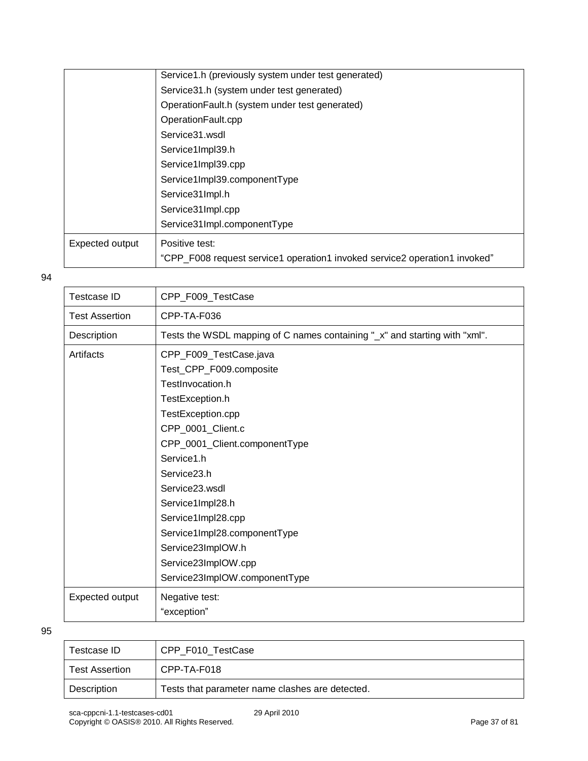| | |
|---|---|
| | Service1.h (previously system under test generated)<br>Service31.h (system under test generated)<br>OperationFault.h (system under test generated)<br>OperationFault.cpp<br>Service31.wsdl<br>Service1Impl39.h<br>Service1Impl39.cpp<br>Service1Impl39.componentType<br>Service31Impl.h<br>Service31Impl.cpp<br>Service31Impl.componentType |
| Expected output | Positive test:<br>“CPP_F008 request service1 operation1 invoked service2 operation1 invoked” |

94

| Testcase ID | CPP_F009_TestCase |
|---|---|
| Test Assertion | CPP-TA-F036 |
| Description | Tests the WSDL mapping of C names containing "_x" and starting with "xml". |
| Artifacts | CPP_F009_TestCase.java<br>Test_CPP_F009.composite<br>TestInvocation.h<br>TestException.h<br>TestException.cpp<br>CPP_0001_Client.c<br>CPP_0001_Client.componentType<br>Service1.h<br>Service23.h<br>Service23.wsdl<br>Service1Impl28.h<br>Service1Impl28.cpp<br>Service1Impl28.componentType<br>Service23ImplOW.h<br>Service23ImplOW.cpp<br>Service23ImplOW.componentType |
| Expected output | Negative test:<br>“exception” |

95

| Testcase ID | CPP_F010_TestCase |
|---|---|
| Test Assertion | CPP-TA-F018 |
| Description | Tests that parameter name clashes are detected. |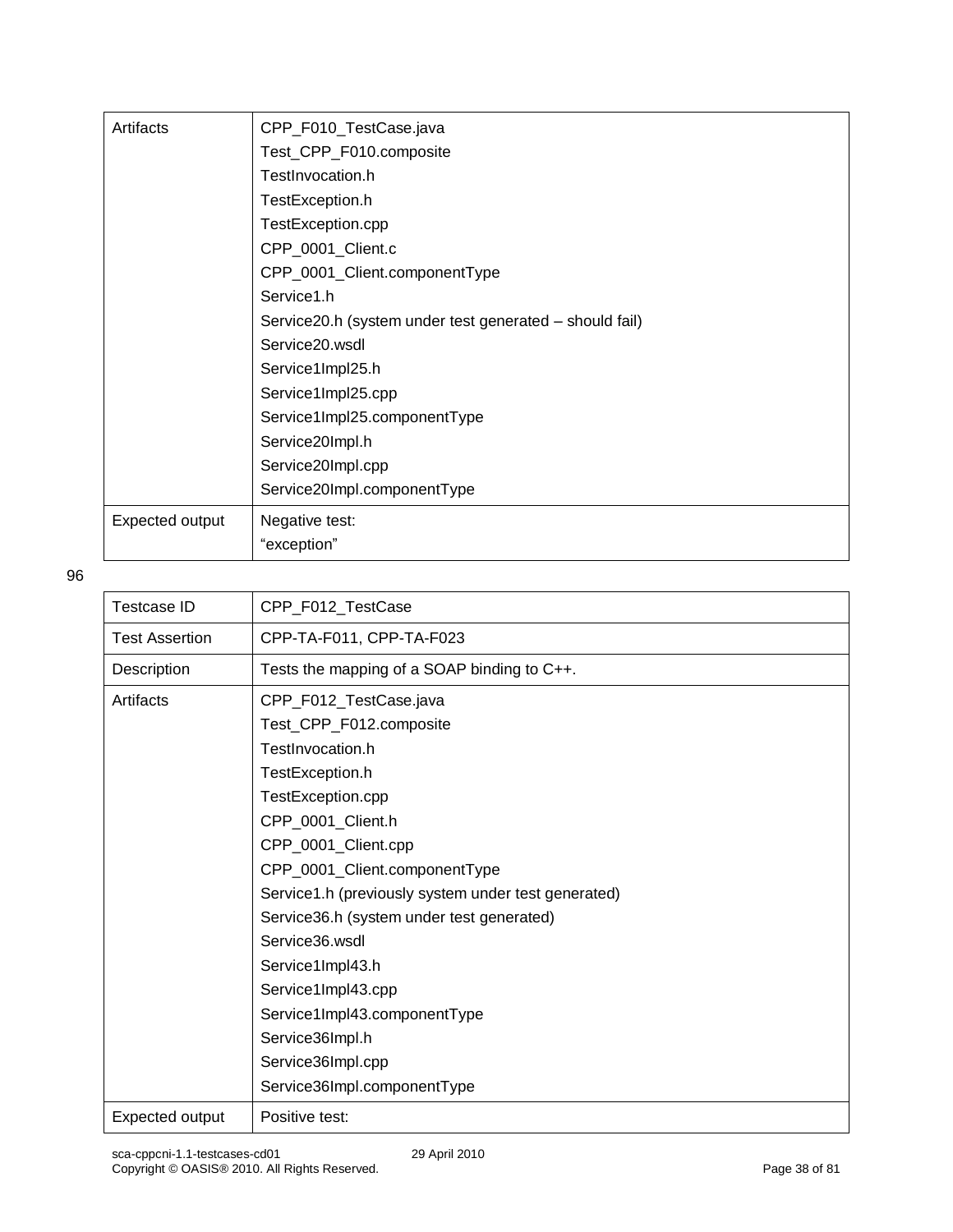| | |
|---|---|
| Artifacts | CPP_F010_TestCase.java<br>Test_CPP_F010.composite<br>TestInvocation.h<br>TestException.h<br>TestException.cpp<br>CPP_0001_Client.c<br>CPP_0001_Client.componentType<br>Service1.h<br>Service20.h (system under test generated – should fail)<br>Service20.wsdl<br>Service1Impl25.h<br>Service1Impl25.cpp<br>Service1Impl25.componentType<br>Service20Impl.h<br>Service20Impl.cpp<br>Service20Impl.componentType |
| Expected output | Negative test:<br>“exception” |

96

| Testcase ID | CPP_F012_TestCase |
|---|---|
| Test Assertion | CPP-TA-F011, CPP-TA-F023 |
| Description | Tests the mapping of a SOAP binding to C++. |
| Artifacts | CPP_F012_TestCase.java<br>Test_CPP_F012.composite<br>TestInvocation.h<br>TestException.h<br>TestException.cpp<br>CPP_0001_Client.h<br>CPP_0001_Client.cpp<br>CPP_0001_Client.componentType<br>Service1.h (previously system under test generated)<br>Service36.h (system under test generated)<br>Service36.wsdl<br>Service1Impl43.h<br>Service1Impl43.cpp<br>Service1Impl43.componentType<br>Service36Impl.h<br>Service36Impl.cpp<br>Service36Impl.componentType |
| Expected output | Positive test: |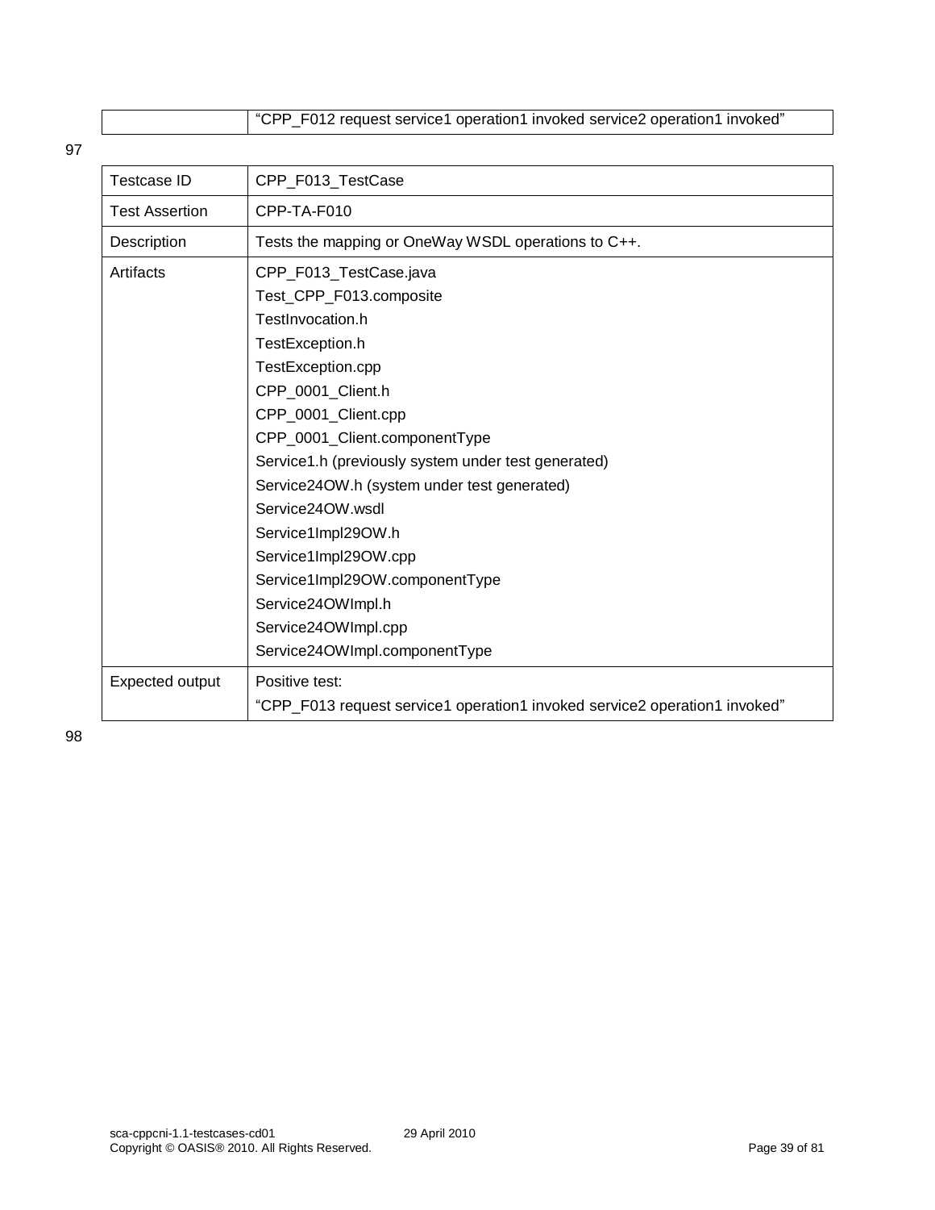| | |
|---|---|
| | "CPP_F012 request service1 operation1 invoked service2 operation1 invoked" |

97

| Testcase ID | CPP_F013_TestCase |
|---|---|
| Test Assertion | CPP-TA-F010 |
| Description | Tests the mapping or OneWay WSDL operations to C++. |
| Artifacts | CPP_F013_TestCase.java<br>Test_CPP_F013.composite<br>TestInvocation.h<br>TestException.h<br>TestException.cpp<br>CPP_0001_Client.h<br>CPP_0001_Client.cpp<br>CPP_0001_Client.componentType<br>Service1.h (previously system under test generated)<br>Service24OW.h (system under test generated)<br>Service24OW.wsdl<br>Service1Impl29OW.h<br>Service1Impl29OW.cpp<br>Service1Impl29OW.componentType<br>Service24OWImpl.h<br>Service24OWImpl.cpp<br>Service24OWImpl.componentType |
| Expected output | Positive test:<br>"CPP_F013 request service1 operation1 invoked service2 operation1 invoked" |

98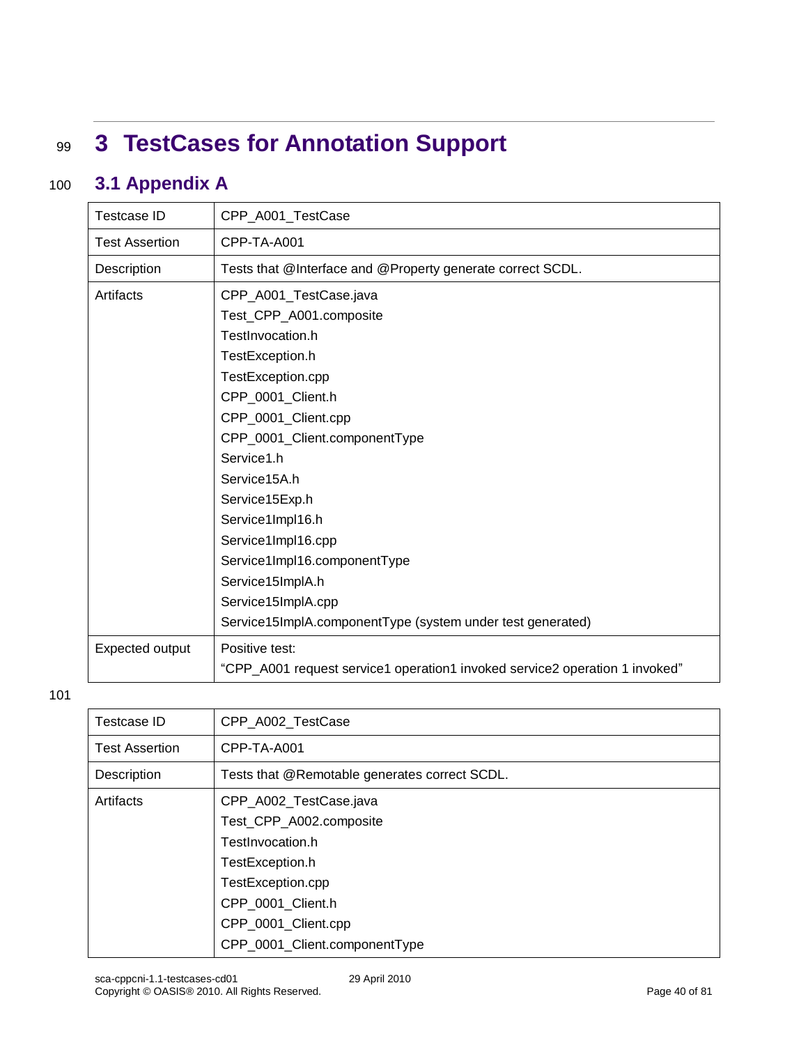# 3 TestCases for Annotation Support

## 3.1 Appendix A

| Testcase ID | CPP_A001_TestCase |
|---|---|
| Test Assertion | CPP-TA-A001 |
| Description | Tests that @Interface and @Property generate correct SCDL. |
| Artifacts | CPP_A001_TestCase.java<br>Test_CPP_A001.composite<br>TestInvocation.h<br>TestException.h<br>TestException.cpp<br>CPP_0001_Client.h<br>CPP_0001_Client.cpp<br>CPP_0001_Client.componentType<br>Service1.h<br>Service15A.h<br>Service15Exp.h<br>Service1Impl16.h<br>Service1Impl16.cpp<br>Service1Impl16.componentType<br>Service15ImplA.h<br>Service15ImplA.cpp<br>Service15ImplA.componentType (system under test generated) |
| Expected output | Positive test:<br>“CPP_A001 request service1 operation1 invoked service2 operation 1 invoked” |

| Testcase ID | CPP_A002_TestCase |
|---|---|
| Test Assertion | CPP-TA-A001 |
| Description | Tests that @Remotable generates correct SCDL. |
| Artifacts | CPP_A002_TestCase.java<br>Test_CPP_A002.composite<br>TestInvocation.h<br>TestException.h<br>TestException.cpp<br>CPP_0001_Client.h<br>CPP_0001_Client.cpp<br>CPP_0001_Client.componentType |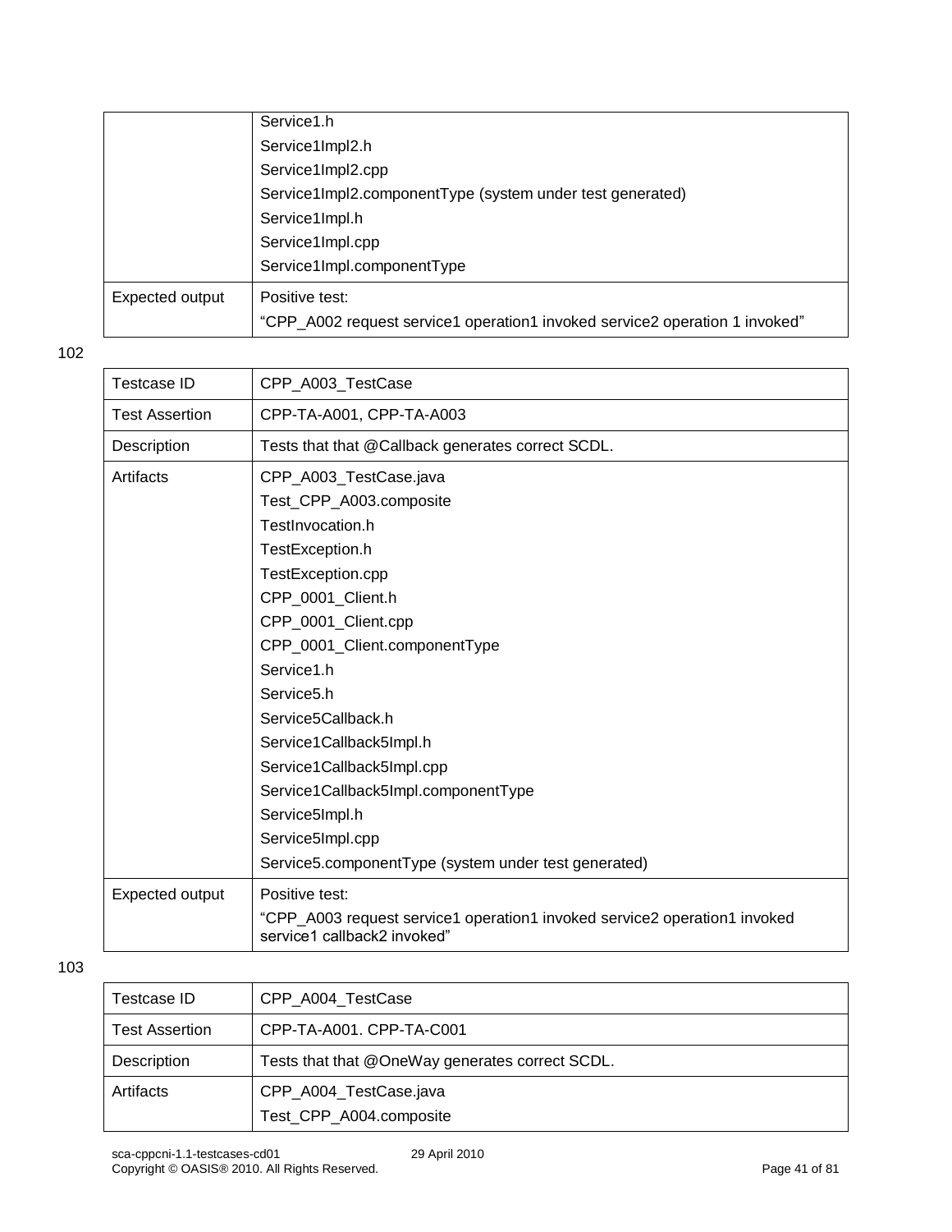| | |
|---|---|
| | Service1.h<br>Service1Impl2.h<br>Service1Impl2.cpp<br>Service1Impl2.componentType (system under test generated)<br>Service1Impl.h<br>Service1Impl.cpp<br>Service1Impl.componentType |
| Expected output | Positive test:<br>“CPP_A002 request service1 operation1 invoked service2 operation 1 invoked” |

102

| Testcase ID | CPP_A003_TestCase |
|---|---|
| Test Assertion | CPP-TA-A001, CPP-TA-A003 |
| Description | Tests that that @Callback generates correct SCDL. |
| Artifacts | CPP_A003_TestCase.java<br>Test_CPP_A003.composite<br>TestInvocation.h<br>TestException.h<br>TestException.cpp<br>CPP_0001_Client.h<br>CPP_0001_Client.cpp<br>CPP_0001_Client.componentType<br>Service1.h<br>Service5.h<br>Service5Callback.h<br>Service1Callback5Impl.h<br>Service1Callback5Impl.cpp<br>Service1Callback5Impl.componentType<br>Service5Impl.h<br>Service5Impl.cpp<br>Service5.componentType (system under test generated) |
| Expected output | Positive test:<br>“CPP_A003 request service1 operation1 invoked service2 operation1 invoked service1 callback2 invoked” |

103

| Testcase ID | CPP_A004_TestCase |
|---|---|
| Test Assertion | CPP-TA-A001. CPP-TA-C001 |
| Description | Tests that that @OneWay generates correct SCDL. |
| Artifacts | CPP_A004_TestCase.java<br>Test_CPP_A004.composite |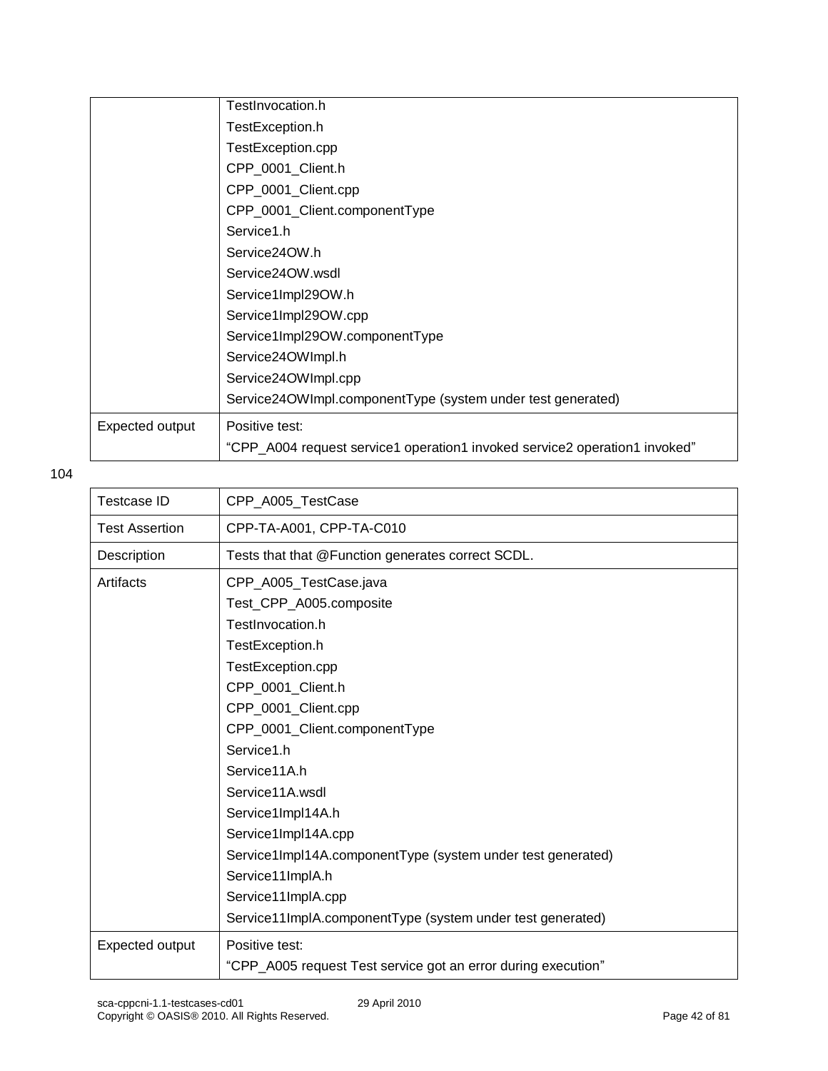| | |
|---|---|
| | TestInvocation.h<br>TestException.h<br>TestException.cpp<br>CPP_0001_Client.h<br>CPP_0001_Client.cpp<br>CPP_0001_Client.componentType<br>Service1.h<br>Service24OW.h<br>Service24OW.wsdl<br>Service1Impl29OW.h<br>Service1Impl29OW.cpp<br>Service1Impl29OW.componentType<br>Service24OWImpl.h<br>Service24OWImpl.cpp<br>Service24OWImpl.componentType (system under test generated) |
| Expected output | Positive test:<br>"CPP_A004 request service1 operation1 invoked service2 operation1 invoked" |

104

| Testcase ID | CPP_A005_TestCase |
|---|---|
| Test Assertion | CPP-TA-A001, CPP-TA-C010 |
| Description | Tests that that @Function generates correct SCDL. |
| Artifacts | CPP_A005_TestCase.java<br>Test_CPP_A005.composite<br>TestInvocation.h<br>TestException.h<br>TestException.cpp<br>CPP_0001_Client.h<br>CPP_0001_Client.cpp<br>CPP_0001_Client.componentType<br>Service1.h<br>Service11A.h<br>Service11A.wsdl<br>Service1Impl14A.h<br>Service1Impl14A.cpp<br>Service1Impl14A.componentType (system under test generated)<br>Service11ImplA.h<br>Service11ImplA.cpp<br>Service11ImplA.componentType (system under test generated) |
| Expected output | Positive test:<br>"CPP_A005 request Test service got an error during execution" |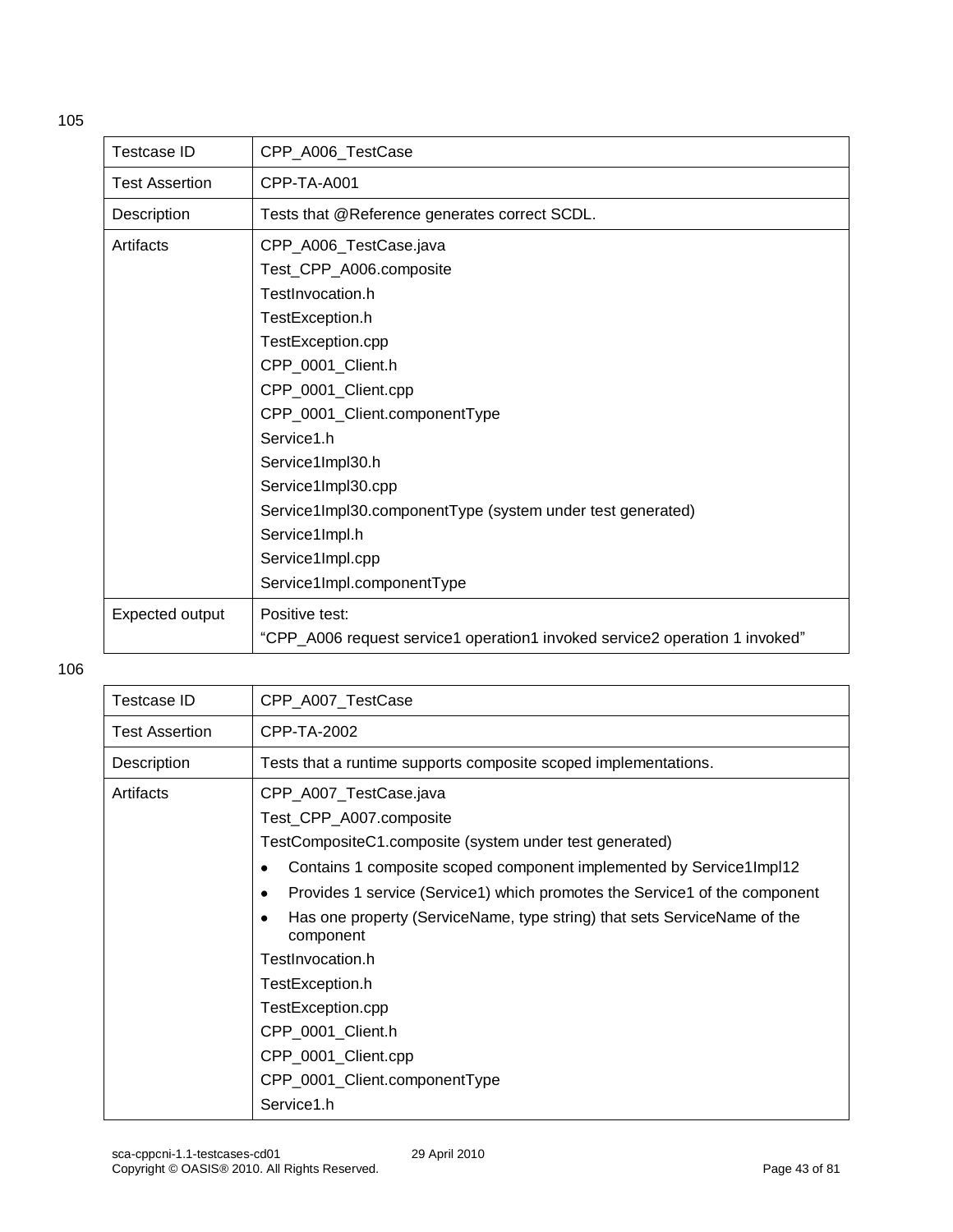105

| Testcase ID | CPP_A006_TestCase |
|---|---|
| Test Assertion | CPP-TA-A001 |
| Description | Tests that @Reference generates correct SCDL. |
| Artifacts | CPP_A006_TestCase.java<br>Test_CPP_A006.composite<br>TestInvocation.h<br>TestException.h<br>TestException.cpp<br>CPP_0001_Client.h<br>CPP_0001_Client.cpp<br>CPP_0001_Client.componentType<br>Service1.h<br>Service1Impl30.h<br>Service1Impl30.cpp<br>Service1Impl30.componentType (system under test generated)<br>Service1Impl.h<br>Service1Impl.cpp<br>Service1Impl.componentType |
| Expected output | Positive test:<br>"CPP_A006 request service1 operation1 invoked service2 operation 1 invoked" |

106

| Testcase ID | CPP_A007_TestCase |
|---|---|
| Test Assertion | CPP-TA-2002 |
| Description | Tests that a runtime supports composite scoped implementations. |
| Artifacts | CPP_A007_TestCase.java<br>Test_CPP_A007.composite<br>TestCompositeC1.composite (system under test generated)<br>• Contains 1 composite scoped component implemented by Service1Impl12<br>• Provides 1 service (Service1) which promotes the Service1 of the component<br>• Has one property (ServiceName, type string) that sets ServiceName of the component<br>TestInvocation.h<br>TestException.h<br>TestException.cpp<br>CPP_0001_Client.h<br>CPP_0001_Client.cpp<br>CPP_0001_Client.componentType<br>Service1.h |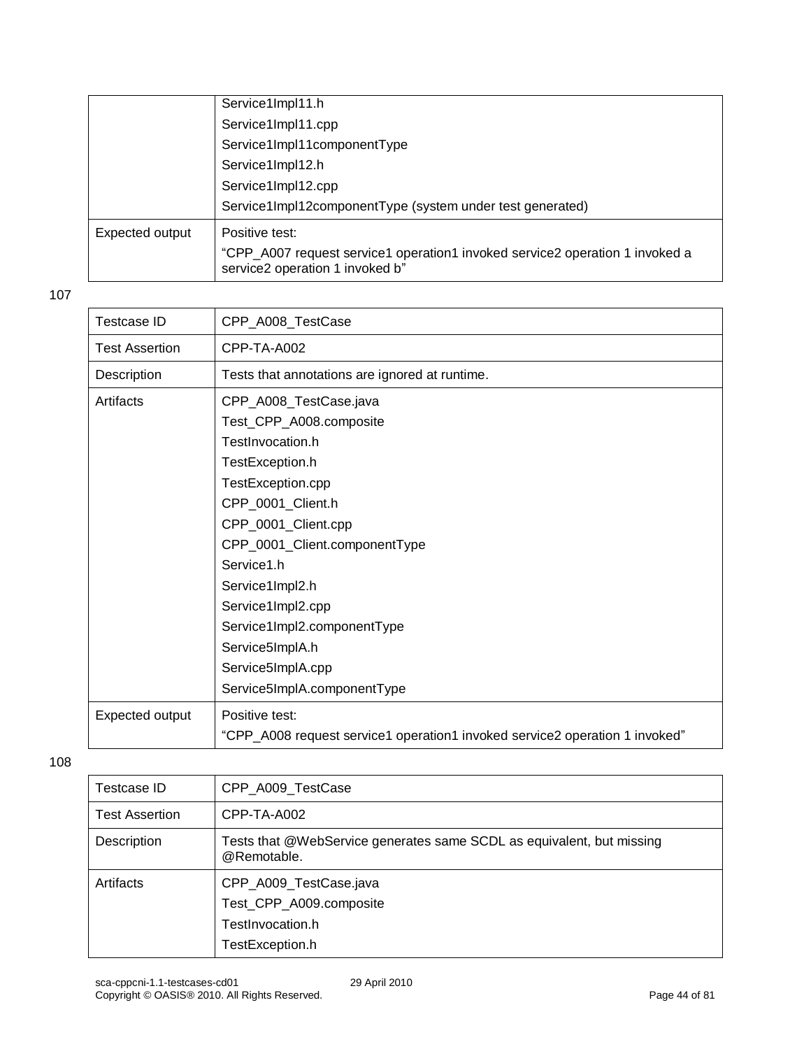| | |
|---|---|
| | Service1Impl11.h<br>Service1Impl11.cpp<br>Service1Impl11componentType<br>Service1Impl12.h<br>Service1Impl12.cpp<br>Service1Impl12componentType (system under test generated) |
| Expected output | Positive test:<br>"CPP_A007 request service1 operation1 invoked service2 operation 1 invoked a service2 operation 1 invoked b" |

107

| Testcase ID | CPP_A008_TestCase |
|---|---|
| Test Assertion | CPP-TA-A002 |
| Description | Tests that annotations are ignored at runtime. |
| Artifacts | CPP_A008_TestCase.java<br>Test_CPP_A008.composite<br>TestInvocation.h<br>TestException.h<br>TestException.cpp<br>CPP_0001_Client.h<br>CPP_0001_Client.cpp<br>CPP_0001_Client.componentType<br>Service1.h<br>Service1Impl2.h<br>Service1Impl2.cpp<br>Service1Impl2.componentType<br>Service5ImplA.h<br>Service5ImplA.cpp<br>Service5ImplA.componentType |
| Expected output | Positive test:<br>"CPP_A008 request service1 operation1 invoked service2 operation 1 invoked" |

108

| Testcase ID | CPP_A009_TestCase |
|---|---|
| Test Assertion | CPP-TA-A002 |
| Description | Tests that @WebService generates same SCDL as equivalent, but missing @Remotable. |
| Artifacts | CPP_A009_TestCase.java<br>Test_CPP_A009.composite<br>TestInvocation.h<br>TestException.h |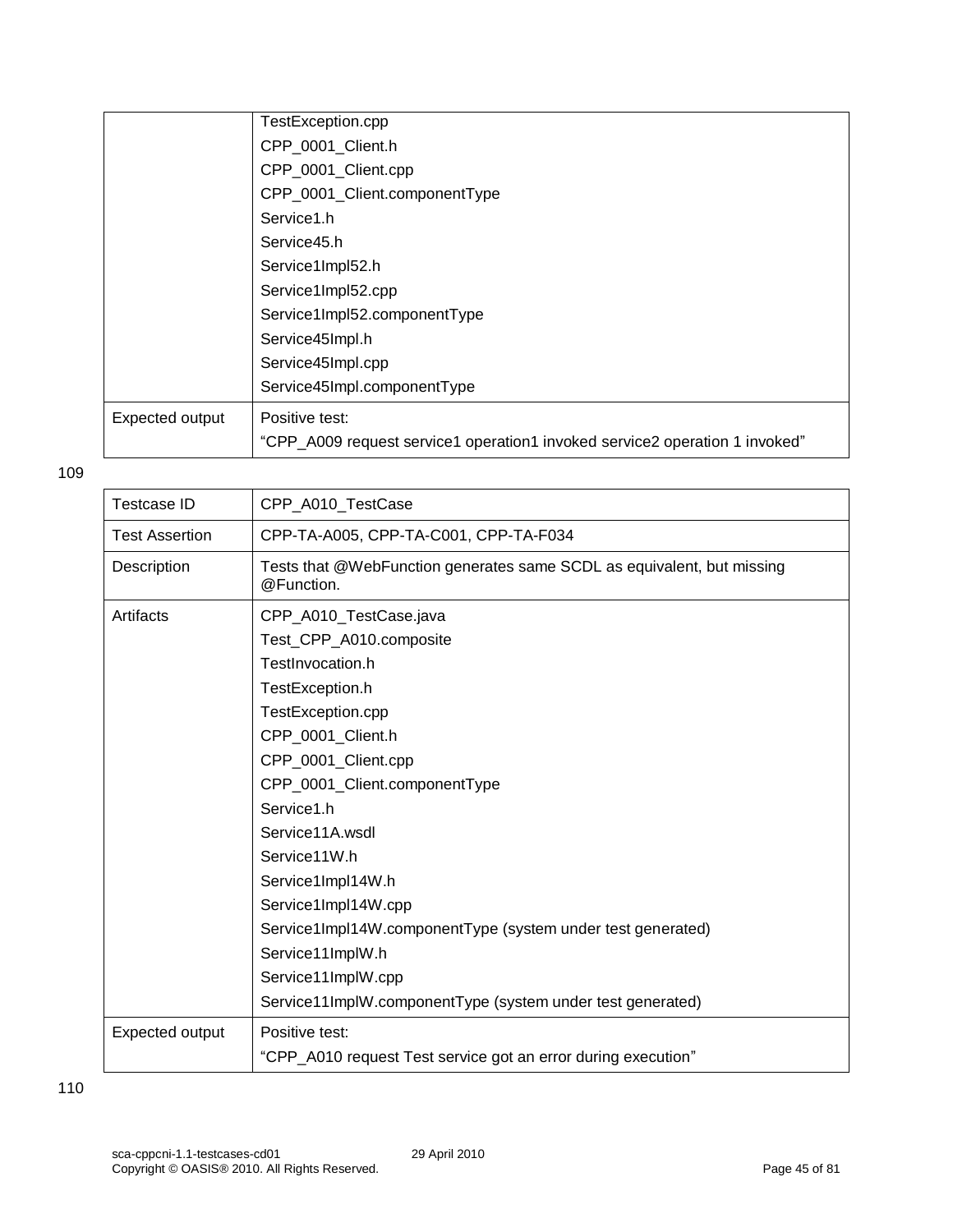| | |
|---|---|
| | TestException.cpp<br>CPP_0001_Client.h<br>CPP_0001_Client.cpp<br>CPP_0001_Client.componentType<br>Service1.h<br>Service45.h<br>Service1Impl52.h<br>Service1Impl52.cpp<br>Service1Impl52.componentType<br>Service45Impl.h<br>Service45Impl.cpp<br>Service45Impl.componentType |
| Expected output | Positive test:<br>"CPP_A009 request service1 operation1 invoked service2 operation 1 invoked" |

109

| Testcase ID | CPP_A010_TestCase |
|---|---|
| Test Assertion | CPP-TA-A005, CPP-TA-C001, CPP-TA-F034 |
| Description | Tests that @WebFunction generates same SCDL as equivalent, but missing @Function. |
| Artifacts | CPP_A010_TestCase.java<br>Test_CPP_A010.composite<br>TestInvocation.h<br>TestException.h<br>TestException.cpp<br>CPP_0001_Client.h<br>CPP_0001_Client.cpp<br>CPP_0001_Client.componentType<br>Service1.h<br>Service11A.wsdl<br>Service11W.h<br>Service1Impl14W.h<br>Service1Impl14W.cpp<br>Service1Impl14W.componentType (system under test generated)<br>Service11ImplW.h<br>Service11ImplW.cpp<br>Service11ImplW.componentType (system under test generated) |
| Expected output | Positive test:<br>"CPP_A010 request Test service got an error during execution" |

110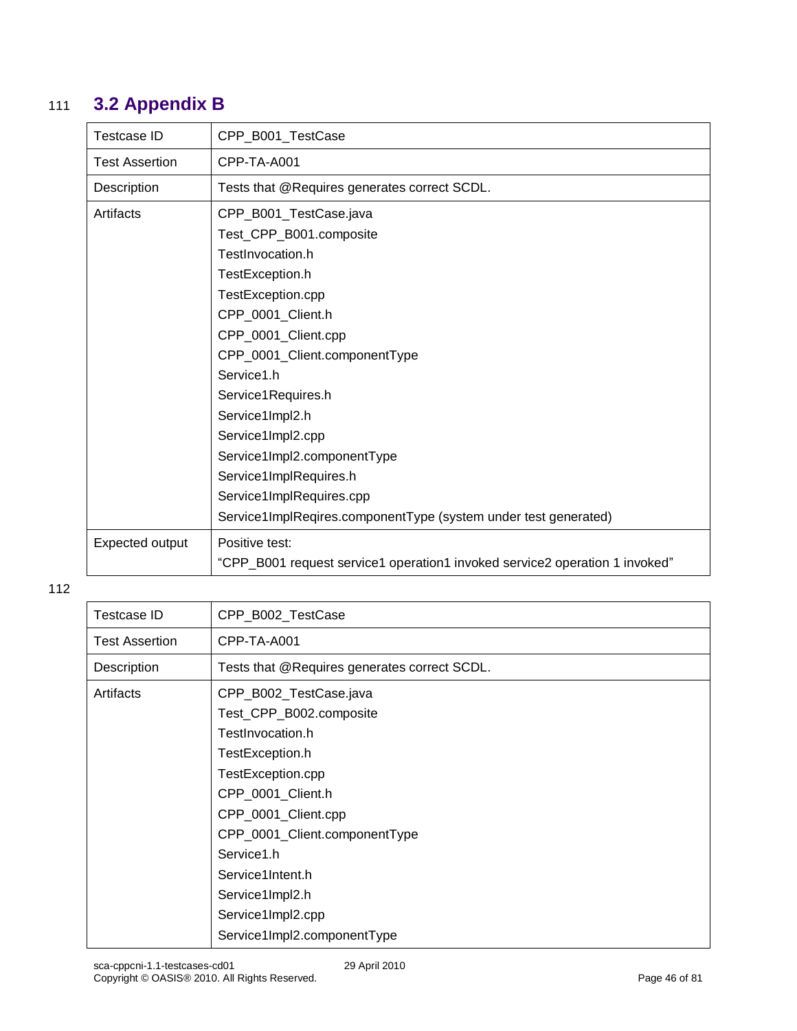## 3.2 Appendix B

| Testcase ID | CPP_B001_TestCase |
|---|---|
| Test Assertion | CPP-TA-A001 |
| Description | Tests that @Requires generates correct SCDL. |
| Artifacts | CPP_B001_TestCase.java<br>Test_CPP_B001.composite<br>TestInvocation.h<br>TestException.h<br>TestException.cpp<br>CPP_0001_Client.h<br>CPP_0001_Client.cpp<br>CPP_0001_Client.componentType<br>Service1.h<br>Service1Requires.h<br>Service1Impl2.h<br>Service1Impl2.cpp<br>Service1Impl2.componentType<br>Service1ImplRequires.h<br>Service1ImplRequires.cpp<br>Service1ImplReqires.componentType (system under test generated) |
| Expected output | Positive test:<br>"CPP_B001 request service1 operation1 invoked service2 operation 1 invoked" |

| Testcase ID | CPP_B002_TestCase |
|---|---|
| Test Assertion | CPP-TA-A001 |
| Description | Tests that @Requires generates correct SCDL. |
| Artifacts | CPP_B002_TestCase.java<br>Test_CPP_B002.composite<br>TestInvocation.h<br>TestException.h<br>TestException.cpp<br>CPP_0001_Client.h<br>CPP_0001_Client.cpp<br>CPP_0001_Client.componentType<br>Service1.h<br>Service1Intent.h<br>Service1Impl2.h<br>Service1Impl2.cpp<br>Service1Impl2.componentType |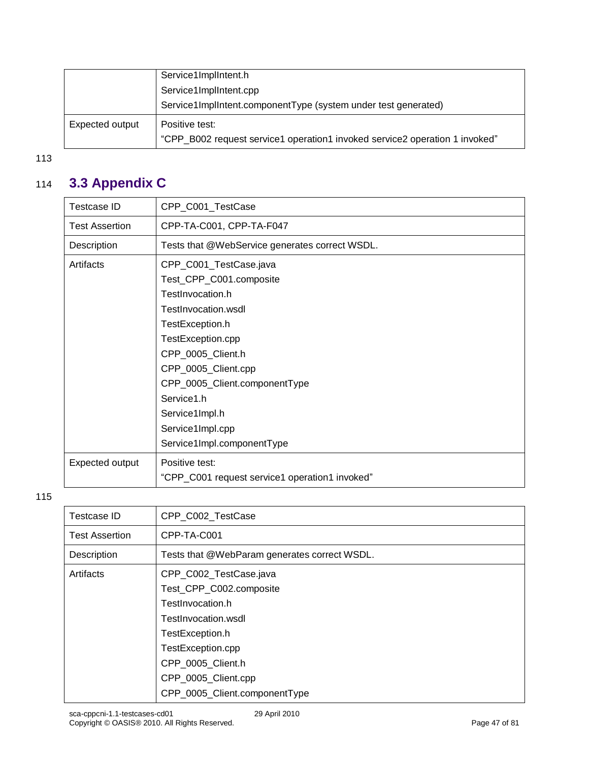| | Service1ImplIntent.h<br>Service1ImplIntent.cpp<br>Service1ImplIntent.componentType (system under test generated) |
|---|---|
| Expected output | Positive test:<br>"CPP_B002 request service1 operation1 invoked service2 operation 1 invoked" |

113

## 114 3.3 Appendix C

| Testcase ID | CPP_C001_TestCase |
|---|---|
| Test Assertion | CPP-TA-C001, CPP-TA-F047 |
| Description | Tests that @WebService generates correct WSDL. |
| Artifacts | CPP_C001_TestCase.java<br>Test_CPP_C001.composite<br>TestInvocation.h<br>TestInvocation.wsdl<br>TestException.h<br>TestException.cpp<br>CPP_0005_Client.h<br>CPP_0005_Client.cpp<br>CPP_0005_Client.componentType<br>Service1.h<br>Service1Impl.h<br>Service1Impl.cpp<br>Service1Impl.componentType |
| Expected output | Positive test:<br>"CPP_C001 request service1 operation1 invoked" |

115

| Testcase ID | CPP_C002_TestCase |
|---|---|
| Test Assertion | CPP-TA-C001 |
| Description | Tests that @WebParam generates correct WSDL. |
| Artifacts | CPP_C002_TestCase.java<br>Test_CPP_C002.composite<br>TestInvocation.h<br>TestInvocation.wsdl<br>TestException.h<br>TestException.cpp<br>CPP_0005_Client.h<br>CPP_0005_Client.cpp<br>CPP_0005_Client.componentType |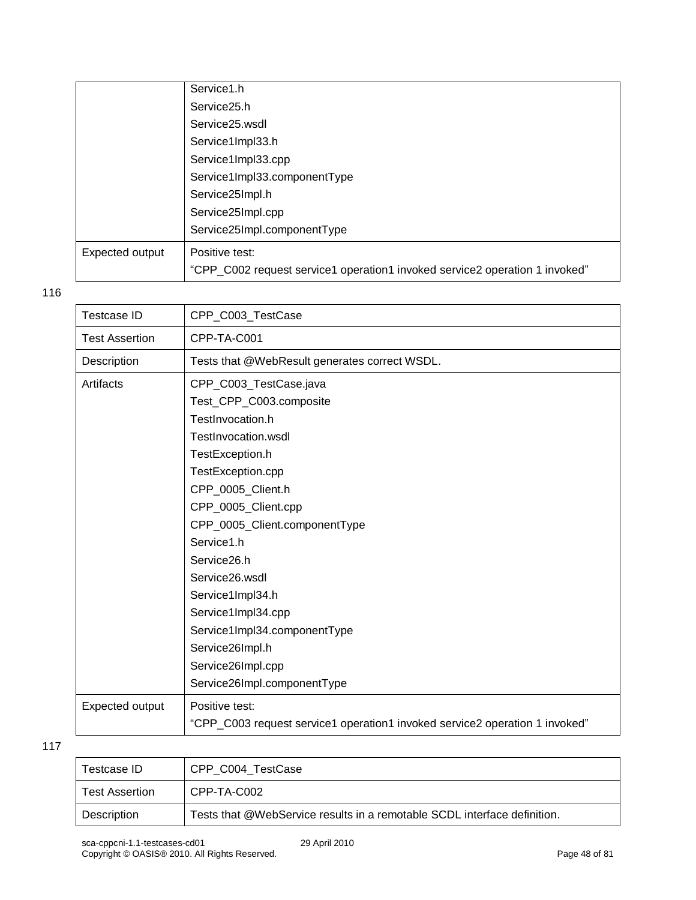| | |
|---|---|
| | Service1.h<br>Service25.h<br>Service25.wsdl<br>Service1Impl33.h<br>Service1Impl33.cpp<br>Service1Impl33.componentType<br>Service25Impl.h<br>Service25Impl.cpp<br>Service25Impl.componentType |
| Expected output | Positive test:<br>“CPP_C002 request service1 operation1 invoked service2 operation 1 invoked” |

116

| | |
|---|---|
| Testcase ID | CPP_C003_TestCase |
| Test Assertion | CPP-TA-C001 |
| Description | Tests that @WebResult generates correct WSDL. |
| Artifacts | CPP_C003_TestCase.java<br>Test_CPP_C003.composite<br>TestInvocation.h<br>TestInvocation.wsdl<br>TestException.h<br>TestException.cpp<br>CPP_0005_Client.h<br>CPP_0005_Client.cpp<br>CPP_0005_Client.componentType<br>Service1.h<br>Service26.h<br>Service26.wsdl<br>Service1Impl34.h<br>Service1Impl34.cpp<br>Service1Impl34.componentType<br>Service26Impl.h<br>Service26Impl.cpp<br>Service26Impl.componentType |
| Expected output | Positive test:<br>“CPP_C003 request service1 operation1 invoked service2 operation 1 invoked” |

117

| | |
|---|---|
| Testcase ID | CPP_C004_TestCase |
| Test Assertion | CPP-TA-C002 |
| Description | Tests that @WebService results in a remotable SCDL interface definition. |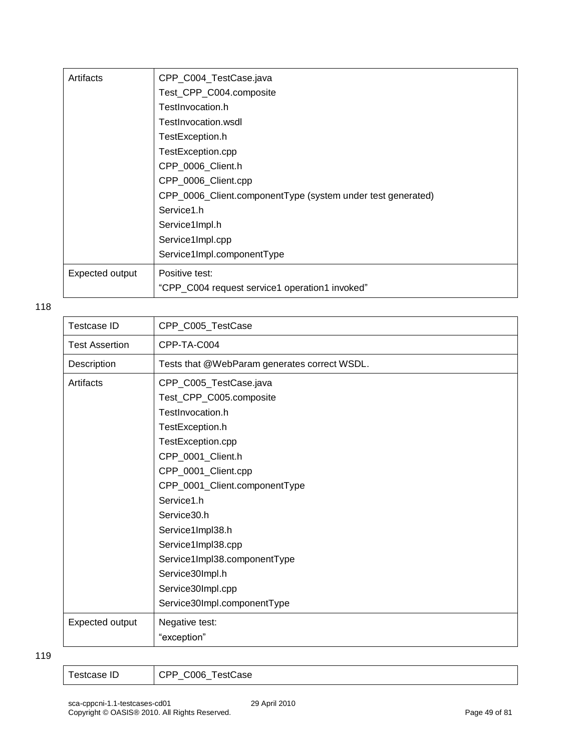| Artifacts | CPP_C004_TestCase.java<br>Test_CPP_C004.composite<br>TestInvocation.h<br>TestInvocation.wsdl<br>TestException.h<br>TestException.cpp<br>CPP_0006_Client.h<br>CPP_0006_Client.cpp<br>CPP_0006_Client.componentType (system under test generated)<br>Service1.h<br>Service1Impl.h<br>Service1Impl.cpp<br>Service1Impl.componentType |
|---|---|
| Expected output | Positive test:<br>“CPP_C004 request service1 operation1 invoked” |

118

| Testcase ID | CPP_C005_TestCase |
|---|---|
| Test Assertion | CPP-TA-C004 |
| Description | Tests that @WebParam generates correct WSDL. |
| Artifacts | CPP_C005_TestCase.java<br>Test_CPP_C005.composite<br>TestInvocation.h<br>TestException.h<br>TestException.cpp<br>CPP_0001_Client.h<br>CPP_0001_Client.cpp<br>CPP_0001_Client.componentType<br>Service1.h<br>Service30.h<br>Service1Impl38.h<br>Service1Impl38.cpp<br>Service1Impl38.componentType<br>Service30Impl.h<br>Service30Impl.cpp<br>Service30Impl.componentType |
| Expected output | Negative test:<br>“exception” |

119

| Testcase ID | CPP_C006_TestCase |
|---|---|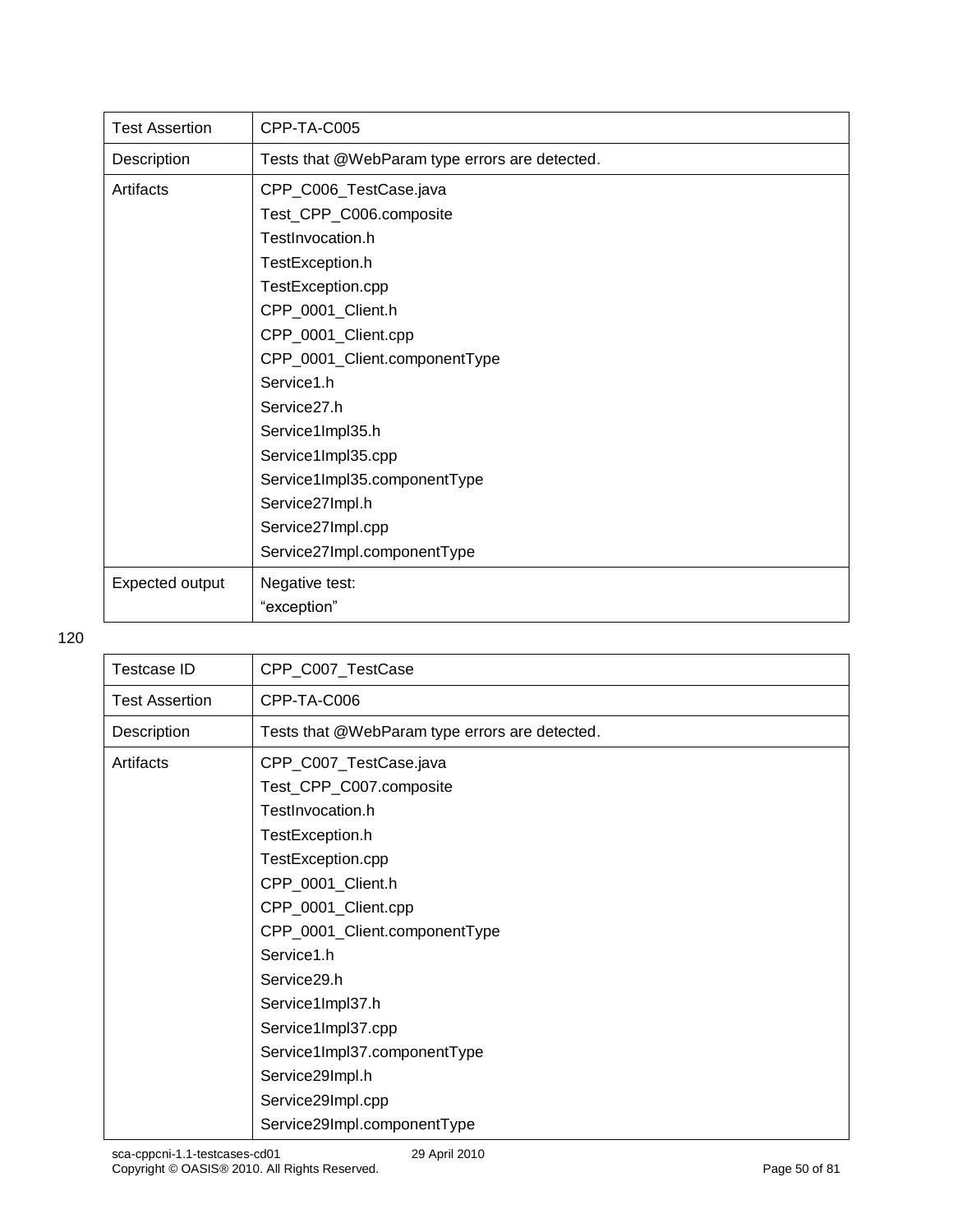| Test Assertion | CPP-TA-C005 |
|---|---|
| Description | Tests that @WebParam type errors are detected. |
| Artifacts | CPP_C006_TestCase.java<br>Test_CPP_C006.composite<br>TestInvocation.h<br>TestException.h<br>TestException.cpp<br>CPP_0001_Client.h<br>CPP_0001_Client.cpp<br>CPP_0001_Client.componentType<br>Service1.h<br>Service27.h<br>Service1Impl35.h<br>Service1Impl35.cpp<br>Service1Impl35.componentType<br>Service27Impl.h<br>Service27Impl.cpp<br>Service27Impl.componentType |
| Expected output | Negative test:<br>“exception” |

120

| Testcase ID | CPP_C007_TestCase |
|---|---|
| Test Assertion | CPP-TA-C006 |
| Description | Tests that @WebParam type errors are detected. |
| Artifacts | CPP_C007_TestCase.java<br>Test_CPP_C007.composite<br>TestInvocation.h<br>TestException.h<br>TestException.cpp<br>CPP_0001_Client.h<br>CPP_0001_Client.cpp<br>CPP_0001_Client.componentType<br>Service1.h<br>Service29.h<br>Service1Impl37.h<br>Service1Impl37.cpp<br>Service1Impl37.componentType<br>Service29Impl.h<br>Service29Impl.cpp<br>Service29Impl.componentType |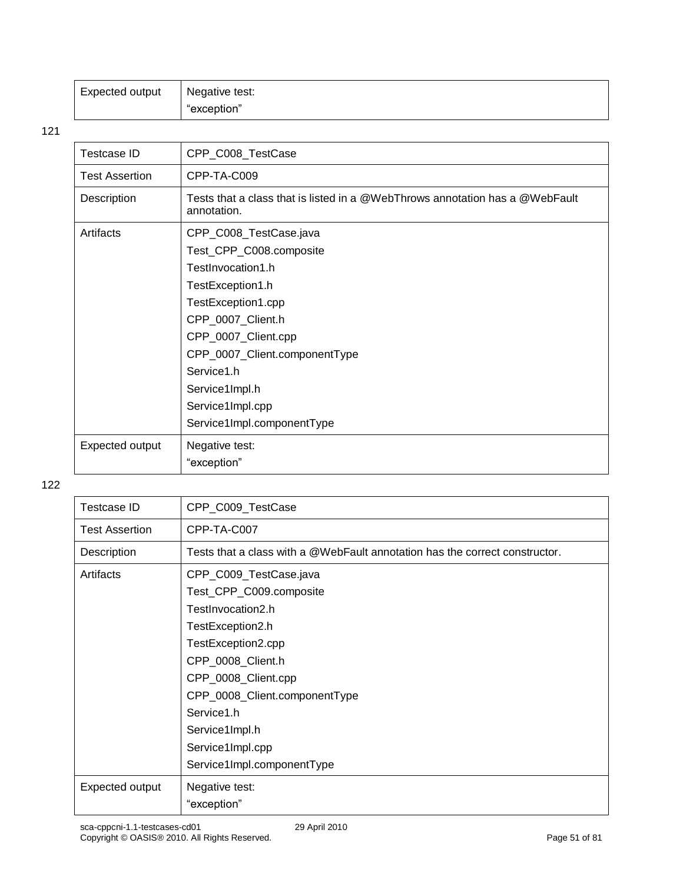| Expected output | Negative test:<br>“exception” |
|---|---|

121

| Testcase ID | CPP_C008_TestCase |
|---|---|
| Test Assertion | CPP-TA-C009 |
| Description | Tests that a class that is listed in a @WebThrows annotation has a @WebFault annotation. |
| Artifacts | CPP_C008_TestCase.java<br>Test_CPP_C008.composite<br>TestInvocation1.h<br>TestException1.h<br>TestException1.cpp<br>CPP_0007_Client.h<br>CPP_0007_Client.cpp<br>CPP_0007_Client.componentType<br>Service1.h<br>Service1Impl.h<br>Service1Impl.cpp<br>Service1Impl.componentType |
| Expected output | Negative test:<br>“exception” |

122

| Testcase ID | CPP_C009_TestCase |
|---|---|
| Test Assertion | CPP-TA-C007 |
| Description | Tests that a class with a @WebFault annotation has the correct constructor. |
| Artifacts | CPP_C009_TestCase.java<br>Test_CPP_C009.composite<br>TestInvocation2.h<br>TestException2.h<br>TestException2.cpp<br>CPP_0008_Client.h<br>CPP_0008_Client.cpp<br>CPP_0008_Client.componentType<br>Service1.h<br>Service1Impl.h<br>Service1Impl.cpp<br>Service1Impl.componentType |
| Expected output | Negative test:<br>“exception” |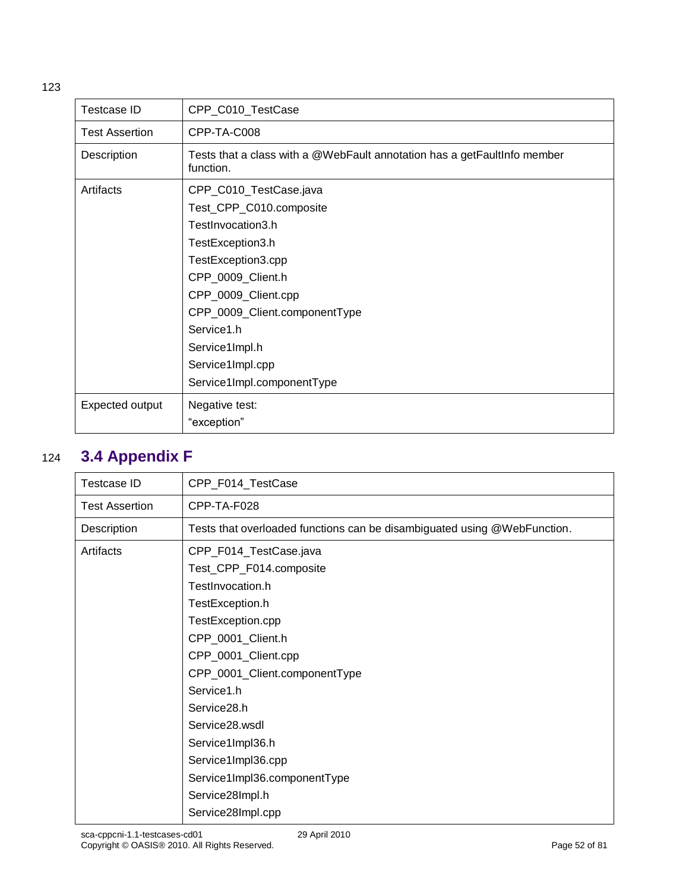123

| Testcase ID | CPP_C010_TestCase |
|---|---|
| Test Assertion | CPP-TA-C008 |
| Description | Tests that a class with a @WebFault annotation has a getFaultInfo member function. |
| Artifacts | CPP_C010_TestCase.java<br>Test_CPP_C010.composite<br>TestInvocation3.h<br>TestException3.h<br>TestException3.cpp<br>CPP_0009_Client.h<br>CPP_0009_Client.cpp<br>CPP_0009_Client.componentType<br>Service1.h<br>Service1Impl.h<br>Service1Impl.cpp<br>Service1Impl.componentType |
| Expected output | Negative test:<br>“exception” |

124 

## 3.4 Appendix F

| Testcase ID | CPP_F014_TestCase |
|---|---|
| Test Assertion | CPP-TA-F028 |
| Description | Tests that overloaded functions can be disambiguated using @WebFunction. |
| Artifacts | CPP_F014_TestCase.java<br>Test_CPP_F014.composite<br>TestInvocation.h<br>TestException.h<br>TestException.cpp<br>CPP_0001_Client.h<br>CPP_0001_Client.cpp<br>CPP_0001_Client.componentType<br>Service1.h<br>Service28.h<br>Service28.wsdl<br>Service1Impl36.h<br>Service1Impl36.cpp<br>Service1Impl36.componentType<br>Service28Impl.h<br>Service28Impl.cpp |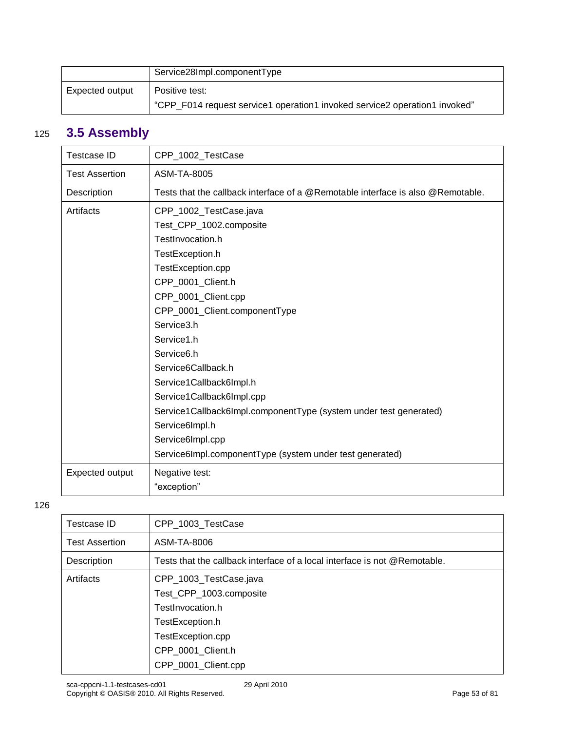| | Service28Impl.componentType |
|---|---|
| Expected output | Positive test:<br>“CPP_F014 request service1 operation1 invoked service2 operation1 invoked” |

## 3.5 Assembly

| Testcase ID | CPP_1002_TestCase |
|---|---|
| Test Assertion | ASM-TA-8005 |
| Description | Tests that the callback interface of a @Remotable interface is also @Remotable. |
| Artifacts | CPP_1002_TestCase.java<br>Test_CPP_1002.composite<br>TestInvocation.h<br>TestException.h<br>TestException.cpp<br>CPP_0001_Client.h<br>CPP_0001_Client.cpp<br>CPP_0001_Client.componentType<br>Service3.h<br>Service1.h<br>Service6.h<br>Service6Callback.h<br>Service1Callback6Impl.h<br>Service1Callback6Impl.cpp<br>Service1Callback6Impl.componentType (system under test generated)<br>Service6Impl.h<br>Service6Impl.cpp<br>Service6Impl.componentType (system under test generated) |
| Expected output | Negative test:<br>“exception” |

| Testcase ID | CPP_1003_TestCase |
|---|---|
| Test Assertion | ASM-TA-8006 |
| Description | Tests that the callback interface of a local interface is not @Remotable. |
| Artifacts | CPP_1003_TestCase.java<br>Test_CPP_1003.composite<br>TestInvocation.h<br>TestException.h<br>TestException.cpp<br>CPP_0001_Client.h<br>CPP_0001_Client.cpp |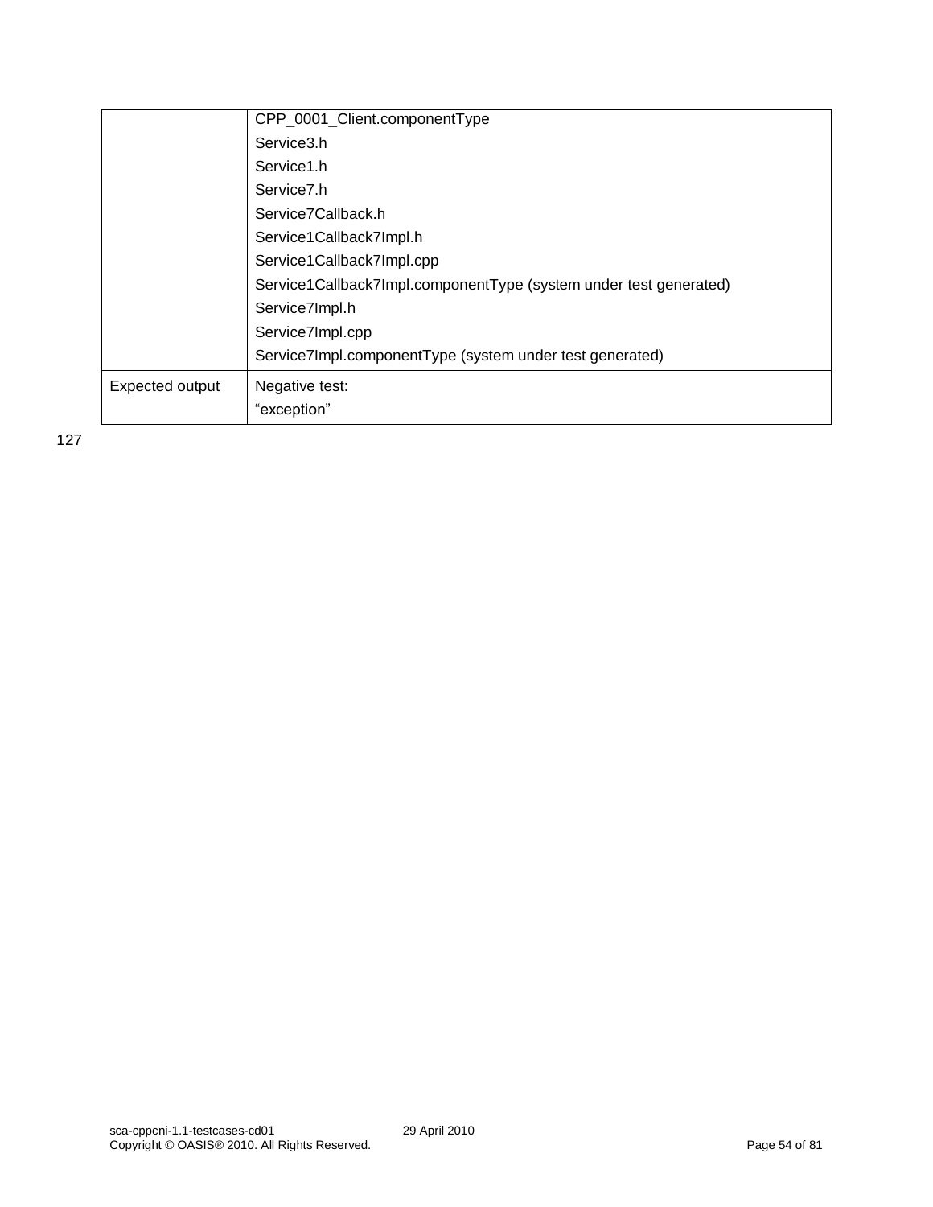| | |
|---|---|
| | CPP_0001_Client.componentType<br>Service3.h<br>Service1.h<br>Service7.h<br>Service7Callback.h<br>Service1Callback7Impl.h<br>Service1Callback7Impl.cpp<br>Service1Callback7Impl.componentType (system under test generated)<br>Service7Impl.h<br>Service7Impl.cpp<br>Service7Impl.componentType (system under test generated) |
| Expected output | Negative test:<br>“exception” |

127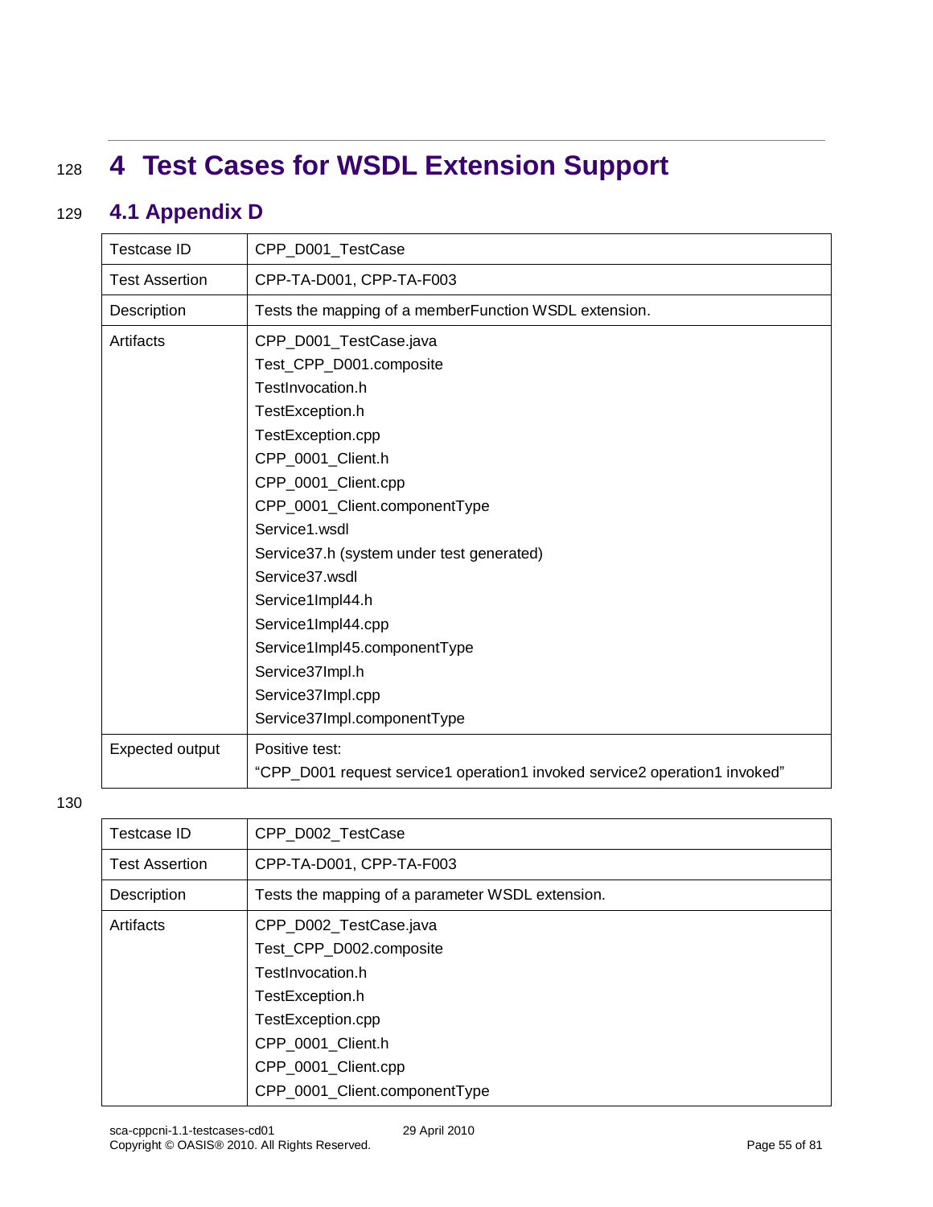# 4 Test Cases for WSDL Extension Support

## 4.1 Appendix D

| Testcase ID | CPP_D001_TestCase |
|---|---|
| Test Assertion | CPP-TA-D001, CPP-TA-F003 |
| Description | Tests the mapping of a memberFunction WSDL extension. |
| Artifacts | CPP_D001_TestCase.java<br>Test_CPP_D001.composite<br>TestInvocation.h<br>TestException.h<br>TestException.cpp<br>CPP_0001_Client.h<br>CPP_0001_Client.cpp<br>CPP_0001_Client.componentType<br>Service1.wsdl<br>Service37.h (system under test generated)<br>Service37.wsdl<br>Service1Impl44.h<br>Service1Impl44.cpp<br>Service1Impl45.componentType<br>Service37Impl.h<br>Service37Impl.cpp<br>Service37Impl.componentType |
| Expected output | Positive test:<br>"CPP_D001 request service1 operation1 invoked service2 operation1 invoked" |

| Testcase ID | CPP_D002_TestCase |
|---|---|
| Test Assertion | CPP-TA-D001, CPP-TA-F003 |
| Description | Tests the mapping of a parameter WSDL extension. |
| Artifacts | CPP_D002_TestCase.java<br>Test_CPP_D002.composite<br>TestInvocation.h<br>TestException.h<br>TestException.cpp<br>CPP_0001_Client.h<br>CPP_0001_Client.cpp<br>CPP_0001_Client.componentType |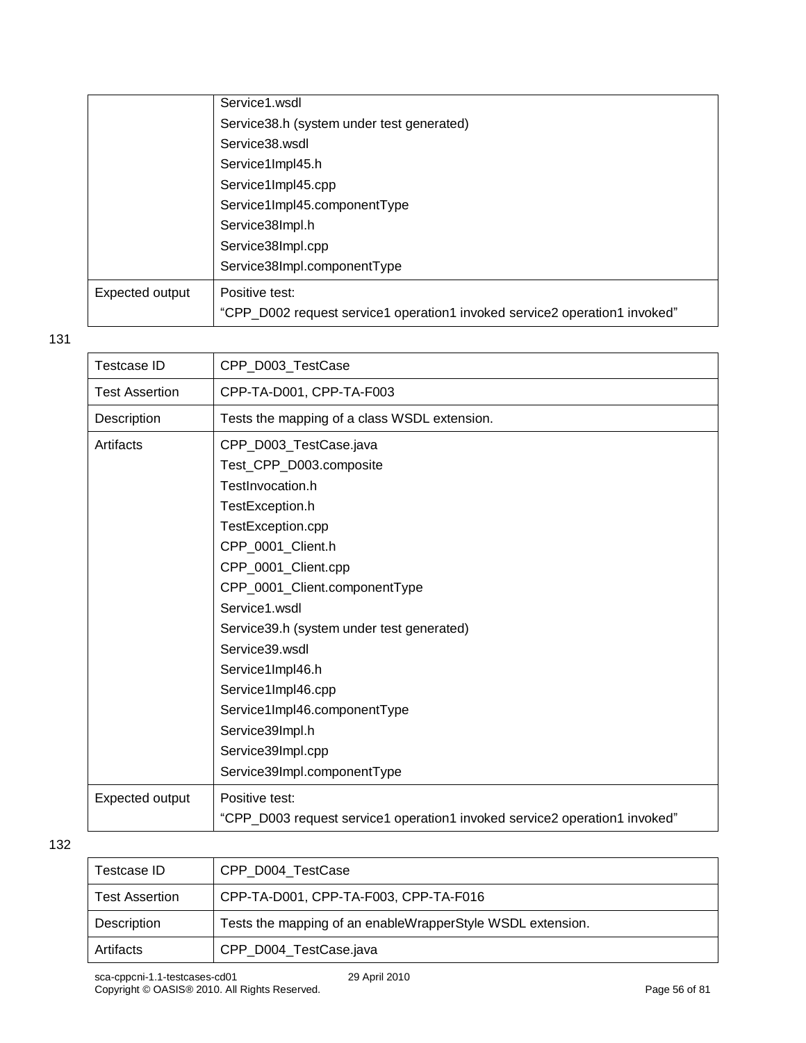| | |
|---|---|
| | Service1.wsdl<br>Service38.h (system under test generated)<br>Service38.wsdl<br>Service1Impl45.h<br>Service1Impl45.cpp<br>Service1Impl45.componentType<br>Service38Impl.h<br>Service38Impl.cpp<br>Service38Impl.componentType |
| Expected output | Positive test:<br>"CPP_D002 request service1 operation1 invoked service2 operation1 invoked" |

131

| | |
|---|---|
| Testcase ID | CPP_D003_TestCase |
| Test Assertion | CPP-TA-D001, CPP-TA-F003 |
| Description | Tests the mapping of a class WSDL extension. |
| Artifacts | CPP_D003_TestCase.java<br>Test_CPP_D003.composite<br>TestInvocation.h<br>TestException.h<br>TestException.cpp<br>CPP_0001_Client.h<br>CPP_0001_Client.cpp<br>CPP_0001_Client.componentType<br>Service1.wsdl<br>Service39.h (system under test generated)<br>Service39.wsdl<br>Service1Impl46.h<br>Service1Impl46.cpp<br>Service1Impl46.componentType<br>Service39Impl.h<br>Service39Impl.cpp<br>Service39Impl.componentType |
| Expected output | Positive test:<br>"CPP_D003 request service1 operation1 invoked service2 operation1 invoked" |

132

| | |
|---|---|
| Testcase ID | CPP_D004_TestCase |
| Test Assertion | CPP-TA-D001, CPP-TA-F003, CPP-TA-F016 |
| Description | Tests the mapping of an enableWrapperStyle WSDL extension. |
| Artifacts | CPP_D004_TestCase.java |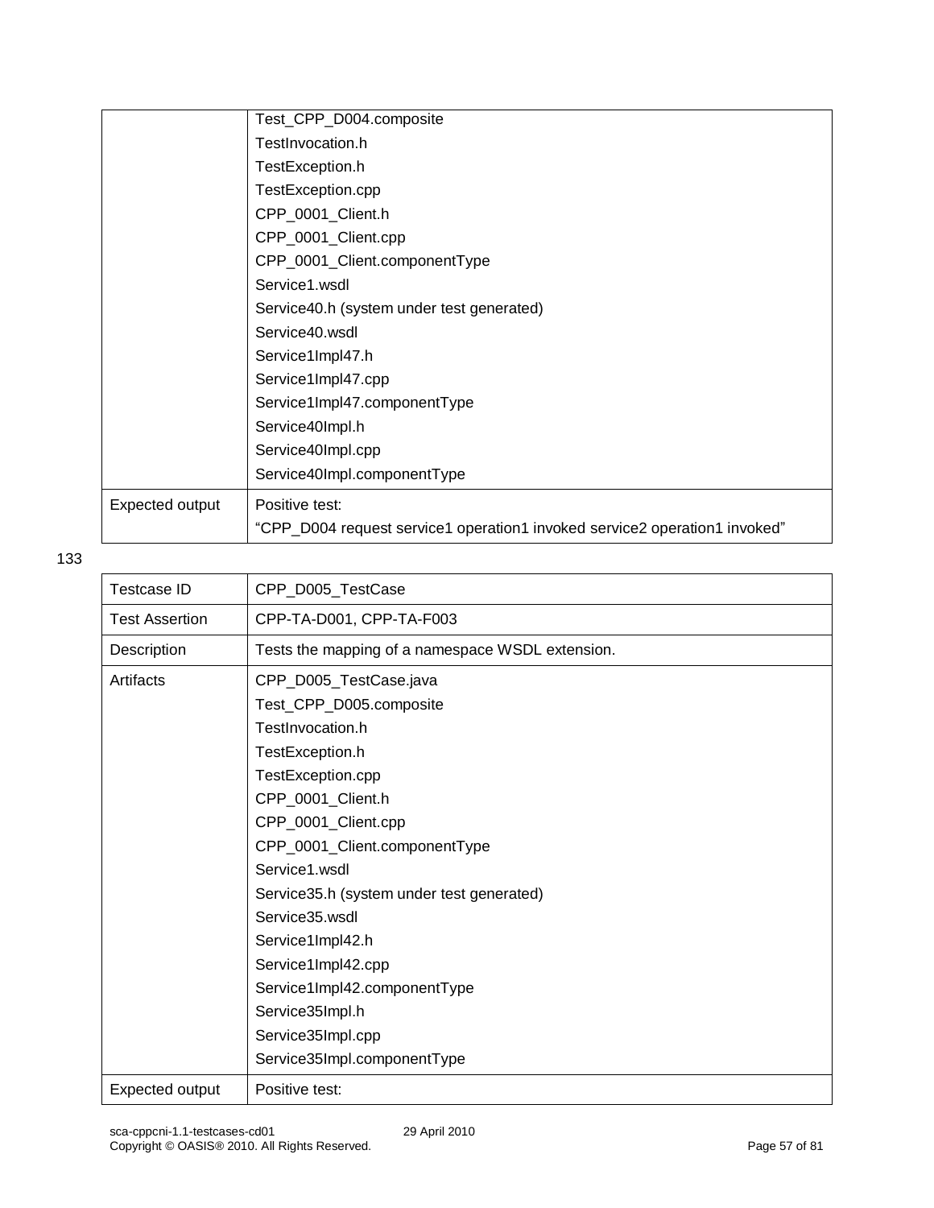| | |
|---|---|
| | Test_CPP_D004.composite<br>TestInvocation.h<br>TestException.h<br>TestException.cpp<br>CPP_0001_Client.h<br>CPP_0001_Client.cpp<br>CPP_0001_Client.componentType<br>Service1.wsdl<br>Service40.h (system under test generated)<br>Service40.wsdl<br>Service1Impl47.h<br>Service1Impl47.cpp<br>Service1Impl47.componentType<br>Service40Impl.h<br>Service40Impl.cpp<br>Service40Impl.componentType |
| Expected output | Positive test:<br>“CPP_D004 request service1 operation1 invoked service2 operation1 invoked” |

133

| Testcase ID | CPP_D005_TestCase |
|---|---|
| Test Assertion | CPP-TA-D001, CPP-TA-F003 |
| Description | Tests the mapping of a namespace WSDL extension. |
| Artifacts | CPP_D005_TestCase.java<br>Test_CPP_D005.composite<br>TestInvocation.h<br>TestException.h<br>TestException.cpp<br>CPP_0001_Client.h<br>CPP_0001_Client.cpp<br>CPP_0001_Client.componentType<br>Service1.wsdl<br>Service35.h (system under test generated)<br>Service35.wsdl<br>Service1Impl42.h<br>Service1Impl42.cpp<br>Service1Impl42.componentType<br>Service35Impl.h<br>Service35Impl.cpp<br>Service35Impl.componentType |
| Expected output | Positive test: |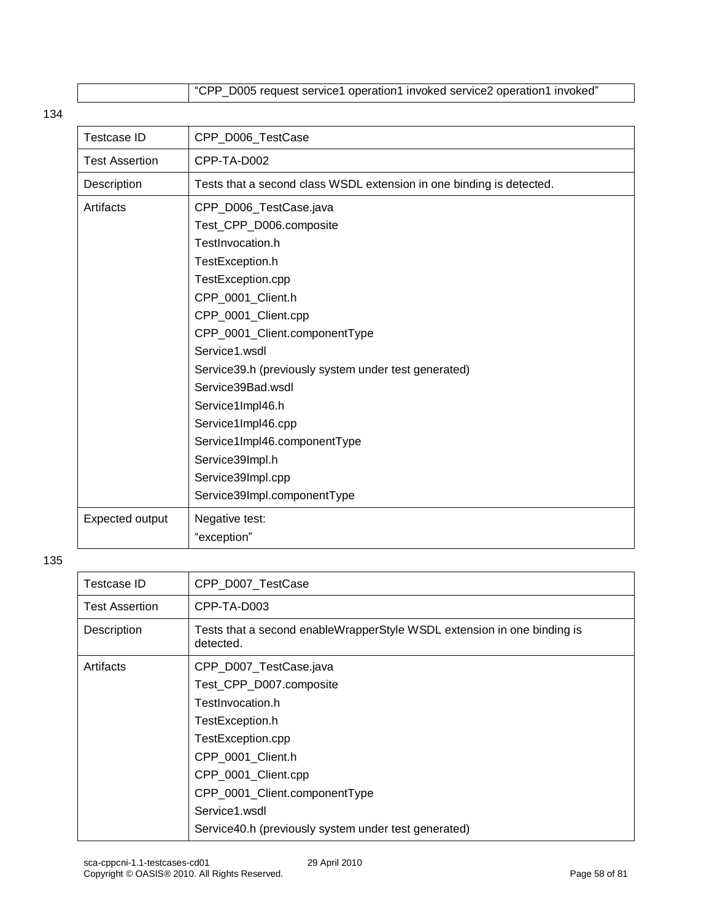| | “CPP_D005 request service1 operation1 invoked service2 operation1 invoked” |
|---|---|

134

| Testcase ID | CPP_D006_TestCase |
|---|---|
| Test Assertion | CPP-TA-D002 |
| Description | Tests that a second class WSDL extension in one binding is detected. |
| Artifacts | CPP_D006_TestCase.java<br>Test_CPP_D006.composite<br>TestInvocation.h<br>TestException.h<br>TestException.cpp<br>CPP_0001_Client.h<br>CPP_0001_Client.cpp<br>CPP_0001_Client.componentType<br>Service1.wsdl<br>Service39.h (previously system under test generated)<br>Service39Bad.wsdl<br>Service1Impl46.h<br>Service1Impl46.cpp<br>Service1Impl46.componentType<br>Service39Impl.h<br>Service39Impl.cpp<br>Service39Impl.componentType |
| Expected output | Negative test:<br>“exception” |

135

| Testcase ID | CPP_D007_TestCase |
|---|---|
| Test Assertion | CPP-TA-D003 |
| Description | Tests that a second enableWrapperStyle WSDL extension in one binding is detected. |
| Artifacts | CPP_D007_TestCase.java<br>Test_CPP_D007.composite<br>TestInvocation.h<br>TestException.h<br>TestException.cpp<br>CPP_0001_Client.h<br>CPP_0001_Client.cpp<br>CPP_0001_Client.componentType<br>Service1.wsdl<br>Service40.h (previously system under test generated) |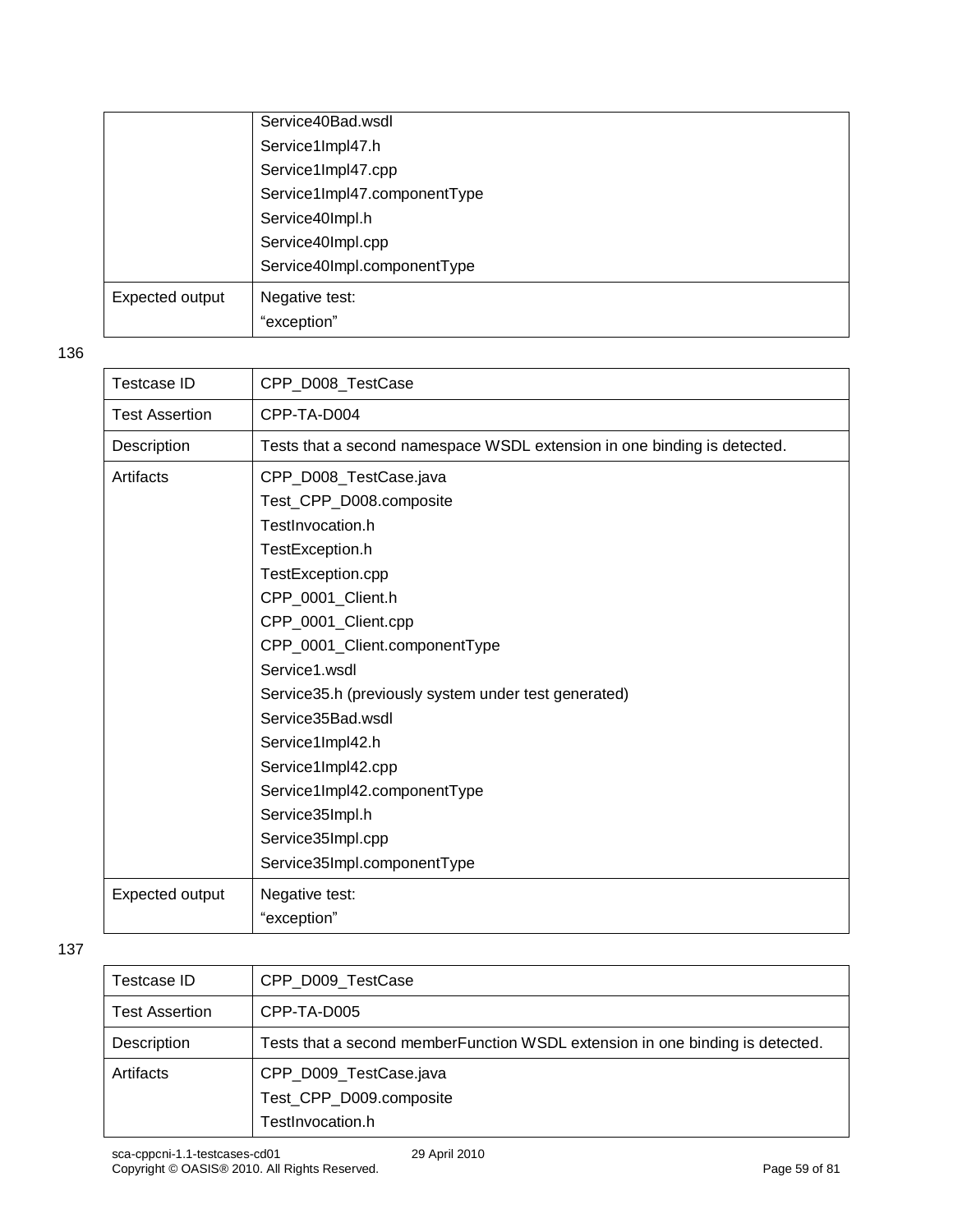| | |
|---|---|
| | Service40Bad.wsdl<br>Service1Impl47.h<br>Service1Impl47.cpp<br>Service1Impl47.componentType<br>Service40Impl.h<br>Service40Impl.cpp<br>Service40Impl.componentType |
| Expected output | Negative test:<br>“exception” |

136

| Testcase ID | CPP_D008_TestCase |
|---|---|
| Test Assertion | CPP-TA-D004 |
| Description | Tests that a second namespace WSDL extension in one binding is detected. |
| Artifacts | CPP_D008_TestCase.java<br>Test_CPP_D008.composite<br>TestInvocation.h<br>TestException.h<br>TestException.cpp<br>CPP_0001_Client.h<br>CPP_0001_Client.cpp<br>CPP_0001_Client.componentType<br>Service1.wsdl<br>Service35.h (previously system under test generated)<br>Service35Bad.wsdl<br>Service1Impl42.h<br>Service1Impl42.cpp<br>Service1Impl42.componentType<br>Service35Impl.h<br>Service35Impl.cpp<br>Service35Impl.componentType |
| Expected output | Negative test:<br>“exception” |

137

| Testcase ID | CPP_D009_TestCase |
|---|---|
| Test Assertion | CPP-TA-D005 |
| Description | Tests that a second memberFunction WSDL extension in one binding is detected. |
| Artifacts | CPP_D009_TestCase.java<br>Test_CPP_D009.composite<br>TestInvocation.h |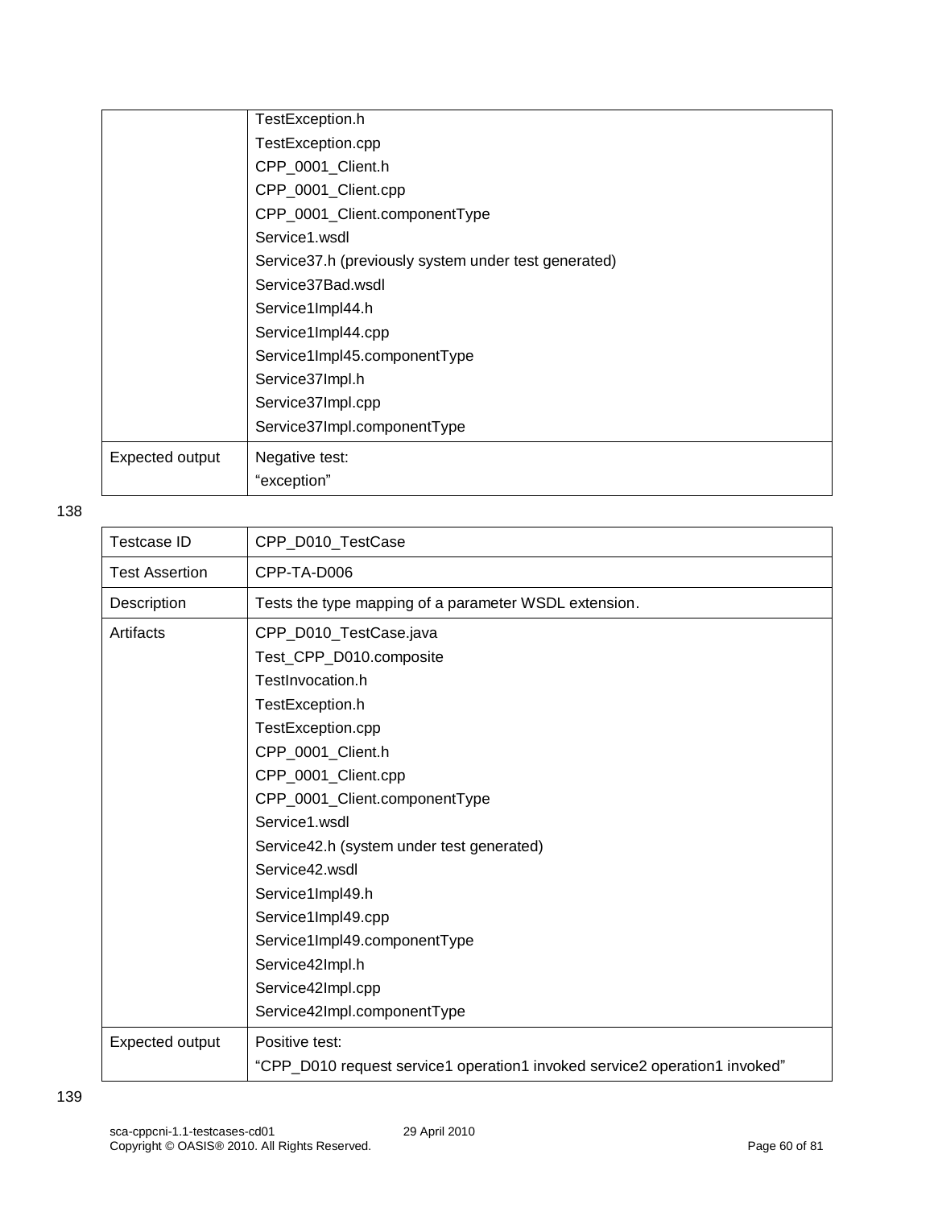| | |
|---|---|
| | TestException.h<br>TestException.cpp<br>CPP_0001_Client.h<br>CPP_0001_Client.cpp<br>CPP_0001_Client.componentType<br>Service1.wsdl<br>Service37.h (previously system under test generated)<br>Service37Bad.wsdl<br>Service1Impl44.h<br>Service1Impl44.cpp<br>Service1Impl45.componentType<br>Service37Impl.h<br>Service37Impl.cpp<br>Service37Impl.componentType |
| Expected output | Negative test:<br>“exception” |

138

| Testcase ID | CPP_D010_TestCase |
|---|---|
| Test Assertion | CPP-TA-D006 |
| Description | Tests the type mapping of a parameter WSDL extension. |
| Artifacts | CPP_D010_TestCase.java<br>Test_CPP_D010.composite<br>TestInvocation.h<br>TestException.h<br>TestException.cpp<br>CPP_0001_Client.h<br>CPP_0001_Client.cpp<br>CPP_0001_Client.componentType<br>Service1.wsdl<br>Service42.h (system under test generated)<br>Service42.wsdl<br>Service1Impl49.h<br>Service1Impl49.cpp<br>Service1Impl49.componentType<br>Service42Impl.h<br>Service42Impl.cpp<br>Service42Impl.componentType |
| Expected output | Positive test:<br>“CPP_D010 request service1 operation1 invoked service2 operation1 invoked” |

139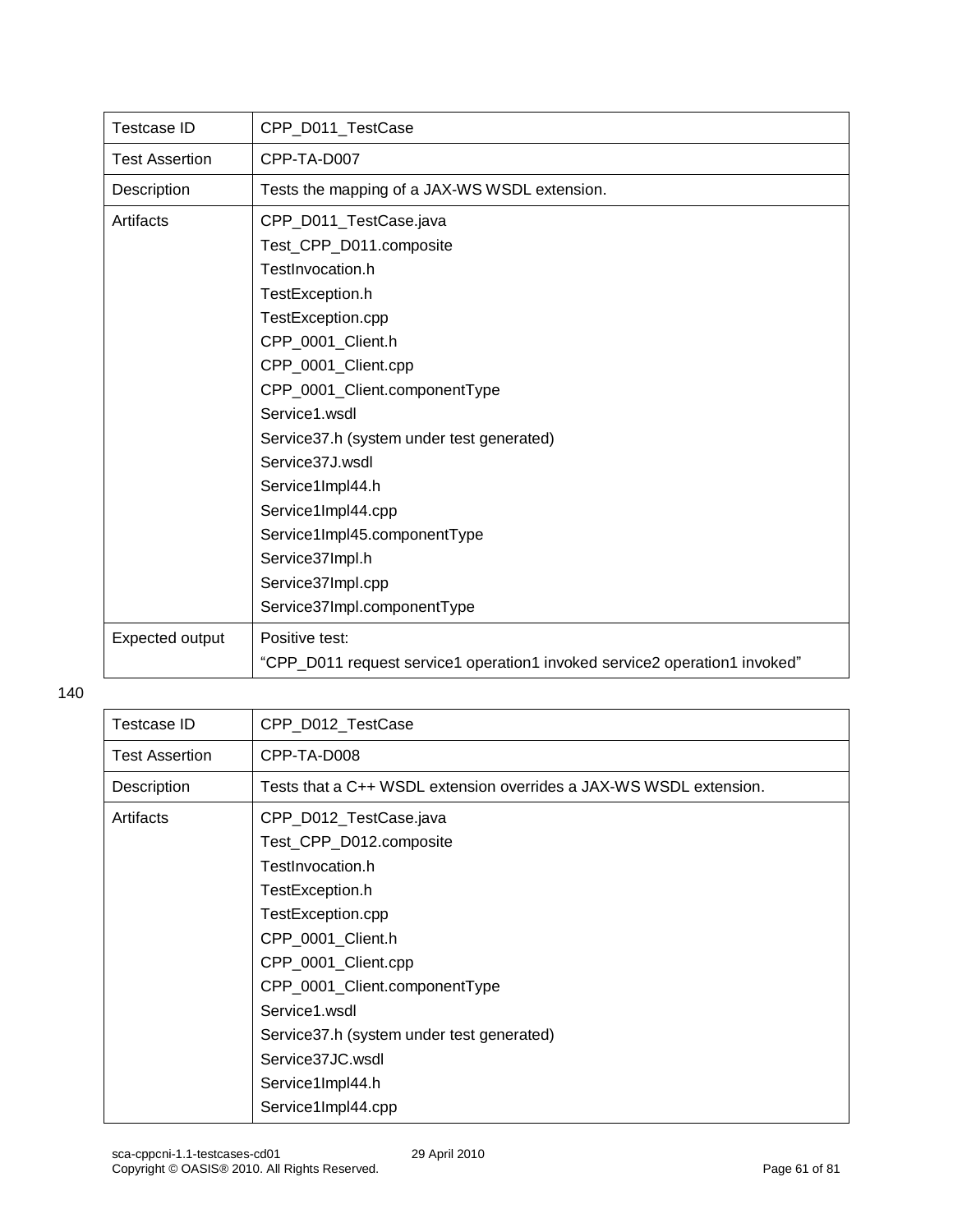| Testcase ID | CPP_D011_TestCase |
| --- | --- |
| Test Assertion | CPP-TA-D007 |
| Description | Tests the mapping of a JAX-WS WSDL extension. |
| Artifacts | CPP_D011_TestCase.java<br>Test_CPP_D011.composite<br>TestInvocation.h<br>TestException.h<br>TestException.cpp<br>CPP_0001_Client.h<br>CPP_0001_Client.cpp<br>CPP_0001_Client.componentType<br>Service1.wsdl<br>Service37.h (system under test generated)<br>Service37J.wsdl<br>Service1Impl44.h<br>Service1Impl44.cpp<br>Service1Impl45.componentType<br>Service37Impl.h<br>Service37Impl.cpp<br>Service37Impl.componentType |
| Expected output | Positive test:<br>"CPP_D011 request service1 operation1 invoked service2 operation1 invoked" |

140

| Testcase ID | CPP_D012_TestCase |
| --- | --- |
| Test Assertion | CPP-TA-D008 |
| Description | Tests that a C++ WSDL extension overrides a JAX-WS WSDL extension. |
| Artifacts | CPP_D012_TestCase.java<br>Test_CPP_D012.composite<br>TestInvocation.h<br>TestException.h<br>TestException.cpp<br>CPP_0001_Client.h<br>CPP_0001_Client.cpp<br>CPP_0001_Client.componentType<br>Service1.wsdl<br>Service37.h (system under test generated)<br>Service37JC.wsdl<br>Service1Impl44.h<br>Service1Impl44.cpp |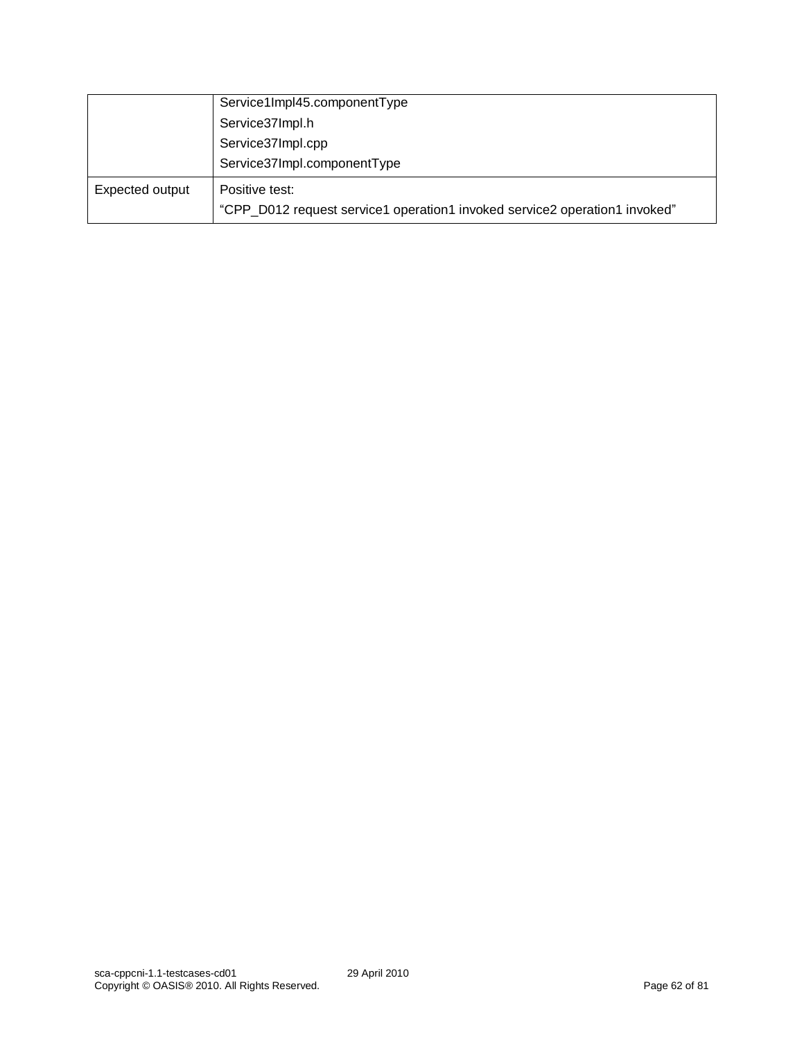| | |
|---|---|
| | Service1Impl45.componentType<br>Service37Impl.h<br>Service37Impl.cpp<br>Service37Impl.componentType |
| Expected output | Positive test:<br>"CPP_D012 request service1 operation1 invoked service2 operation1 invoked" |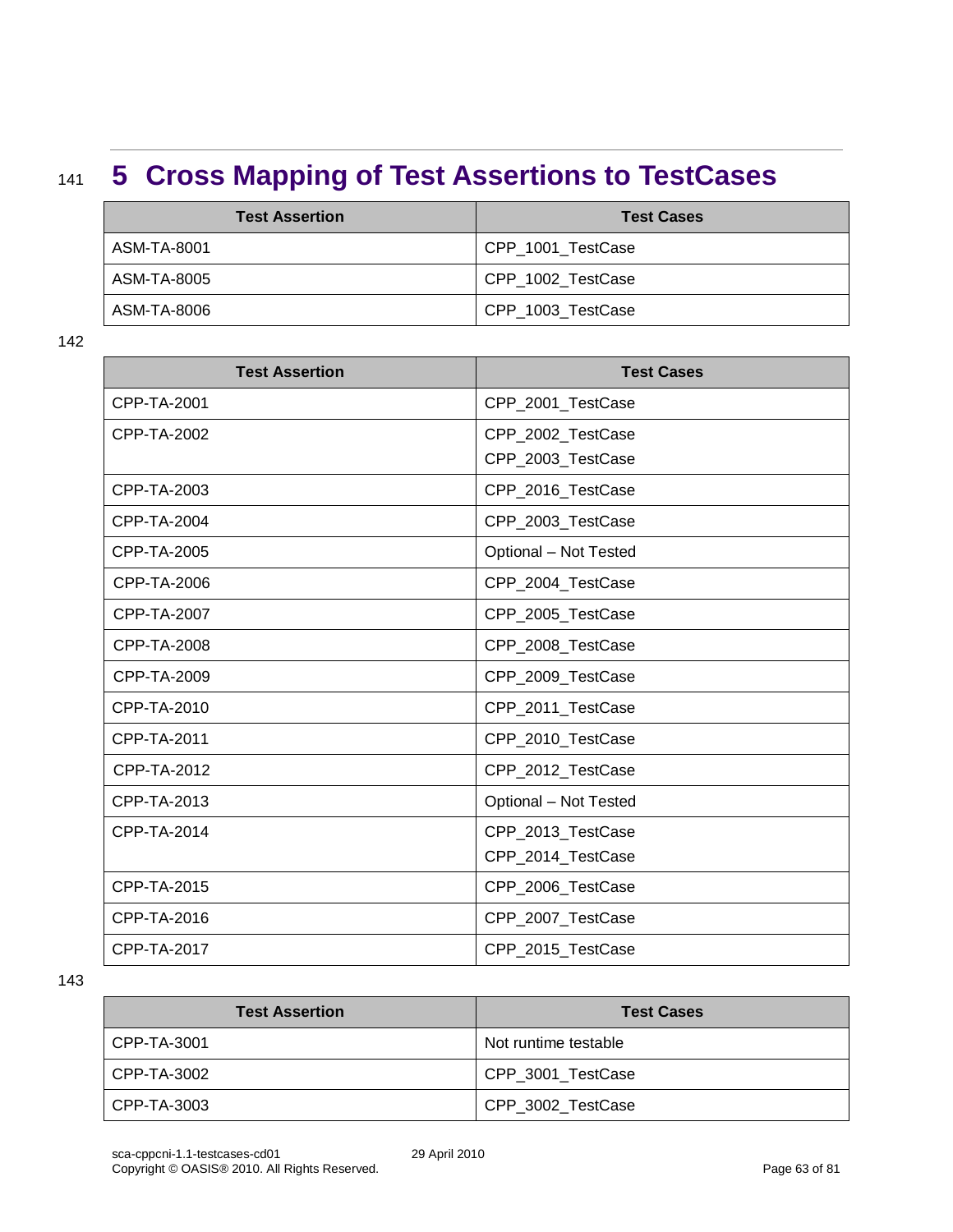# 5 Cross Mapping of Test Assertions to TestCases

| Test Assertion | Test Cases |
|---|---|
| ASM-TA-8001 | CPP_1001_TestCase |
| ASM-TA-8005 | CPP_1002_TestCase |
| ASM-TA-8006 | CPP_1003_TestCase |

| Test Assertion | Test Cases |
|---|---|
| CPP-TA-2001 | CPP_2001_TestCase |
| CPP-TA-2002 | CPP_2002_TestCase<br>CPP_2003_TestCase |
| CPP-TA-2003 | CPP_2016_TestCase |
| CPP-TA-2004 | CPP_2003_TestCase |
| CPP-TA-2005 | Optional – Not Tested |
| CPP-TA-2006 | CPP_2004_TestCase |
| CPP-TA-2007 | CPP_2005_TestCase |
| CPP-TA-2008 | CPP_2008_TestCase |
| CPP-TA-2009 | CPP_2009_TestCase |
| CPP-TA-2010 | CPP_2011_TestCase |
| CPP-TA-2011 | CPP_2010_TestCase |
| CPP-TA-2012 | CPP_2012_TestCase |
| CPP-TA-2013 | Optional – Not Tested |
| CPP-TA-2014 | CPP_2013_TestCase<br>CPP_2014_TestCase |
| CPP-TA-2015 | CPP_2006_TestCase |
| CPP-TA-2016 | CPP_2007_TestCase |
| CPP-TA-2017 | CPP_2015_TestCase |

| Test Assertion | Test Cases |
|---|---|
| CPP-TA-3001 | Not runtime testable |
| CPP-TA-3002 | CPP_3001_TestCase |
| CPP-TA-3003 | CPP_3002_TestCase |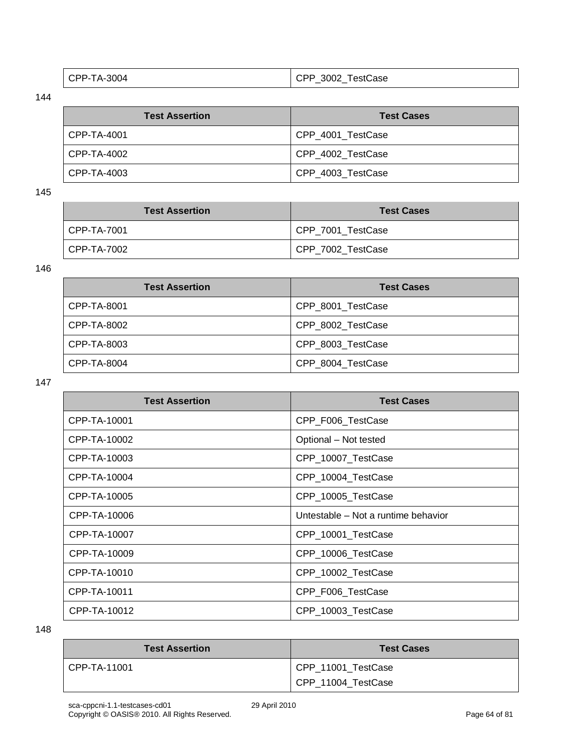| CPP-TA-3004 | CPP_3002_TestCase |
|---|---|

144

| Test Assertion | Test Cases |
|---|---|
| CPP-TA-4001 | CPP_4001_TestCase |
| CPP-TA-4002 | CPP_4002_TestCase |
| CPP-TA-4003 | CPP_4003_TestCase |

145

| Test Assertion | Test Cases |
|---|---|
| CPP-TA-7001 | CPP_7001_TestCase |
| CPP-TA-7002 | CPP_7002_TestCase |

146

| Test Assertion | Test Cases |
|---|---|
| CPP-TA-8001 | CPP_8001_TestCase |
| CPP-TA-8002 | CPP_8002_TestCase |
| CPP-TA-8003 | CPP_8003_TestCase |
| CPP-TA-8004 | CPP_8004_TestCase |

147

| Test Assertion | Test Cases |
|---|---|
| CPP-TA-10001 | CPP_F006_TestCase |
| CPP-TA-10002 | Optional – Not tested |
| CPP-TA-10003 | CPP_10007_TestCase |
| CPP-TA-10004 | CPP_10004_TestCase |
| CPP-TA-10005 | CPP_10005_TestCase |
| CPP-TA-10006 | Untestable – Not a runtime behavior |
| CPP-TA-10007 | CPP_10001_TestCase |
| CPP-TA-10009 | CPP_10006_TestCase |
| CPP-TA-10010 | CPP_10002_TestCase |
| CPP-TA-10011 | CPP_F006_TestCase |
| CPP-TA-10012 | CPP_10003_TestCase |

148

| Test Assertion | Test Cases |
|---|---|
| CPP-TA-11001 | CPP_11001_TestCase<br>CPP_11004_TestCase |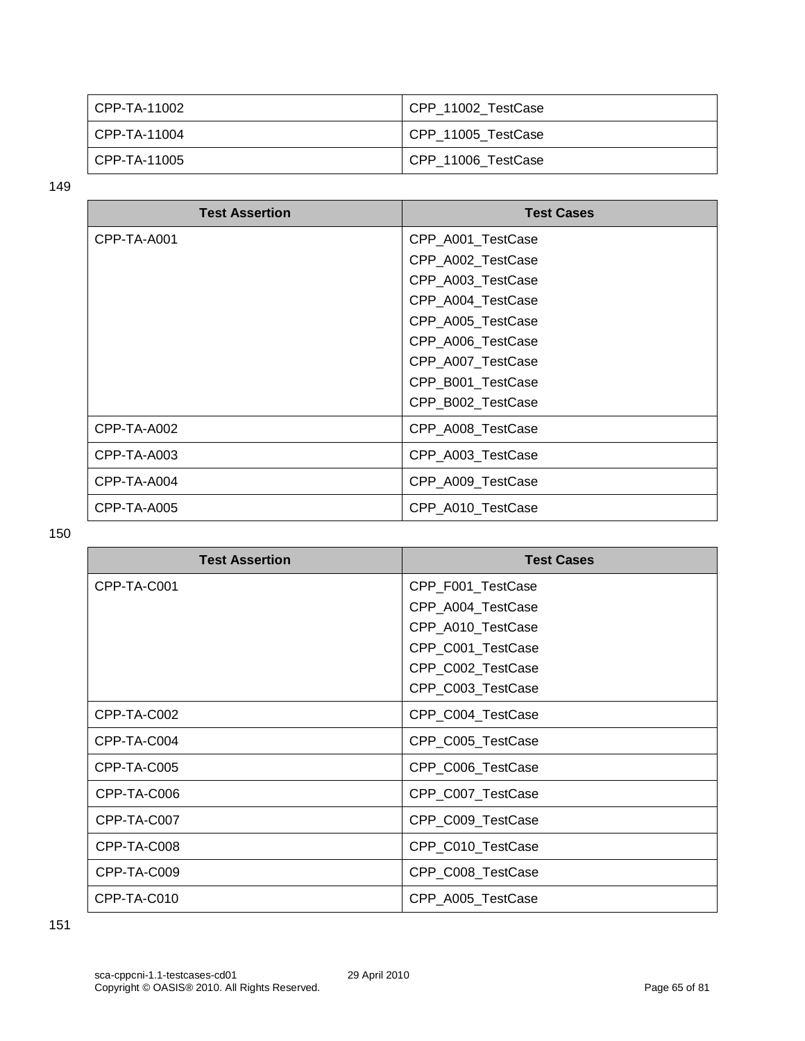| | |
|---|---|
| CPP-TA-11002 | CPP_11002_TestCase |
| CPP-TA-11004 | CPP_11005_TestCase |
| CPP-TA-11005 | CPP_11006_TestCase |

149

| Test Assertion | Test Cases |
|---|---|
| CPP-TA-A001 | CPP_A001_TestCase<br>CPP_A002_TestCase<br>CPP_A003_TestCase<br>CPP_A004_TestCase<br>CPP_A005_TestCase<br>CPP_A006_TestCase<br>CPP_A007_TestCase<br>CPP_B001_TestCase<br>CPP_B002_TestCase |
| CPP-TA-A002 | CPP_A008_TestCase |
| CPP-TA-A003 | CPP_A003_TestCase |
| CPP-TA-A004 | CPP_A009_TestCase |
| CPP-TA-A005 | CPP_A010_TestCase |

150

| Test Assertion | Test Cases |
|---|---|
| CPP-TA-C001 | CPP_F001_TestCase<br>CPP_A004_TestCase<br>CPP_A010_TestCase<br>CPP_C001_TestCase<br>CPP_C002_TestCase<br>CPP_C003_TestCase |
| CPP-TA-C002 | CPP_C004_TestCase |
| CPP-TA-C004 | CPP_C005_TestCase |
| CPP-TA-C005 | CPP_C006_TestCase |
| CPP-TA-C006 | CPP_C007_TestCase |
| CPP-TA-C007 | CPP_C009_TestCase |
| CPP-TA-C008 | CPP_C010_TestCase |
| CPP-TA-C009 | CPP_C008_TestCase |
| CPP-TA-C010 | CPP_A005_TestCase |

151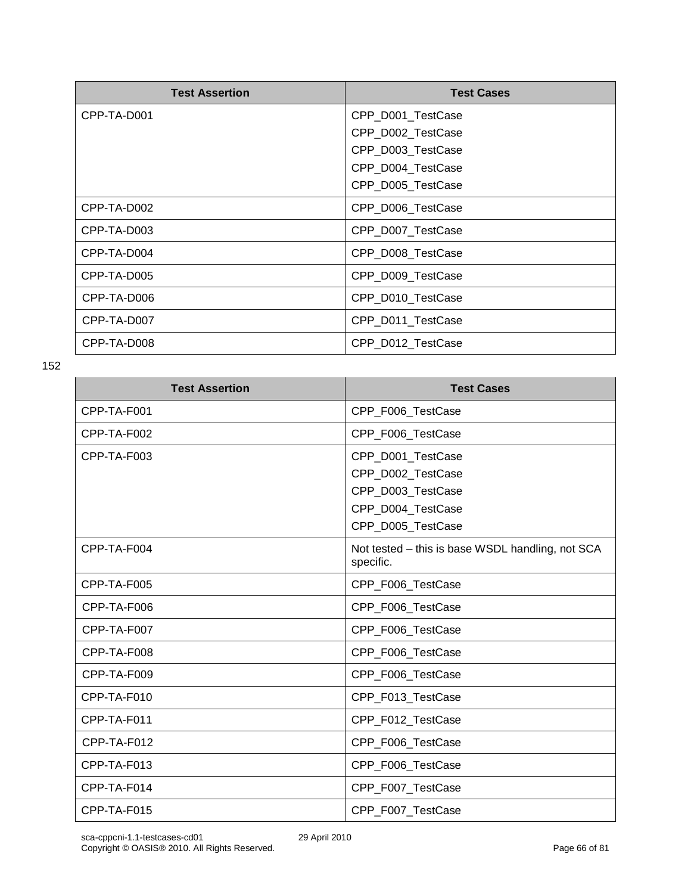| Test Assertion | Test Cases |
|---|---|
| CPP-TA-D001 | CPP_D001_TestCase<br>CPP_D002_TestCase<br>CPP_D003_TestCase<br>CPP_D004_TestCase<br>CPP_D005_TestCase |
| CPP-TA-D002 | CPP_D006_TestCase |
| CPP-TA-D003 | CPP_D007_TestCase |
| CPP-TA-D004 | CPP_D008_TestCase |
| CPP-TA-D005 | CPP_D009_TestCase |
| CPP-TA-D006 | CPP_D010_TestCase |
| CPP-TA-D007 | CPP_D011_TestCase |
| CPP-TA-D008 | CPP_D012_TestCase |

152

| Test Assertion | Test Cases |
|---|---|
| CPP-TA-F001 | CPP_F006_TestCase |
| CPP-TA-F002 | CPP_F006_TestCase |
| CPP-TA-F003 | CPP_D001_TestCase<br>CPP_D002_TestCase<br>CPP_D003_TestCase<br>CPP_D004_TestCase<br>CPP_D005_TestCase |
| CPP-TA-F004 | Not tested – this is base WSDL handling, not SCA specific. |
| CPP-TA-F005 | CPP_F006_TestCase |
| CPP-TA-F006 | CPP_F006_TestCase |
| CPP-TA-F007 | CPP_F006_TestCase |
| CPP-TA-F008 | CPP_F006_TestCase |
| CPP-TA-F009 | CPP_F006_TestCase |
| CPP-TA-F010 | CPP_F013_TestCase |
| CPP-TA-F011 | CPP_F012_TestCase |
| CPP-TA-F012 | CPP_F006_TestCase |
| CPP-TA-F013 | CPP_F006_TestCase |
| CPP-TA-F014 | CPP_F007_TestCase |
| CPP-TA-F015 | CPP_F007_TestCase |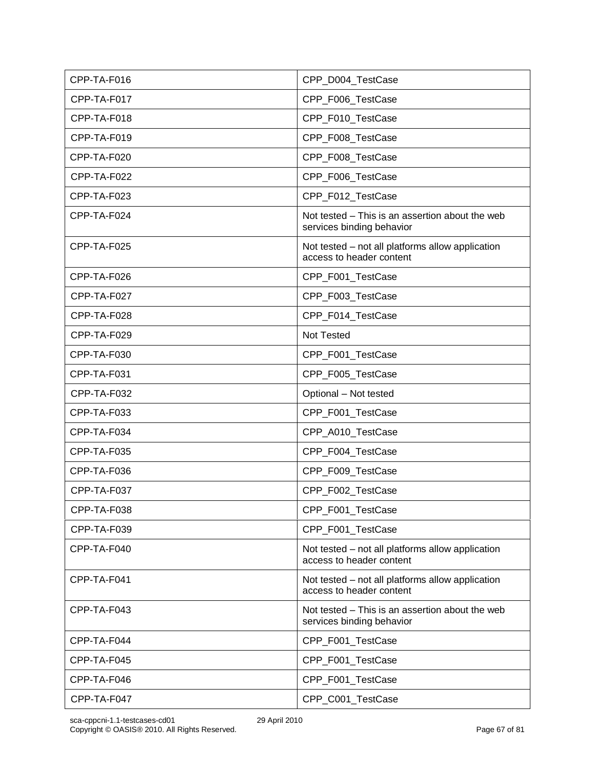| CPP-TA-F016 | CPP_D004_TestCase |
|---|---|
| CPP-TA-F017 | CPP_F006_TestCase |
| CPP-TA-F018 | CPP_F010_TestCase |
| CPP-TA-F019 | CPP_F008_TestCase |
| CPP-TA-F020 | CPP_F008_TestCase |
| CPP-TA-F022 | CPP_F006_TestCase |
| CPP-TA-F023 | CPP_F012_TestCase |
| CPP-TA-F024 | Not tested – This is an assertion about the web services binding behavior |
| CPP-TA-F025 | Not tested – not all platforms allow application access to header content |
| CPP-TA-F026 | CPP_F001_TestCase |
| CPP-TA-F027 | CPP_F003_TestCase |
| CPP-TA-F028 | CPP_F014_TestCase |
| CPP-TA-F029 | Not Tested |
| CPP-TA-F030 | CPP_F001_TestCase |
| CPP-TA-F031 | CPP_F005_TestCase |
| CPP-TA-F032 | Optional – Not tested |
| CPP-TA-F033 | CPP_F001_TestCase |
| CPP-TA-F034 | CPP_A010_TestCase |
| CPP-TA-F035 | CPP_F004_TestCase |
| CPP-TA-F036 | CPP_F009_TestCase |
| CPP-TA-F037 | CPP_F002_TestCase |
| CPP-TA-F038 | CPP_F001_TestCase |
| CPP-TA-F039 | CPP_F001_TestCase |
| CPP-TA-F040 | Not tested – not all platforms allow application access to header content |
| CPP-TA-F041 | Not tested – not all platforms allow application access to header content |
| CPP-TA-F043 | Not tested – This is an assertion about the web services binding behavior |
| CPP-TA-F044 | CPP_F001_TestCase |
| CPP-TA-F045 | CPP_F001_TestCase |
| CPP-TA-F046 | CPP_F001_TestCase |
| CPP-TA-F047 | CPP_C001_TestCase |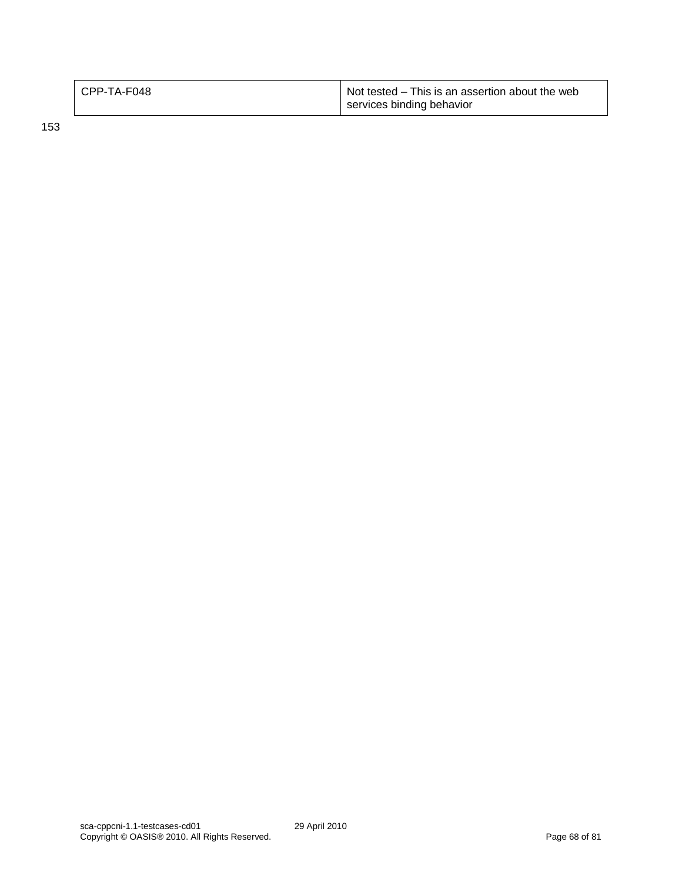| CPP-TA-F048 | Not tested – This is an assertion about the web services binding behavior |
|---|---|

153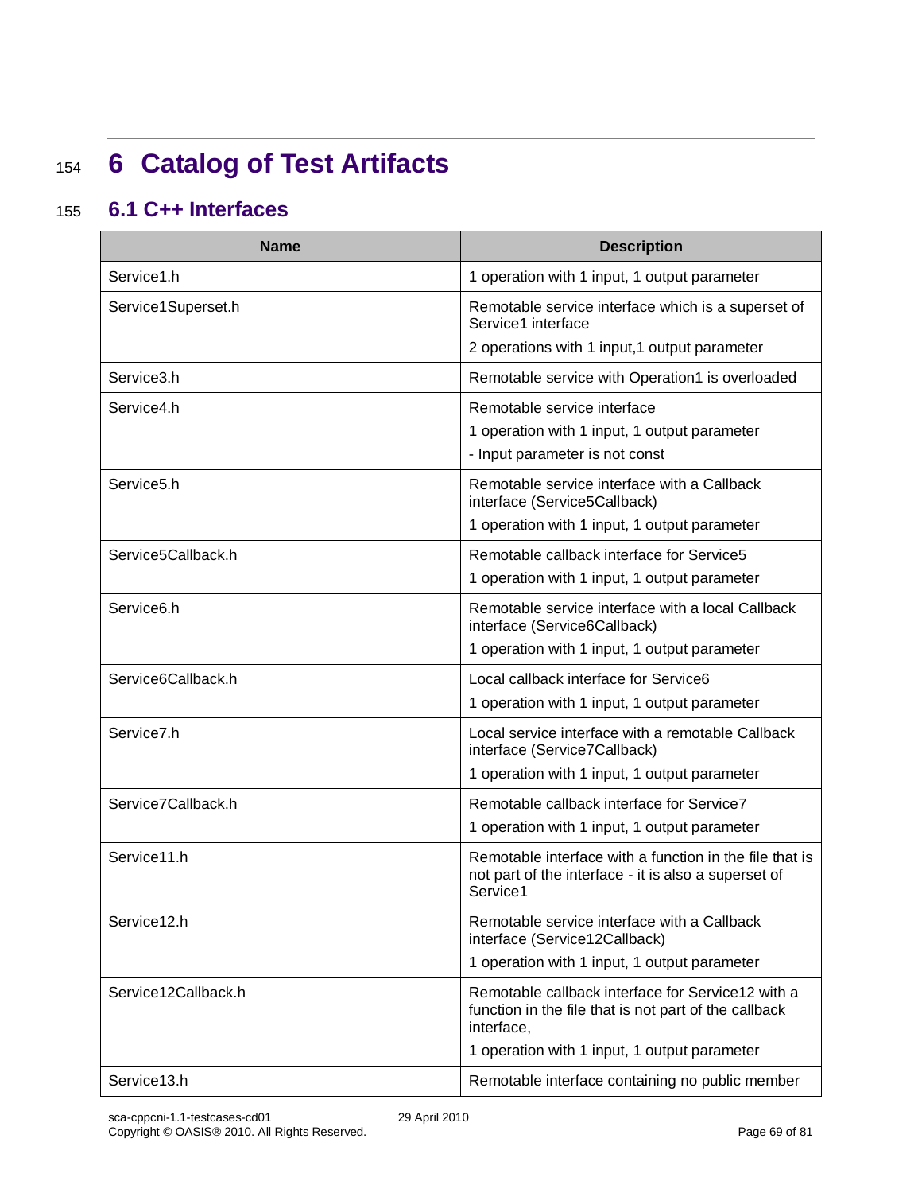# 6 Catalog of Test Artifacts

## 6.1 C++ Interfaces

| Name | Description |
|---|---|
| Service1.h | 1 operation with 1 input, 1 output parameter |
| Service1Superset.h | Remotable service interface which is a superset of Service1 interface<br>2 operations with 1 input,1 output parameter |
| Service3.h | Remotable service with Operation1 is overloaded |
| Service4.h | Remotable service interface<br>1 operation with 1 input, 1 output parameter<br>- Input parameter is not const |
| Service5.h | Remotable service interface with a Callback interface (Service5Callback)<br>1 operation with 1 input, 1 output parameter |
| Service5Callback.h | Remotable callback interface for Service5<br>1 operation with 1 input, 1 output parameter |
| Service6.h | Remotable service interface with a local Callback interface (Service6Callback)<br>1 operation with 1 input, 1 output parameter |
| Service6Callback.h | Local callback interface for Service6<br>1 operation with 1 input, 1 output parameter |
| Service7.h | Local service interface with a remotable Callback interface (Service7Callback)<br>1 operation with 1 input, 1 output parameter |
| Service7Callback.h | Remotable callback interface for Service7<br>1 operation with 1 input, 1 output parameter |
| Service11.h | Remotable interface with a function in the file that is not part of the interface - it is also a superset of Service1 |
| Service12.h | Remotable service interface with a Callback interface (Service12Callback)<br>1 operation with 1 input, 1 output parameter |
| Service12Callback.h | Remotable callback interface for Service12 with a function in the file that is not part of the callback interface,<br>1 operation with 1 input, 1 output parameter |
| Service13.h | Remotable interface containing no public member |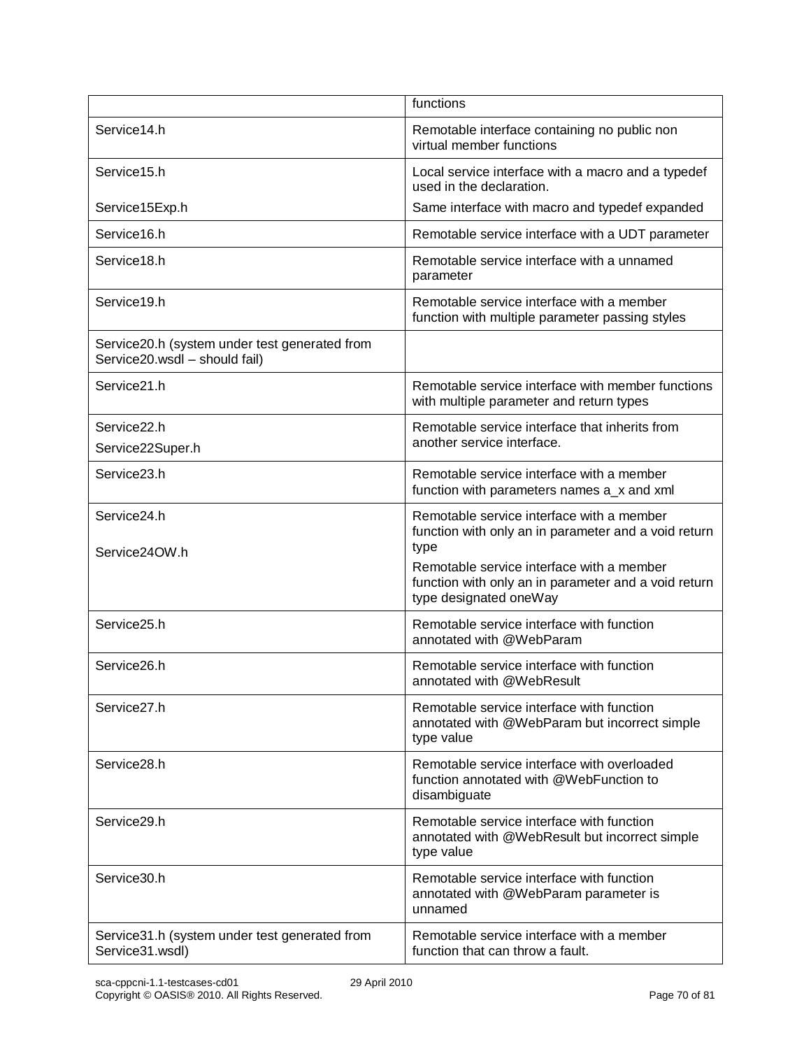| | |
|---|---|
| | functions |
| Service14.h | Remotable interface containing no public non virtual member functions |
| Service15.h<br>Service15Exp.h | Local service interface with a macro and a typedef used in the declaration.<br>Same interface with macro and typedef expanded |
| Service16.h | Remotable service interface with a UDT parameter |
| Service18.h | Remotable service interface with a unnamed parameter |
| Service19.h | Remotable service interface with a member function with multiple parameter passing styles |
| Service20.h (system under test generated from Service20.wsdl – should fail) | |
| Service21.h | Remotable service interface with member functions with multiple parameter and return types |
| Service22.h<br>Service22Super.h | Remotable service interface that inherits from another service interface. |
| Service23.h | Remotable service interface with a member function with parameters names a_x and xml |
| Service24.h<br>Service24OW.h | Remotable service interface with a member function with only an in parameter and a void return type<br>Remotable service interface with a member function with only an in parameter and a void return type designated oneWay |
| Service25.h | Remotable service interface with function annotated with @WebParam |
| Service26.h | Remotable service interface with function annotated with @WebResult |
| Service27.h | Remotable service interface with function annotated with @WebParam but incorrect simple type value |
| Service28.h | Remotable service interface with overloaded function annotated with @WebFunction to disambiguate |
| Service29.h | Remotable service interface with function annotated with @WebResult but incorrect simple type value |
| Service30.h | Remotable service interface with function annotated with @WebParam parameter is unnamed |
| Service31.h (system under test generated from Service31.wsdl) | Remotable service interface with a member function that can throw a fault. |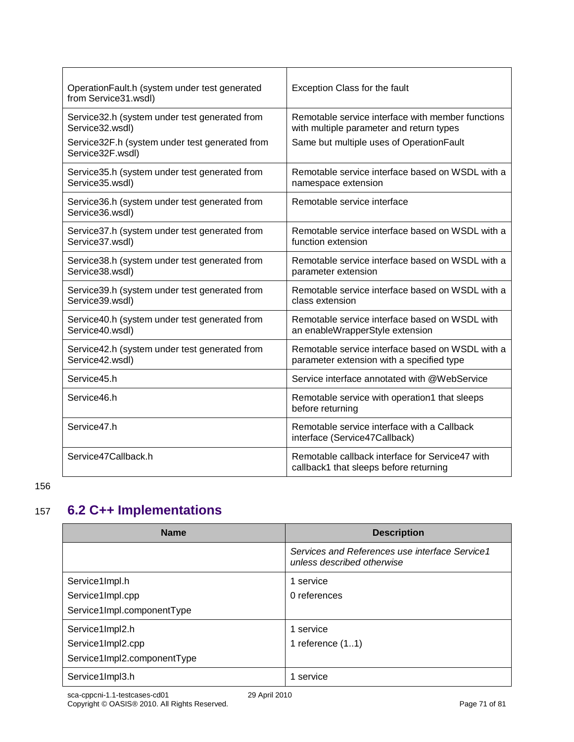| | |
|---|---|
| OperationFault.h (system under test generated from Service31.wsdl) | Exception Class for the fault |
| Service32.h (system under test generated from Service32.wsdl)<br>Service32F.h (system under test generated from Service32F.wsdl) | Remotable service interface with member functions with multiple parameter and return types<br>Same but multiple uses of OperationFault |
| Service35.h (system under test generated from Service35.wsdl) | Remotable service interface based on WSDL with a namespace extension |
| Service36.h (system under test generated from Service36.wsdl) | Remotable service interface |
| Service37.h (system under test generated from Service37.wsdl) | Remotable service interface based on WSDL with a function extension |
| Service38.h (system under test generated from Service38.wsdl) | Remotable service interface based on WSDL with a parameter extension |
| Service39.h (system under test generated from Service39.wsdl) | Remotable service interface based on WSDL with a class extension |
| Service40.h (system under test generated from Service40.wsdl) | Remotable service interface based on WSDL with an enableWrapperStyle extension |
| Service42.h (system under test generated from Service42.wsdl) | Remotable service interface based on WSDL with a parameter extension with a specified type |
| Service45.h | Service interface annotated with @WebService |
| Service46.h | Remotable service with operation1 that sleeps before returning |
| Service47.h | Remotable service interface with a Callback interface (Service47Callback) |
| Service47Callback.h | Remotable callback interface for Service47 with callback1 that sleeps before returning |

## 6.2 C++ Implementations

| Name | Description |
|---|---|
| | *Services and References use interface Service1 unless described otherwise* |
| Service1Impl.h<br>Service1Impl.cpp<br>Service1Impl.componentType | 1 service<br>0 references |
| Service1Impl2.h<br>Service1Impl2.cpp<br>Service1Impl2.componentType | 1 service<br>1 reference (1..1) |
| Service1Impl3.h | 1 service |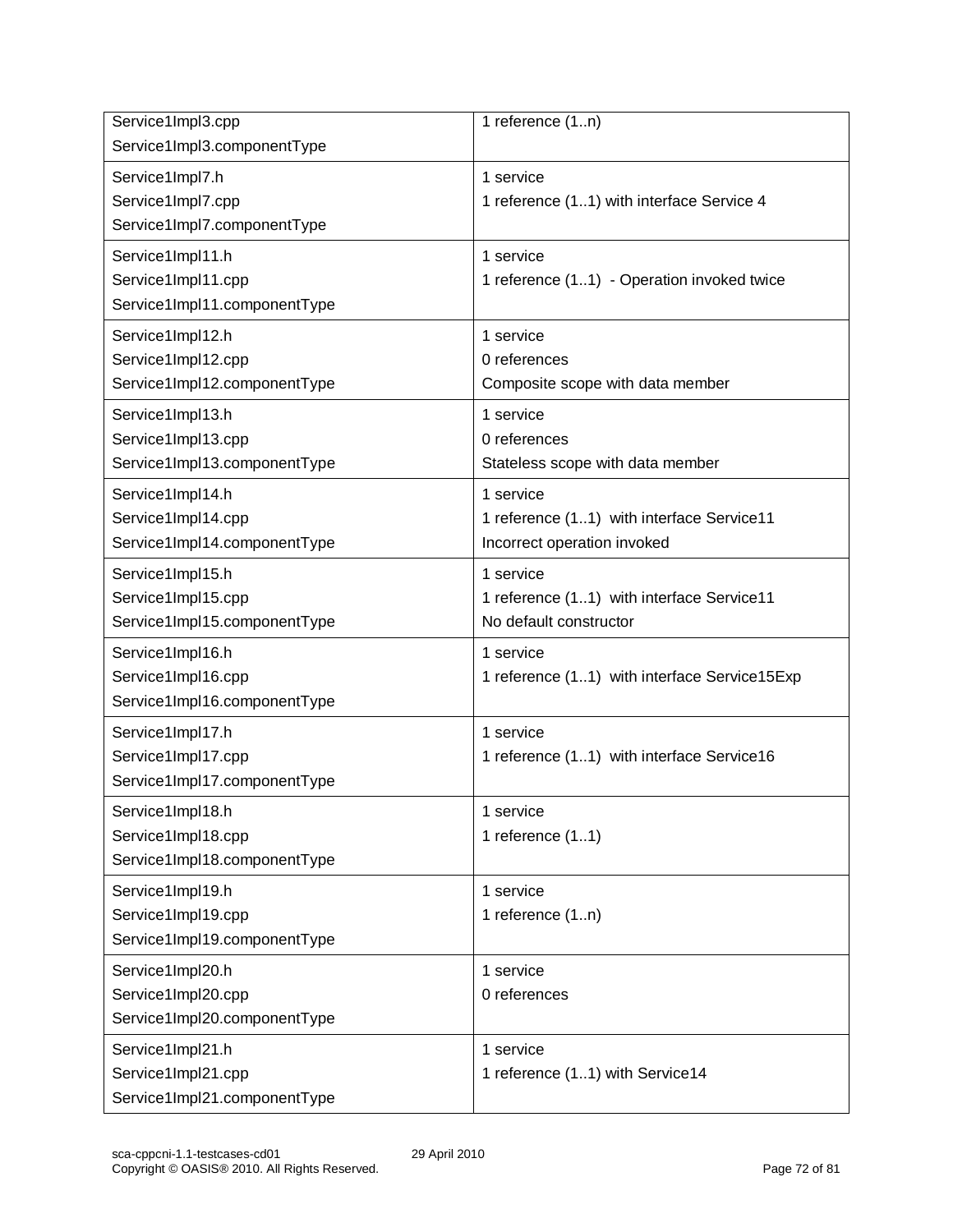| | |
|---|---|
| Service1Impl3.cpp<br>Service1Impl3.componentType | 1 reference (1..n) |
| Service1Impl7.h<br>Service1Impl7.cpp<br>Service1Impl7.componentType | 1 service<br>1 reference (1..1) with interface Service 4 |
| Service1Impl11.h<br>Service1Impl11.cpp<br>Service1Impl11.componentType | 1 service<br>1 reference (1..1) - Operation invoked twice |
| Service1Impl12.h<br>Service1Impl12.cpp<br>Service1Impl12.componentType | 1 service<br>0 references<br>Composite scope with data member |
| Service1Impl13.h<br>Service1Impl13.cpp<br>Service1Impl13.componentType | 1 service<br>0 references<br>Stateless scope with data member |
| Service1Impl14.h<br>Service1Impl14.cpp<br>Service1Impl14.componentType | 1 service<br>1 reference (1..1) with interface Service11<br>Incorrect operation invoked |
| Service1Impl15.h<br>Service1Impl15.cpp<br>Service1Impl15.componentType | 1 service<br>1 reference (1..1) with interface Service11<br>No default constructor |
| Service1Impl16.h<br>Service1Impl16.cpp<br>Service1Impl16.componentType | 1 service<br>1 reference (1..1) with interface Service15Exp |
| Service1Impl17.h<br>Service1Impl17.cpp<br>Service1Impl17.componentType | 1 service<br>1 reference (1..1) with interface Service16 |
| Service1Impl18.h<br>Service1Impl18.cpp<br>Service1Impl18.componentType | 1 service<br>1 reference (1..1) |
| Service1Impl19.h<br>Service1Impl19.cpp<br>Service1Impl19.componentType | 1 service<br>1 reference (1..n) |
| Service1Impl20.h<br>Service1Impl20.cpp<br>Service1Impl20.componentType | 1 service<br>0 references |
| Service1Impl21.h<br>Service1Impl21.cpp<br>Service1Impl21.componentType | 1 service<br>1 reference (1..1) with Service14 |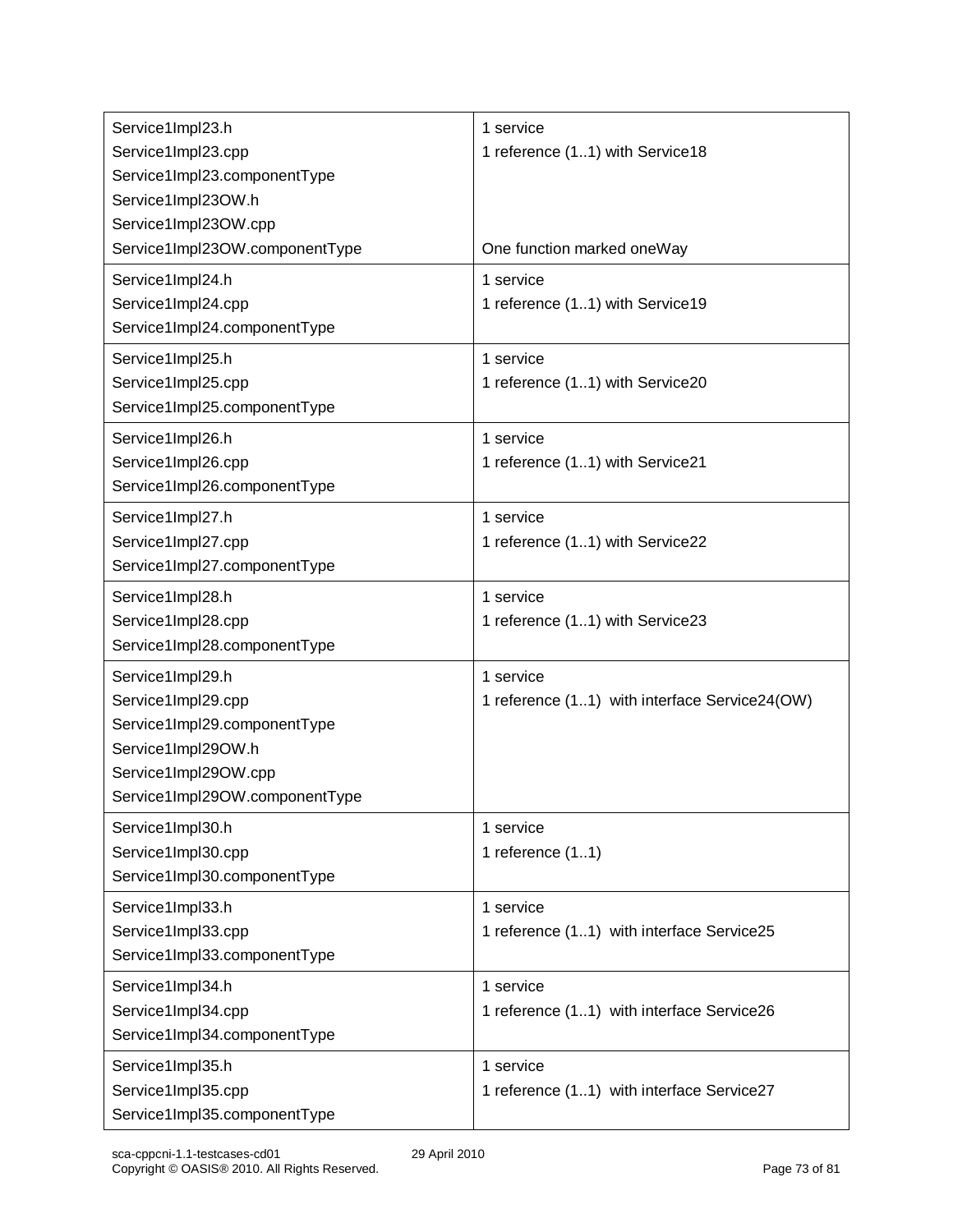| | |
|---|---|
| Service1Impl23.h<br>Service1Impl23.cpp<br>Service1Impl23.componentType<br>Service1Impl23OW.h<br>Service1Impl23OW.cpp<br>Service1Impl23OW.componentType | 1 service<br>1 reference (1..1) with Service18<br><br><br><br>One function marked oneWay |
| Service1Impl24.h<br>Service1Impl24.cpp<br>Service1Impl24.componentType | 1 service<br>1 reference (1..1) with Service19 |
| Service1Impl25.h<br>Service1Impl25.cpp<br>Service1Impl25.componentType | 1 service<br>1 reference (1..1) with Service20 |
| Service1Impl26.h<br>Service1Impl26.cpp<br>Service1Impl26.componentType | 1 service<br>1 reference (1..1) with Service21 |
| Service1Impl27.h<br>Service1Impl27.cpp<br>Service1Impl27.componentType | 1 service<br>1 reference (1..1) with Service22 |
| Service1Impl28.h<br>Service1Impl28.cpp<br>Service1Impl28.componentType | 1 service<br>1 reference (1..1) with Service23 |
| Service1Impl29.h<br>Service1Impl29.cpp<br>Service1Impl29.componentType<br>Service1Impl29OW.h<br>Service1Impl29OW.cpp<br>Service1Impl29OW.componentType | 1 service<br>1 reference (1..1) with interface Service24(OW) |
| Service1Impl30.h<br>Service1Impl30.cpp<br>Service1Impl30.componentType | 1 service<br>1 reference (1..1) |
| Service1Impl33.h<br>Service1Impl33.cpp<br>Service1Impl33.componentType | 1 service<br>1 reference (1..1) with interface Service25 |
| Service1Impl34.h<br>Service1Impl34.cpp<br>Service1Impl34.componentType | 1 service<br>1 reference (1..1) with interface Service26 |
| Service1Impl35.h<br>Service1Impl35.cpp<br>Service1Impl35.componentType | 1 service<br>1 reference (1..1) with interface Service27 |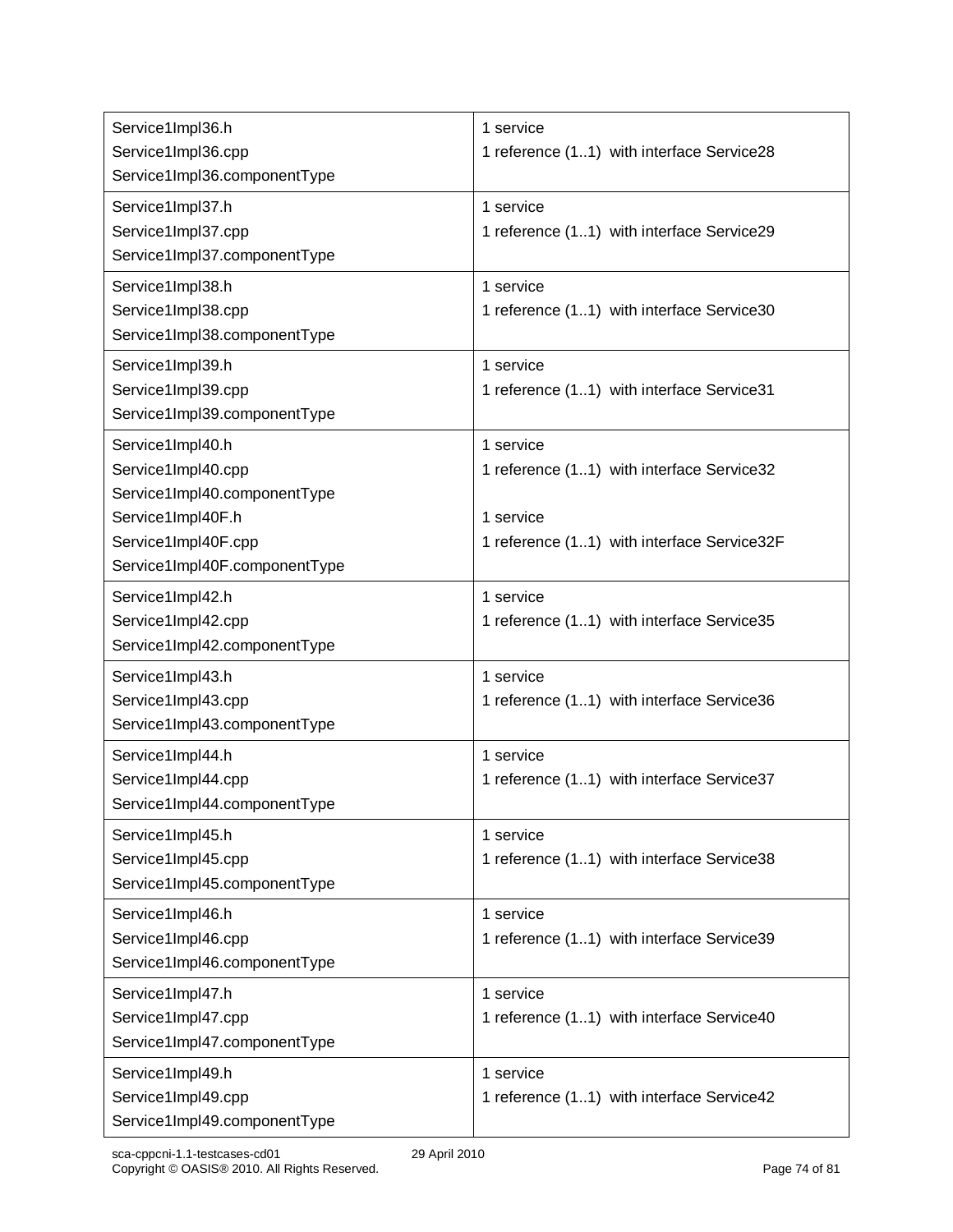| | |
|---|---|
| Service1Impl36.h<br>Service1Impl36.cpp<br>Service1Impl36.componentType | 1 service<br>1 reference (1..1) with interface Service28 |
| Service1Impl37.h<br>Service1Impl37.cpp<br>Service1Impl37.componentType | 1 service<br>1 reference (1..1) with interface Service29 |
| Service1Impl38.h<br>Service1Impl38.cpp<br>Service1Impl38.componentType | 1 service<br>1 reference (1..1) with interface Service30 |
| Service1Impl39.h<br>Service1Impl39.cpp<br>Service1Impl39.componentType | 1 service<br>1 reference (1..1) with interface Service31 |
| Service1Impl40.h<br>Service1Impl40.cpp<br>Service1Impl40.componentType<br>Service1Impl40F.h<br>Service1Impl40F.cpp<br>Service1Impl40F.componentType | 1 service<br>1 reference (1..1) with interface Service32<br><br>1 service<br>1 reference (1..1) with interface Service32F |
| Service1Impl42.h<br>Service1Impl42.cpp<br>Service1Impl42.componentType | 1 service<br>1 reference (1..1) with interface Service35 |
| Service1Impl43.h<br>Service1Impl43.cpp<br>Service1Impl43.componentType | 1 service<br>1 reference (1..1) with interface Service36 |
| Service1Impl44.h<br>Service1Impl44.cpp<br>Service1Impl44.componentType | 1 service<br>1 reference (1..1) with interface Service37 |
| Service1Impl45.h<br>Service1Impl45.cpp<br>Service1Impl45.componentType | 1 service<br>1 reference (1..1) with interface Service38 |
| Service1Impl46.h<br>Service1Impl46.cpp<br>Service1Impl46.componentType | 1 service<br>1 reference (1..1) with interface Service39 |
| Service1Impl47.h<br>Service1Impl47.cpp<br>Service1Impl47.componentType | 1 service<br>1 reference (1..1) with interface Service40 |
| Service1Impl49.h<br>Service1Impl49.cpp<br>Service1Impl49.componentType | 1 service<br>1 reference (1..1) with interface Service42 |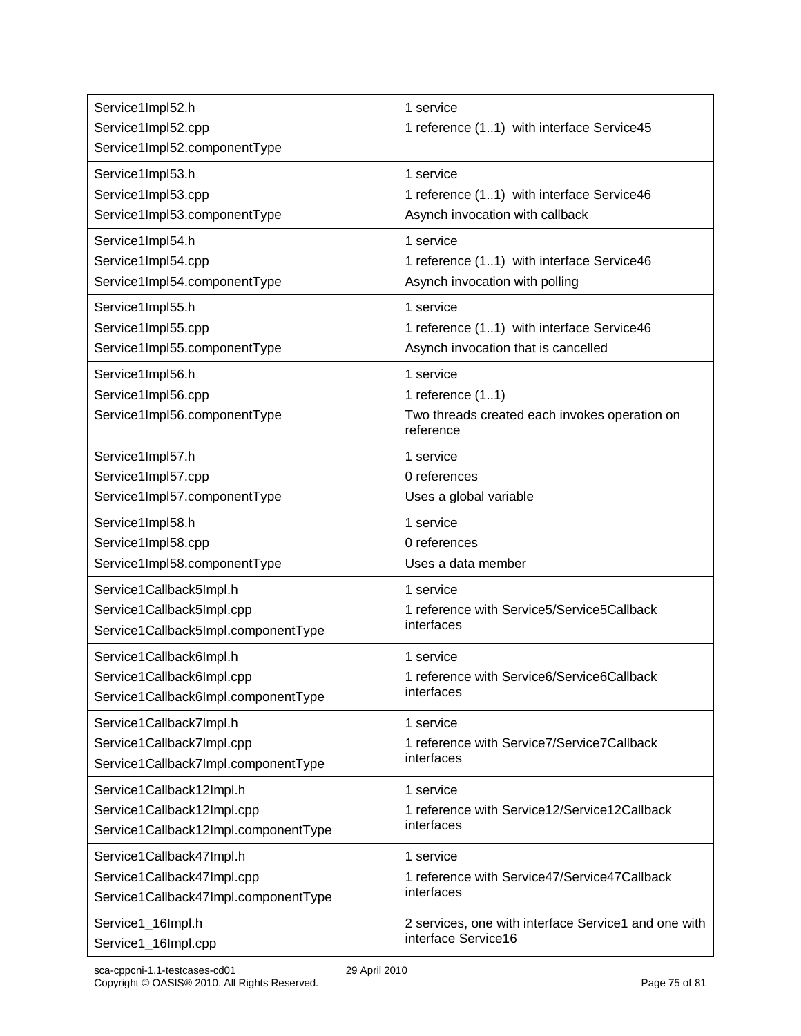| | |
|---|---|
| Service1Impl52.h<br>Service1Impl52.cpp<br>Service1Impl52.componentType | 1 service<br>1 reference (1..1)  with interface Service45 |
| Service1Impl53.h<br>Service1Impl53.cpp<br>Service1Impl53.componentType | 1 service<br>1 reference (1..1)  with interface Service46<br>Asynch invocation with callback |
| Service1Impl54.h<br>Service1Impl54.cpp<br>Service1Impl54.componentType | 1 service<br>1 reference (1..1)  with interface Service46<br>Asynch invocation with polling |
| Service1Impl55.h<br>Service1Impl55.cpp<br>Service1Impl55.componentType | 1 service<br>1 reference (1..1)  with interface Service46<br>Asynch invocation that is cancelled |
| Service1Impl56.h<br>Service1Impl56.cpp<br>Service1Impl56.componentType | 1 service<br>1 reference (1..1)<br>Two threads created each invokes operation on reference |
| Service1Impl57.h<br>Service1Impl57.cpp<br>Service1Impl57.componentType | 1 service<br>0 references<br>Uses a global variable |
| Service1Impl58.h<br>Service1Impl58.cpp<br>Service1Impl58.componentType | 1 service<br>0 references<br>Uses a data member |
| Service1Callback5Impl.h<br>Service1Callback5Impl.cpp<br>Service1Callback5Impl.componentType | 1 service<br>1 reference with Service5/Service5Callback interfaces |
| Service1Callback6Impl.h<br>Service1Callback6Impl.cpp<br>Service1Callback6Impl.componentType | 1 service<br>1 reference with Service6/Service6Callback interfaces |
| Service1Callback7Impl.h<br>Service1Callback7Impl.cpp<br>Service1Callback7Impl.componentType | 1 service<br>1 reference with Service7/Service7Callback interfaces |
| Service1Callback12Impl.h<br>Service1Callback12Impl.cpp<br>Service1Callback12Impl.componentType | 1 service<br>1 reference with Service12/Service12Callback interfaces |
| Service1Callback47Impl.h<br>Service1Callback47Impl.cpp<br>Service1Callback47Impl.componentType | 1 service<br>1 reference with Service47/Service47Callback interfaces |
| Service1_16Impl.h<br>Service1_16Impl.cpp | 2 services, one with interface Service1 and one with interface Service16 |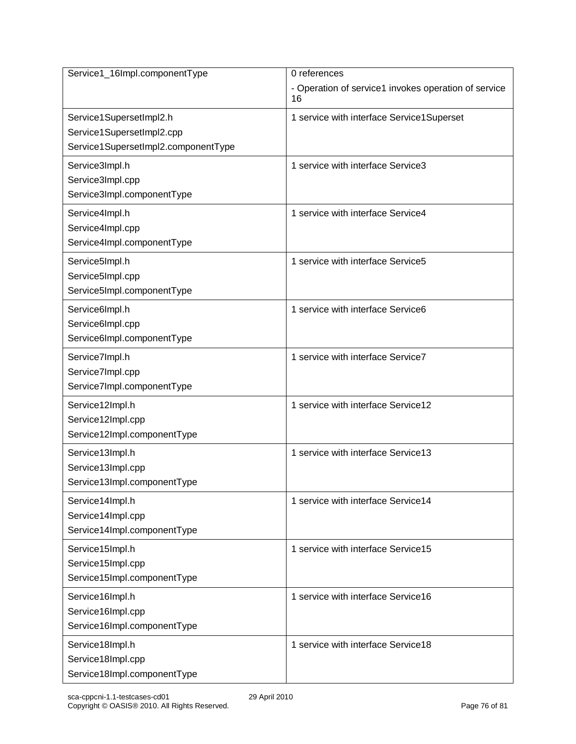| | |
|---|---|
| Service1_16Impl.componentType | 0 references<br>- Operation of service1 invokes operation of service 16 |
| Service1SupersetImpl2.h<br>Service1SupersetImpl2.cpp<br>Service1SupersetImpl2.componentType | 1 service with interface Service1Superset |
| Service3Impl.h<br>Service3Impl.cpp<br>Service3Impl.componentType | 1 service with interface Service3 |
| Service4Impl.h<br>Service4Impl.cpp<br>Service4Impl.componentType | 1 service with interface Service4 |
| Service5Impl.h<br>Service5Impl.cpp<br>Service5Impl.componentType | 1 service with interface Service5 |
| Service6Impl.h<br>Service6Impl.cpp<br>Service6Impl.componentType | 1 service with interface Service6 |
| Service7Impl.h<br>Service7Impl.cpp<br>Service7Impl.componentType | 1 service with interface Service7 |
| Service12Impl.h<br>Service12Impl.cpp<br>Service12Impl.componentType | 1 service with interface Service12 |
| Service13Impl.h<br>Service13Impl.cpp<br>Service13Impl.componentType | 1 service with interface Service13 |
| Service14Impl.h<br>Service14Impl.cpp<br>Service14Impl.componentType | 1 service with interface Service14 |
| Service15Impl.h<br>Service15Impl.cpp<br>Service15Impl.componentType | 1 service with interface Service15 |
| Service16Impl.h<br>Service16Impl.cpp<br>Service16Impl.componentType | 1 service with interface Service16 |
| Service18Impl.h<br>Service18Impl.cpp<br>Service18Impl.componentType | 1 service with interface Service18 |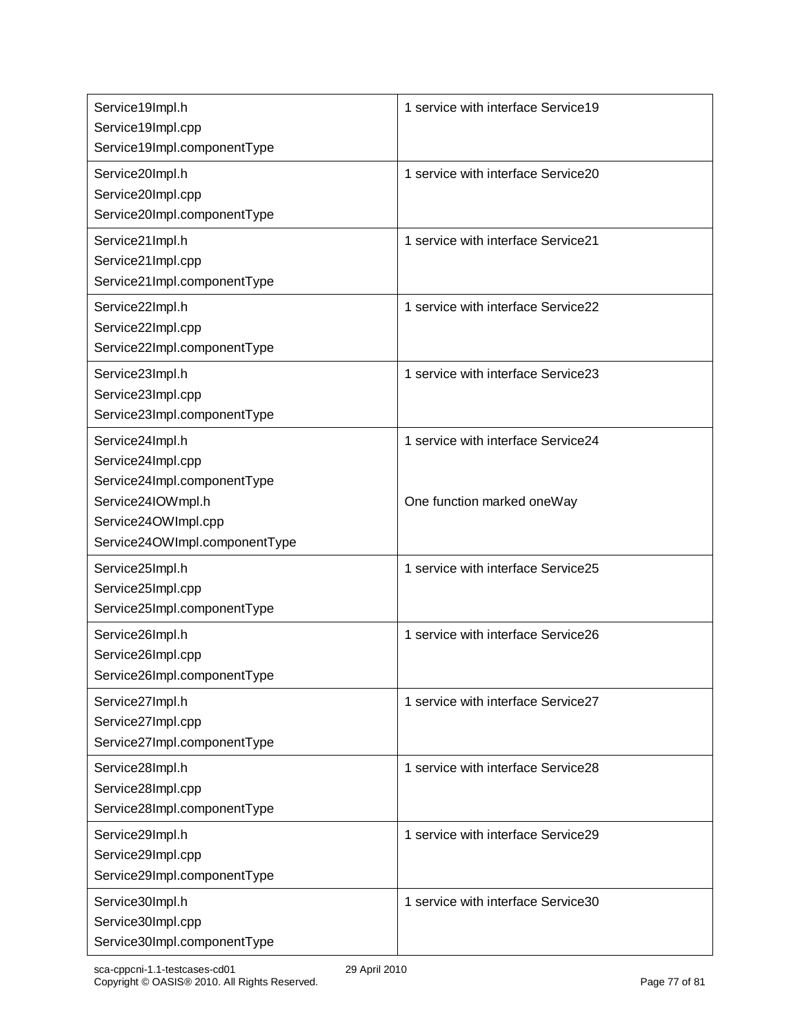| | |
|---|---|
| Service19Impl.h<br>Service19Impl.cpp<br>Service19Impl.componentType | 1 service with interface Service19 |
| Service20Impl.h<br>Service20Impl.cpp<br>Service20Impl.componentType | 1 service with interface Service20 |
| Service21Impl.h<br>Service21Impl.cpp<br>Service21Impl.componentType | 1 service with interface Service21 |
| Service22Impl.h<br>Service22Impl.cpp<br>Service22Impl.componentType | 1 service with interface Service22 |
| Service23Impl.h<br>Service23Impl.cpp<br>Service23Impl.componentType | 1 service with interface Service23 |
| Service24Impl.h<br>Service24Impl.cpp<br>Service24Impl.componentType<br>Service24IOWmpl.h<br>Service24OWImpl.cpp<br>Service24OWImpl.componentType | 1 service with interface Service24<br><br><br>One function marked oneWay |
| Service25Impl.h<br>Service25Impl.cpp<br>Service25Impl.componentType | 1 service with interface Service25 |
| Service26Impl.h<br>Service26Impl.cpp<br>Service26Impl.componentType | 1 service with interface Service26 |
| Service27Impl.h<br>Service27Impl.cpp<br>Service27Impl.componentType | 1 service with interface Service27 |
| Service28Impl.h<br>Service28Impl.cpp<br>Service28Impl.componentType | 1 service with interface Service28 |
| Service29Impl.h<br>Service29Impl.cpp<br>Service29Impl.componentType | 1 service with interface Service29 |
| Service30Impl.h<br>Service30Impl.cpp<br>Service30Impl.componentType | 1 service with interface Service30 |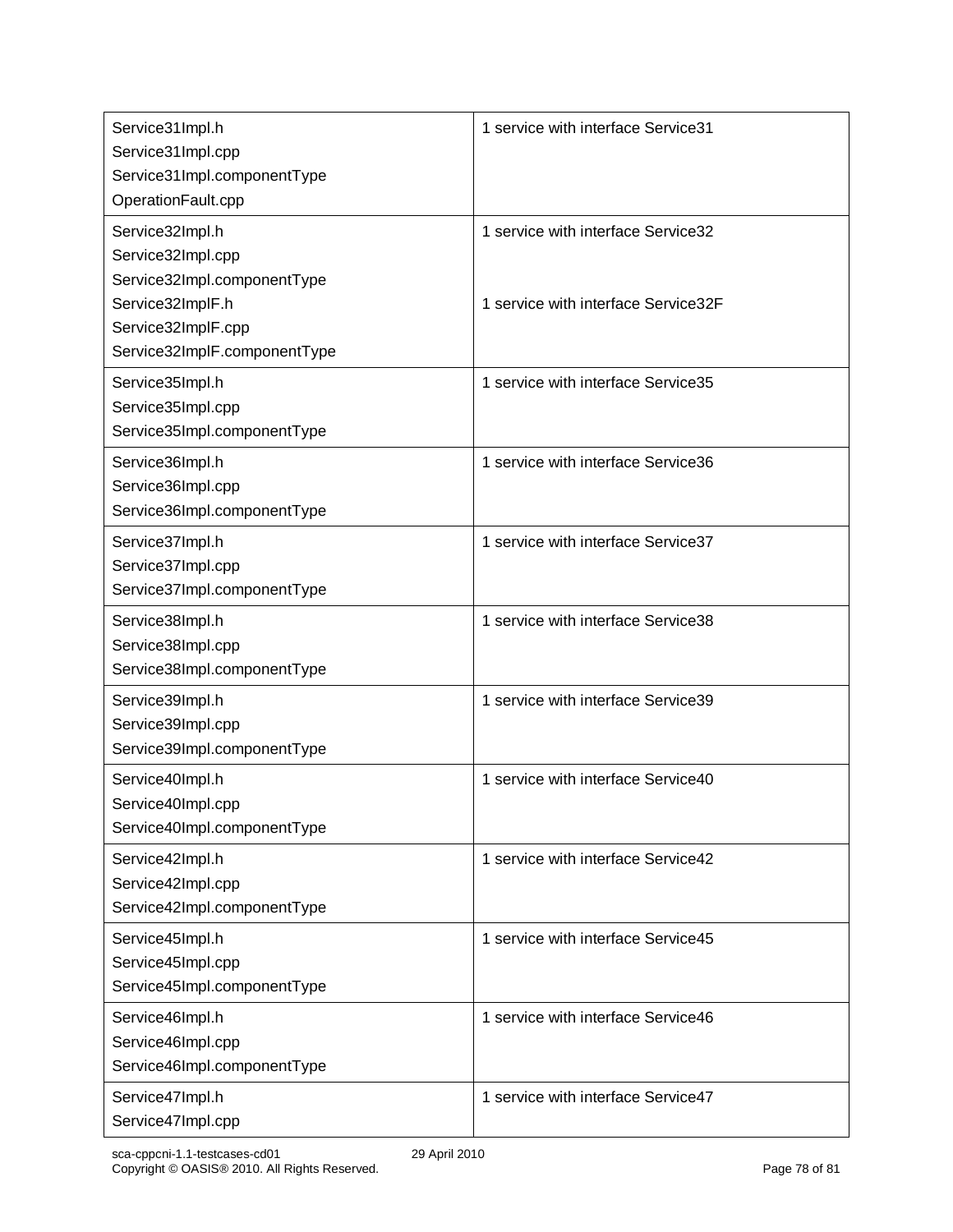| | |
|---|---|
| Service31Impl.h<br>Service31Impl.cpp<br>Service31Impl.componentType<br>OperationFault.cpp | 1 service with interface Service31 |
| Service32Impl.h<br>Service32Impl.cpp<br>Service32Impl.componentType<br>Service32ImplF.h<br>Service32ImplF.cpp<br>Service32ImplF.componentType | 1 service with interface Service32<br><br><br>1 service with interface Service32F |
| Service35Impl.h<br>Service35Impl.cpp<br>Service35Impl.componentType | 1 service with interface Service35 |
| Service36Impl.h<br>Service36Impl.cpp<br>Service36Impl.componentType | 1 service with interface Service36 |
| Service37Impl.h<br>Service37Impl.cpp<br>Service37Impl.componentType | 1 service with interface Service37 |
| Service38Impl.h<br>Service38Impl.cpp<br>Service38Impl.componentType | 1 service with interface Service38 |
| Service39Impl.h<br>Service39Impl.cpp<br>Service39Impl.componentType | 1 service with interface Service39 |
| Service40Impl.h<br>Service40Impl.cpp<br>Service40Impl.componentType | 1 service with interface Service40 |
| Service42Impl.h<br>Service42Impl.cpp<br>Service42Impl.componentType | 1 service with interface Service42 |
| Service45Impl.h<br>Service45Impl.cpp<br>Service45Impl.componentType | 1 service with interface Service45 |
| Service46Impl.h<br>Service46Impl.cpp<br>Service46Impl.componentType | 1 service with interface Service46 |
| Service47Impl.h<br>Service47Impl.cpp | 1 service with interface Service47 |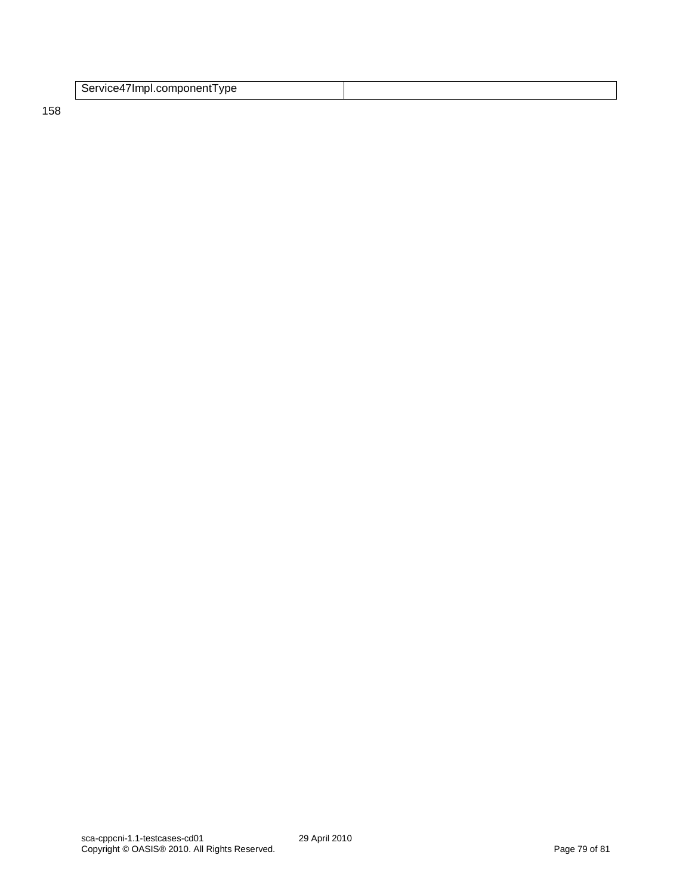| Service47Impl.componentType | |
|---|---|

158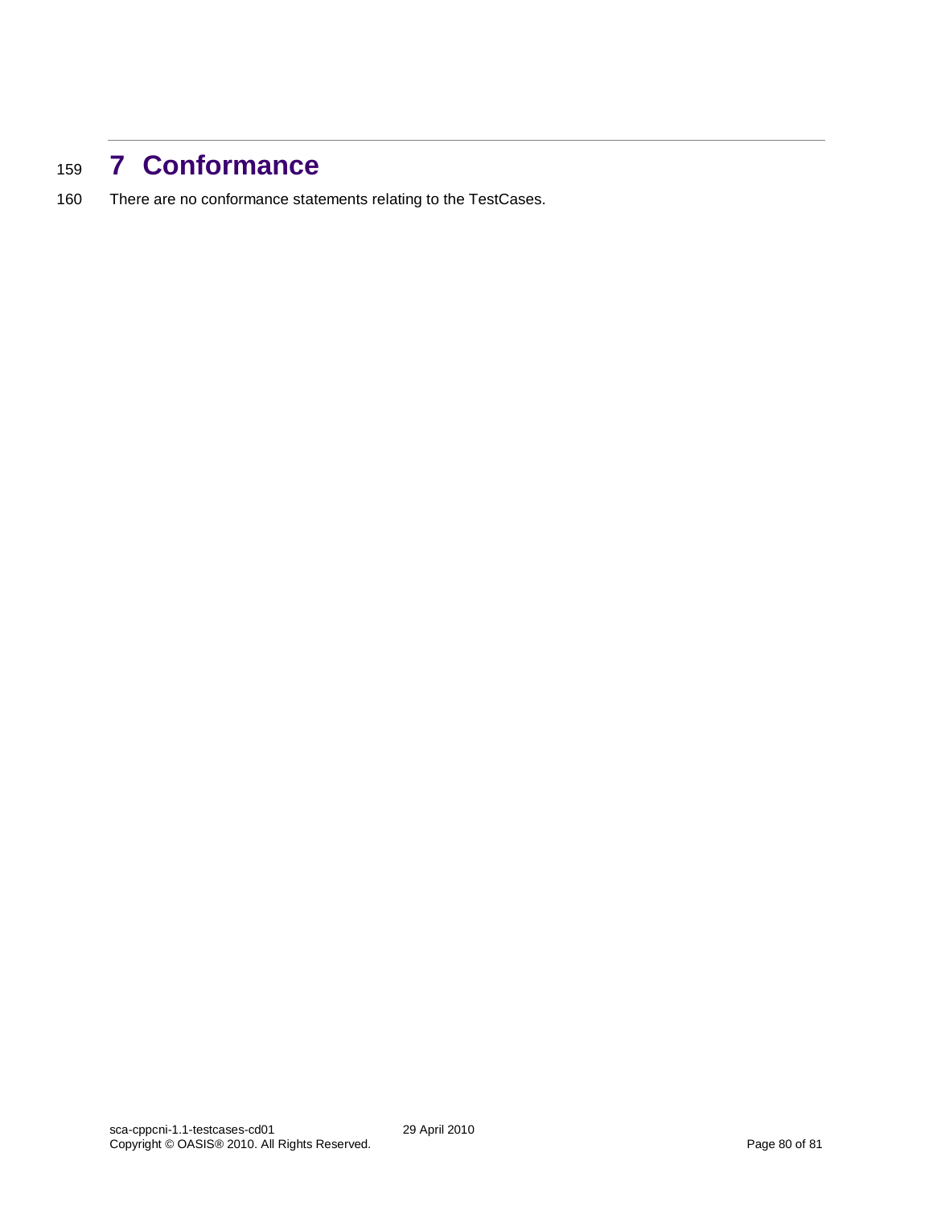# 7 Conformance

There are no conformance statements relating to the TestCases.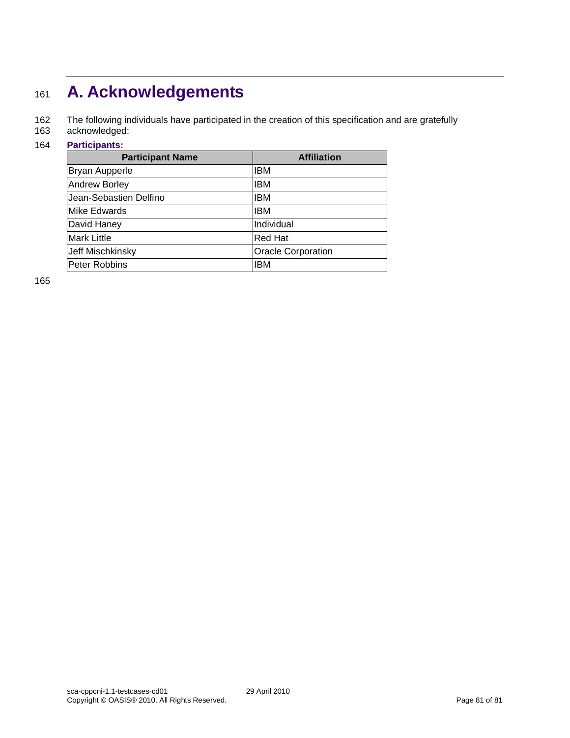# A. Acknowledgements

The following individuals have participated in the creation of this specification and are gratefully acknowledged:

**Participants:**

| Participant Name | Affiliation |
|---|---|
| Bryan Aupperle | IBM |
| Andrew Borley | IBM |
| Jean-Sebastien Delfino | IBM |
| Mike Edwards | IBM |
| David Haney | Individual |
| Mark Little | Red Hat |
| Jeff Mischkinsky | Oracle Corporation |
| Peter Robbins | IBM |